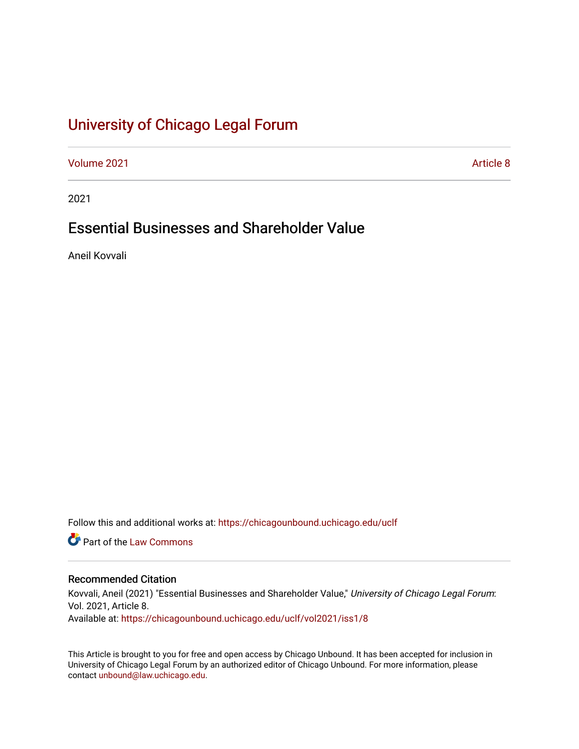# University of Chicago Legal Forum

Volume 2021 | Article 8

2021

## Essential Businesses and Shareholder Value

Aneil Kovvali

Follow this and additional works at: https://chicagounbound.uchicago.edu/uclf

Part of the Law Commons

### Recommended Citation

Kovvali, Aneil (2021) "Essential Businesses and Shareholder Value," *University of Chicago Legal Forum*: Vol. 2021, Article 8.
Available at: https://chicagounbound.uchicago.edu/uclf/vol2021/iss1/8

This Article is brought to you for free and open access by Chicago Unbound. It has been accepted for inclusion in University of Chicago Legal Forum by an authorized editor of Chicago Unbound. For more information, please contact unbound@law.uchicago.edu.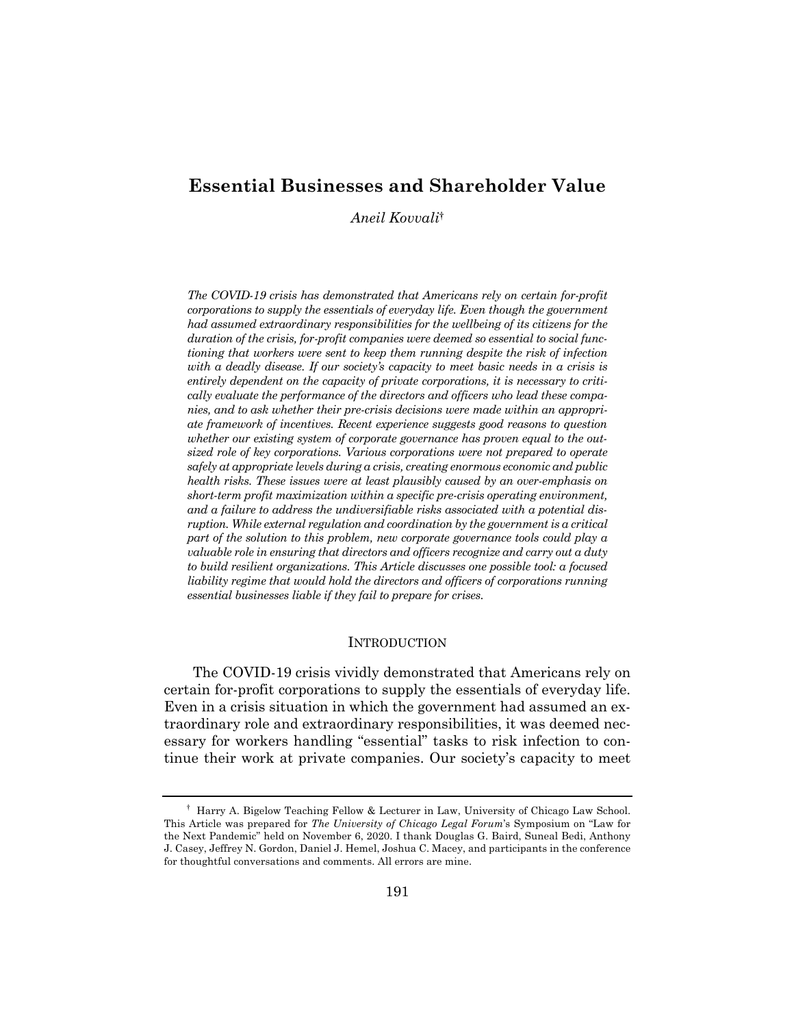# Essential Businesses and Shareholder Value

*Aneil Kovvali*†

*The COVID-19 crisis has demonstrated that Americans rely on certain for-profit corporations to supply the essentials of everyday life. Even though the government had assumed extraordinary responsibilities for the wellbeing of its citizens for the duration of the crisis, for-profit companies were deemed so essential to social functioning that workers were sent to keep them running despite the risk of infection with a deadly disease. If our society's capacity to meet basic needs in a crisis is entirely dependent on the capacity of private corporations, it is necessary to critically evaluate the performance of the directors and officers who lead these companies, and to ask whether their pre-crisis decisions were made within an appropriate framework of incentives. Recent experience suggests good reasons to question whether our existing system of corporate governance has proven equal to the outsized role of key corporations. Various corporations were not prepared to operate safely at appropriate levels during a crisis, creating enormous economic and public health risks. These issues were at least plausibly caused by an over-emphasis on short-term profit maximization within a specific pre-crisis operating environment, and a failure to address the undiversifiable risks associated with a potential disruption. While external regulation and coordination by the government is a critical part of the solution to this problem, new corporate governance tools could play a valuable role in ensuring that directors and officers recognize and carry out a duty to build resilient organizations. This Article discusses one possible tool: a focused liability regime that would hold the directors and officers of corporations running essential businesses liable if they fail to prepare for crises.*

## INTRODUCTION

The COVID-19 crisis vividly demonstrated that Americans rely on certain for-profit corporations to supply the essentials of everyday life. Even in a crisis situation in which the government had assumed an extraordinary role and extraordinary responsibilities, it was deemed necessary for workers handling "essential" tasks to risk infection to continue their work at private companies. Our society's capacity to meet

---

† Harry A. Bigelow Teaching Fellow & Lecturer in Law, University of Chicago Law School. This Article was prepared for *The University of Chicago Legal Forum*'s Symposium on "Law for the Next Pandemic" held on November 6, 2020. I thank Douglas G. Baird, Suneal Bedi, Anthony J. Casey, Jeffrey N. Gordon, Daniel J. Hemel, Joshua C. Macey, and participants in the conference for thoughtful conversations and comments. All errors are mine.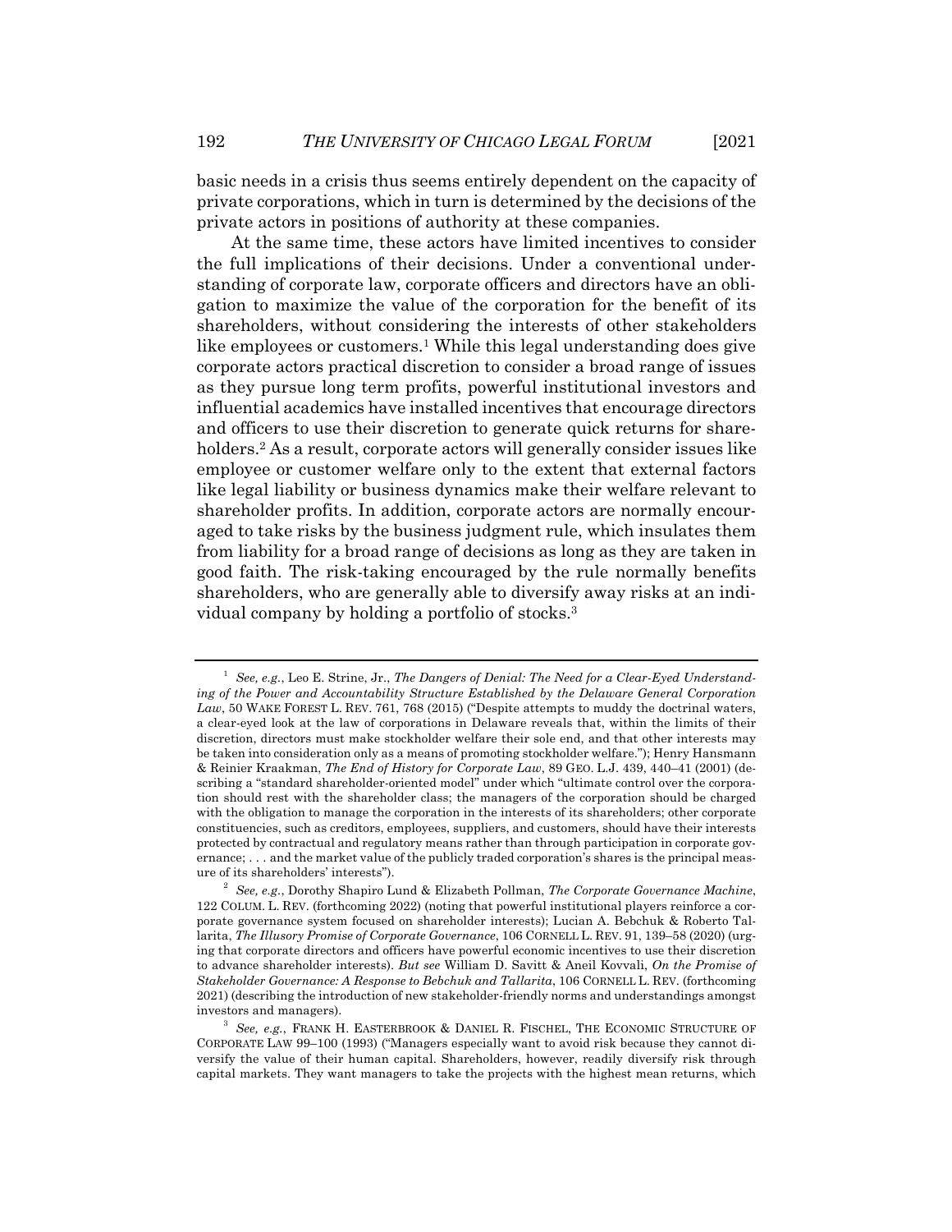basic needs in a crisis thus seems entirely dependent on the capacity of private corporations, which in turn is determined by the decisions of the private actors in positions of authority at these companies.

At the same time, these actors have limited incentives to consider the full implications of their decisions. Under a conventional understanding of corporate law, corporate officers and directors have an obligation to maximize the value of the corporation for the benefit of its shareholders, without considering the interests of other stakeholders like employees or customers.[1] While this legal understanding does give corporate actors practical discretion to consider a broad range of issues as they pursue long term profits, powerful institutional investors and influential academics have installed incentives that encourage directors and officers to use their discretion to generate quick returns for shareholders.[2] As a result, corporate actors will generally consider issues like employee or customer welfare only to the extent that external factors like legal liability or business dynamics make their welfare relevant to shareholder profits. In addition, corporate actors are normally encouraged to take risks by the business judgment rule, which insulates them from liability for a broad range of decisions as long as they are taken in good faith. The risk-taking encouraged by the rule normally benefits shareholders, who are generally able to diversify away risks at an individual company by holding a portfolio of stocks.[3]

---

[1] *See, e.g.*, Leo E. Strine, Jr., *The Dangers of Denial: The Need for a Clear-Eyed Understanding of the Power and Accountability Structure Established by the Delaware General Corporation Law*, 50 WAKE FOREST L. REV. 761, 768 (2015) ("Despite attempts to muddy the doctrinal waters, a clear-eyed look at the law of corporations in Delaware reveals that, within the limits of their discretion, directors must make stockholder welfare their sole end, and that other interests may be taken into consideration only as a means of promoting stockholder welfare."); Henry Hansmann & Reinier Kraakman, *The End of History for Corporate Law*, 89 GEO. L.J. 439, 440–41 (2001) (describing a "standard shareholder-oriented model" under which "ultimate control over the corporation should rest with the shareholder class; the managers of the corporation should be charged with the obligation to manage the corporation in the interests of its shareholders; other corporate constituencies, such as creditors, employees, suppliers, and customers, should have their interests protected by contractual and regulatory means rather than through participation in corporate governance; . . . and the market value of the publicly traded corporation's shares is the principal measure of its shareholders' interests").

[2] *See, e.g.*, Dorothy Shapiro Lund & Elizabeth Pollman, *The Corporate Governance Machine*, 122 COLUM. L. REV. (forthcoming 2022) (noting that powerful institutional players reinforce a corporate governance system focused on shareholder interests); Lucian A. Bebchuk & Roberto Tallarita, *The Illusory Promise of Corporate Governance*, 106 CORNELL L. REV. 91, 139–58 (2020) (urging that corporate directors and officers have powerful economic incentives to use their discretion to advance shareholder interests). *But see* William D. Savitt & Aneil Kovvali, *On the Promise of Stakeholder Governance: A Response to Bebchuk and Tallarita*, 106 CORNELL L. REV. (forthcoming 2021) (describing the introduction of new stakeholder-friendly norms and understandings amongst investors and managers).

[3] *See, e.g.*, FRANK H. EASTERBROOK & DANIEL R. FISCHEL, THE ECONOMIC STRUCTURE OF CORPORATE LAW 99–100 (1993) ("Managers especially want to avoid risk because they cannot diversify the value of their human capital. Shareholders, however, readily diversify risk through capital markets. They want managers to take the projects with the highest mean returns, which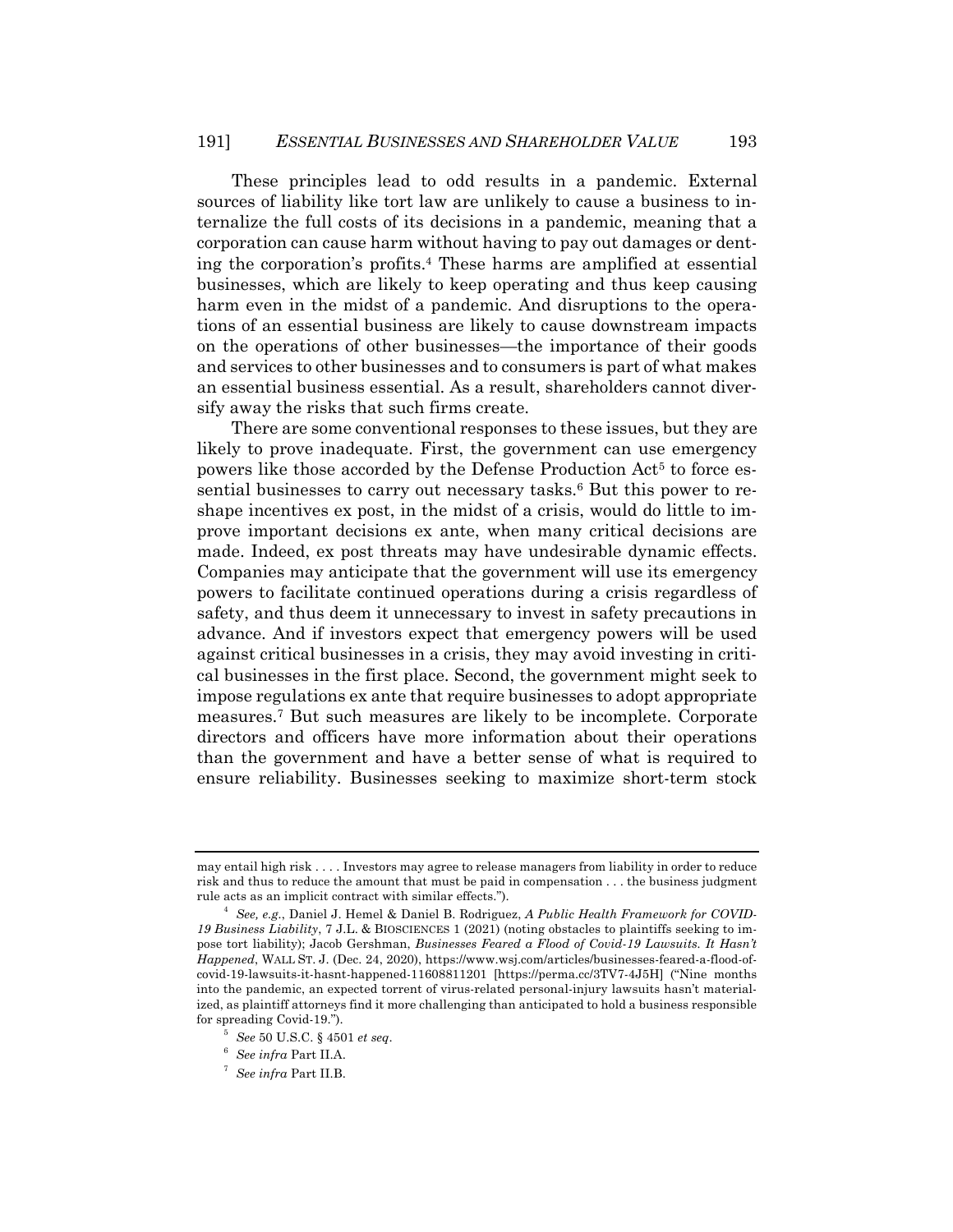These principles lead to odd results in a pandemic. External sources of liability like tort law are unlikely to cause a business to internalize the full costs of its decisions in a pandemic, meaning that a corporation can cause harm without having to pay out damages or denting the corporation's profits.[4] These harms are amplified at essential businesses, which are likely to keep operating and thus keep causing harm even in the midst of a pandemic. And disruptions to the operations of an essential business are likely to cause downstream impacts on the operations of other businesses—the importance of their goods and services to other businesses and to consumers is part of what makes an essential business essential. As a result, shareholders cannot diversify away the risks that such firms create.

There are some conventional responses to these issues, but they are likely to prove inadequate. First, the government can use emergency powers like those accorded by the Defense Production Act[5] to force essential businesses to carry out necessary tasks.[6] But this power to reshape incentives ex post, in the midst of a crisis, would do little to improve important decisions ex ante, when many critical decisions are made. Indeed, ex post threats may have undesirable dynamic effects. Companies may anticipate that the government will use its emergency powers to facilitate continued operations during a crisis regardless of safety, and thus deem it unnecessary to invest in safety precautions in advance. And if investors expect that emergency powers will be used against critical businesses in a crisis, they may avoid investing in critical businesses in the first place. Second, the government might seek to impose regulations ex ante that require businesses to adopt appropriate measures.[7] But such measures are likely to be incomplete. Corporate directors and officers have more information about their operations than the government and have a better sense of what is required to ensure reliability. Businesses seeking to maximize short-term stock

---

may entail high risk . . . . Investors may agree to release managers from liability in order to reduce risk and thus to reduce the amount that must be paid in compensation . . . the business judgment rule acts as an implicit contract with similar effects.").

[4] *See, e.g.*, Daniel J. Hemel & Daniel B. Rodriguez, *A Public Health Framework for COVID-19 Business Liability*, 7 J.L. & BIOSCIENCES 1 (2021) (noting obstacles to plaintiffs seeking to impose tort liability); Jacob Gershman, *Businesses Feared a Flood of Covid-19 Lawsuits. It Hasn't Happened*, WALL ST. J. (Dec. 24, 2020), https://www.wsj.com/articles/businesses-feared-a-flood-of-covid-19-lawsuits-it-hasnt-happened-11608811201 [https://perma.cc/3TV7-4J5H] ("Nine months into the pandemic, an expected torrent of virus-related personal-injury lawsuits hasn't materialized, as plaintiff attorneys find it more challenging than anticipated to hold a business responsible for spreading Covid-19.").

[5] *See* 50 U.S.C. § 4501 *et seq*.

[6] *See infra* Part II.A.

[7] *See infra* Part II.B.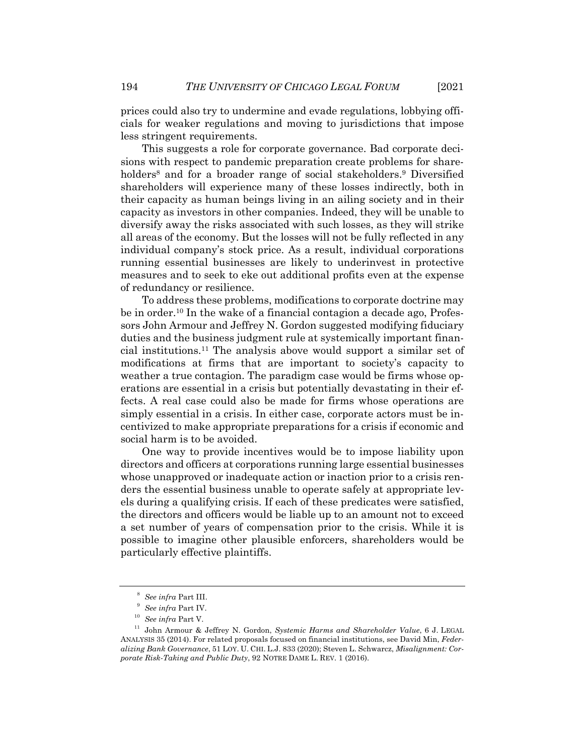prices could also try to undermine and evade regulations, lobbying officials for weaker regulations and moving to jurisdictions that impose less stringent requirements.

This suggests a role for corporate governance. Bad corporate decisions with respect to pandemic preparation create problems for shareholders[8] and for a broader range of social stakeholders.[9] Diversified shareholders will experience many of these losses indirectly, both in their capacity as human beings living in an ailing society and in their capacity as investors in other companies. Indeed, they will be unable to diversify away the risks associated with such losses, as they will strike all areas of the economy. But the losses will not be fully reflected in any individual company's stock price. As a result, individual corporations running essential businesses are likely to underinvest in protective measures and to seek to eke out additional profits even at the expense of redundancy or resilience.

To address these problems, modifications to corporate doctrine may be in order.[10] In the wake of a financial contagion a decade ago, Professors John Armour and Jeffrey N. Gordon suggested modifying fiduciary duties and the business judgment rule at systemically important financial institutions.[11] The analysis above would support a similar set of modifications at firms that are important to society's capacity to weather a true contagion. The paradigm case would be firms whose operations are essential in a crisis but potentially devastating in their effects. A real case could also be made for firms whose operations are simply essential in a crisis. In either case, corporate actors must be incentivized to make appropriate preparations for a crisis if economic and social harm is to be avoided.

One way to provide incentives would be to impose liability upon directors and officers at corporations running large essential businesses whose unapproved or inadequate action or inaction prior to a crisis renders the essential business unable to operate safely at appropriate levels during a qualifying crisis. If each of these predicates were satisfied, the directors and officers would be liable up to an amount not to exceed a set number of years of compensation prior to the crisis. While it is possible to imagine other plausible enforcers, shareholders would be particularly effective plaintiffs.

---

[8] *See infra* Part III.

[9] *See infra* Part IV.

[10] *See infra* Part V.

[11] John Armour & Jeffrey N. Gordon, *Systemic Harms and Shareholder Value*, 6 J. LEGAL ANALYSIS 35 (2014). For related proposals focused on financial institutions, see David Min, *Federalizing Bank Governance*, 51 LOY. U. CHI. L.J. 833 (2020); Steven L. Schwarcz, *Misalignment: Corporate Risk-Taking and Public Duty*, 92 NOTRE DAME L. REV. 1 (2016).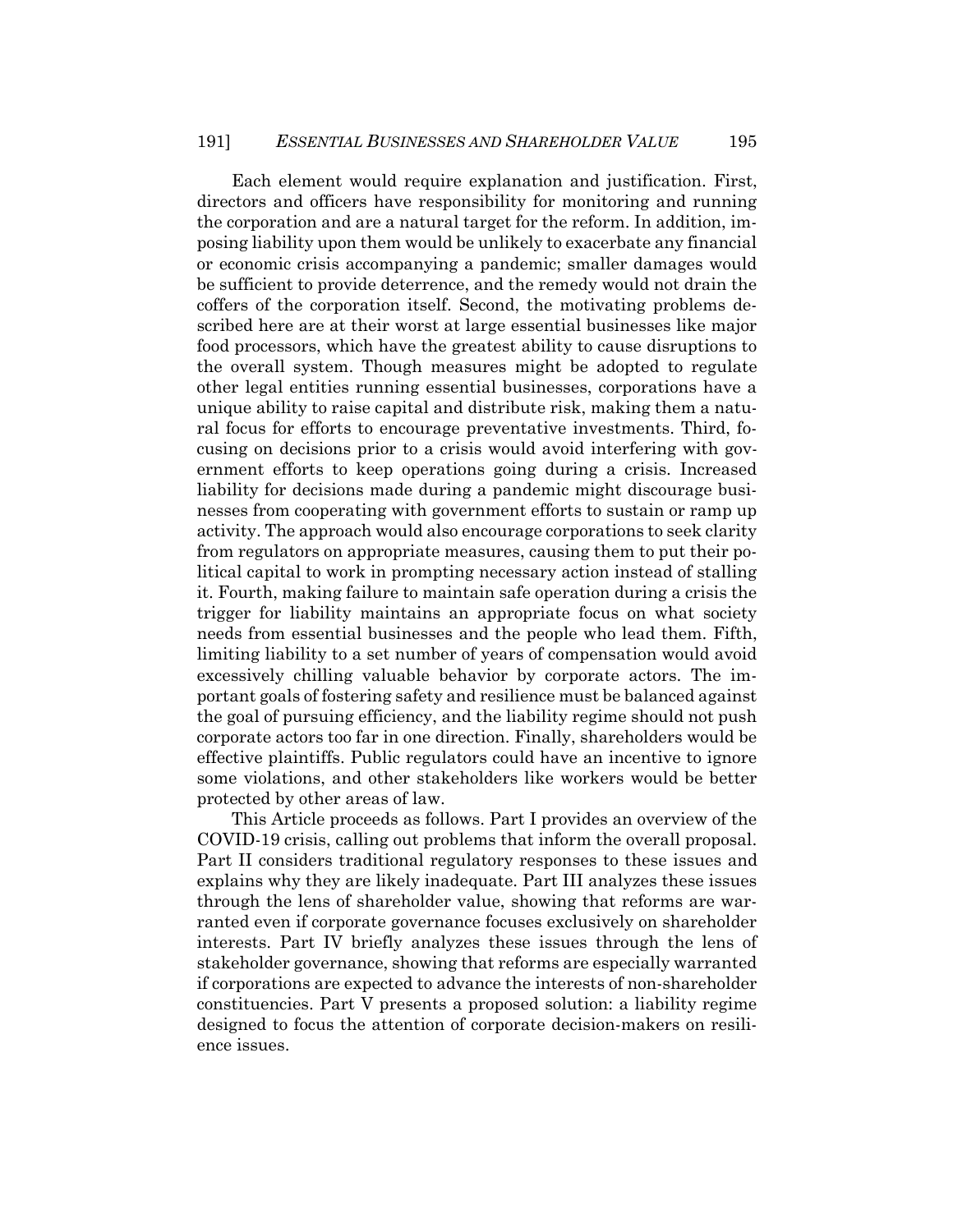Each element would require explanation and justification. First, directors and officers have responsibility for monitoring and running the corporation and are a natural target for the reform. In addition, imposing liability upon them would be unlikely to exacerbate any financial or economic crisis accompanying a pandemic; smaller damages would be sufficient to provide deterrence, and the remedy would not drain the coffers of the corporation itself. Second, the motivating problems described here are at their worst at large essential businesses like major food processors, which have the greatest ability to cause disruptions to the overall system. Though measures might be adopted to regulate other legal entities running essential businesses, corporations have a unique ability to raise capital and distribute risk, making them a natural focus for efforts to encourage preventative investments. Third, focusing on decisions prior to a crisis would avoid interfering with government efforts to keep operations going during a crisis. Increased liability for decisions made during a pandemic might discourage businesses from cooperating with government efforts to sustain or ramp up activity. The approach would also encourage corporations to seek clarity from regulators on appropriate measures, causing them to put their political capital to work in prompting necessary action instead of stalling it. Fourth, making failure to maintain safe operation during a crisis the trigger for liability maintains an appropriate focus on what society needs from essential businesses and the people who lead them. Fifth, limiting liability to a set number of years of compensation would avoid excessively chilling valuable behavior by corporate actors. The important goals of fostering safety and resilience must be balanced against the goal of pursuing efficiency, and the liability regime should not push corporate actors too far in one direction. Finally, shareholders would be effective plaintiffs. Public regulators could have an incentive to ignore some violations, and other stakeholders like workers would be better protected by other areas of law.

This Article proceeds as follows. Part I provides an overview of the COVID-19 crisis, calling out problems that inform the overall proposal. Part II considers traditional regulatory responses to these issues and explains why they are likely inadequate. Part III analyzes these issues through the lens of shareholder value, showing that reforms are warranted even if corporate governance focuses exclusively on shareholder interests. Part IV briefly analyzes these issues through the lens of stakeholder governance, showing that reforms are especially warranted if corporations are expected to advance the interests of non-shareholder constituencies. Part V presents a proposed solution: a liability regime designed to focus the attention of corporate decision-makers on resilience issues.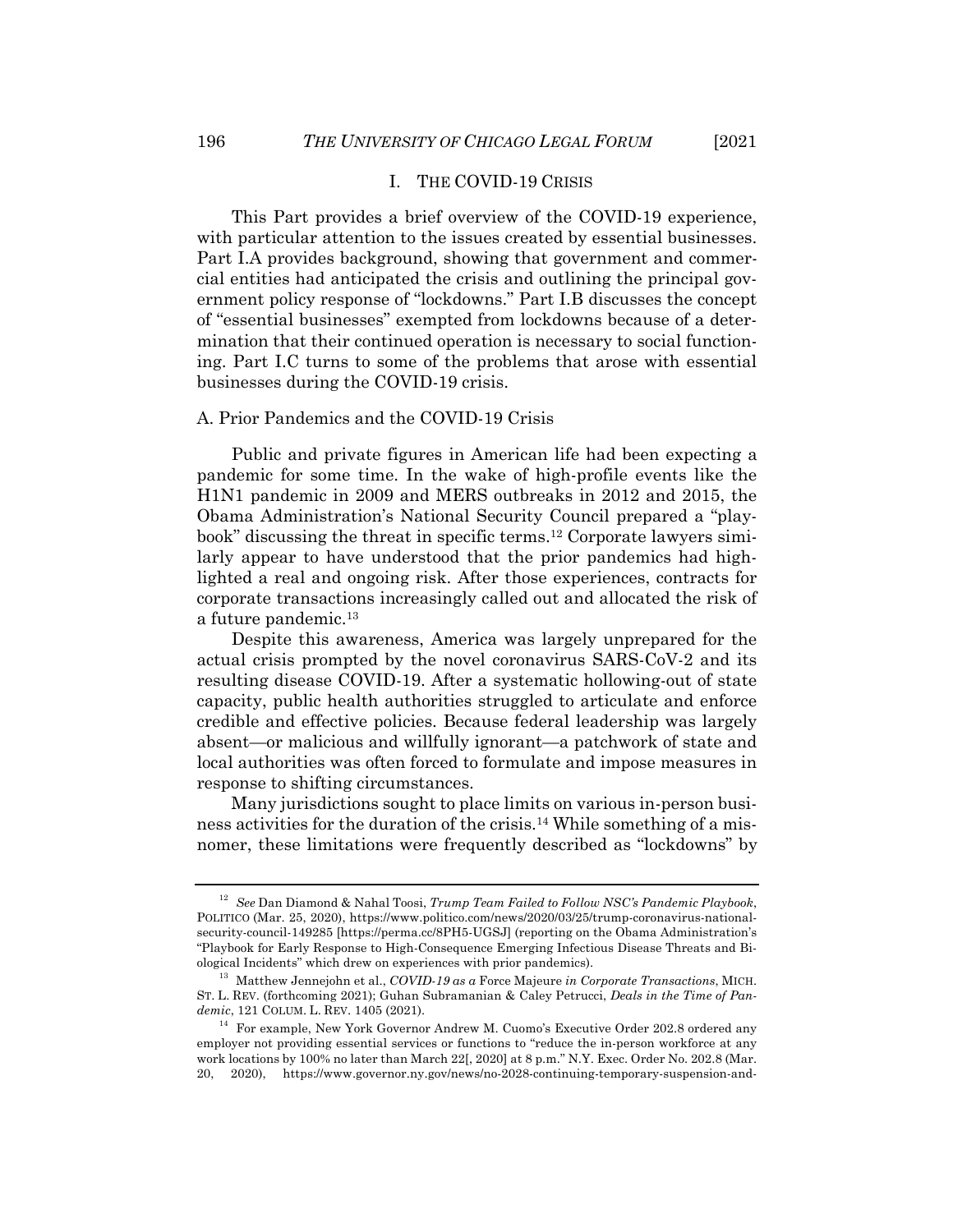## I. THE COVID-19 CRISIS

This Part provides a brief overview of the COVID-19 experience, with particular attention to the issues created by essential businesses. Part I.A provides background, showing that government and commercial entities had anticipated the crisis and outlining the principal government policy response of "lockdowns." Part I.B discusses the concept of "essential businesses" exempted from lockdowns because of a determination that their continued operation is necessary to social functioning. Part I.C turns to some of the problems that arose with essential businesses during the COVID-19 crisis.

### A. Prior Pandemics and the COVID-19 Crisis

Public and private figures in American life had been expecting a pandemic for some time. In the wake of high-profile events like the H1N1 pandemic in 2009 and MERS outbreaks in 2012 and 2015, the Obama Administration's National Security Council prepared a "playbook" discussing the threat in specific terms.[12] Corporate lawyers similarly appear to have understood that the prior pandemics had highlighted a real and ongoing risk. After those experiences, contracts for corporate transactions increasingly called out and allocated the risk of a future pandemic.[13]

Despite this awareness, America was largely unprepared for the actual crisis prompted by the novel coronavirus SARS-CoV-2 and its resulting disease COVID-19. After a systematic hollowing-out of state capacity, public health authorities struggled to articulate and enforce credible and effective policies. Because federal leadership was largely absent—or malicious and willfully ignorant—a patchwork of state and local authorities was often forced to formulate and impose measures in response to shifting circumstances.

Many jurisdictions sought to place limits on various in-person business activities for the duration of the crisis.[14] While something of a misnomer, these limitations were frequently described as "lockdowns" by

---

[12] *See* Dan Diamond & Nahal Toosi, *Trump Team Failed to Follow NSC's Pandemic Playbook*, POLITICO (Mar. 25, 2020), https://www.politico.com/news/2020/03/25/trump-coronavirus-national-security-council-149285 [https://perma.cc/8PH5-UGSJ] (reporting on the Obama Administration's "Playbook for Early Response to High-Consequence Emerging Infectious Disease Threats and Biological Incidents" which drew on experiences with prior pandemics).

[13] Matthew Jennejohn et al., *COVID-19 as a* Force Majeure *in Corporate Transactions*, MICH. ST. L. REV. (forthcoming 2021); Guhan Subramanian & Caley Petrucci, *Deals in the Time of Pandemic*, 121 COLUM. L. REV. 1405 (2021).

[14] For example, New York Governor Andrew M. Cuomo's Executive Order 202.8 ordered any employer not providing essential services or functions to "reduce the in-person workforce at any work locations by 100% no later than March 22[, 2020] at 8 p.m." N.Y. Exec. Order No. 202.8 (Mar. 20, 2020), https://www.governor.ny.gov/news/no-2028-continuing-temporary-suspension-and-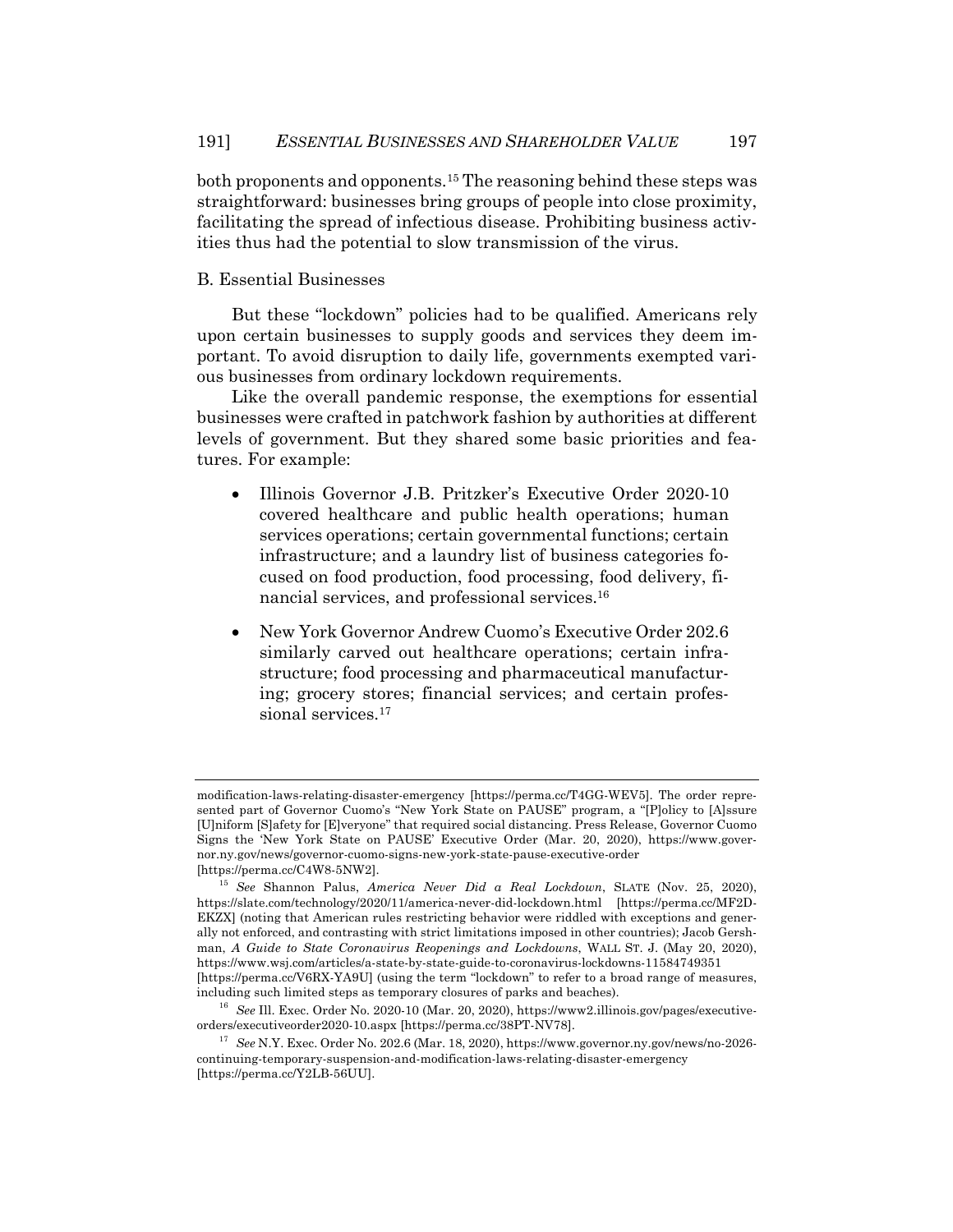both proponents and opponents.[15] The reasoning behind these steps was straightforward: businesses bring groups of people into close proximity, facilitating the spread of infectious disease. Prohibiting business activities thus had the potential to slow transmission of the virus.

### B. Essential Businesses

But these "lockdown" policies had to be qualified. Americans rely upon certain businesses to supply goods and services they deem important. To avoid disruption to daily life, governments exempted various businesses from ordinary lockdown requirements.

Like the overall pandemic response, the exemptions for essential businesses were crafted in patchwork fashion by authorities at different levels of government. But they shared some basic priorities and features. For example:

- Illinois Governor J.B. Pritzker's Executive Order 2020-10 covered healthcare and public health operations; human services operations; certain governmental functions; certain infrastructure; and a laundry list of business categories focused on food production, food processing, food delivery, financial services, and professional services.[16]

- New York Governor Andrew Cuomo's Executive Order 202.6 similarly carved out healthcare operations; certain infrastructure; food processing and pharmaceutical manufacturing; grocery stores; financial services; and certain professional services.[17]

---

modification-laws-relating-disaster-emergency [https://perma.cc/T4GG-WEV5]. The order represented part of Governor Cuomo's "New York State on PAUSE" program, a "[P]olicy to [A]ssure [U]niform [S]afety for [E]veryone" that required social distancing. Press Release, Governor Cuomo Signs the 'New York State on PAUSE' Executive Order (Mar. 20, 2020), https://www.governor.ny.gov/news/governor-cuomo-signs-new-york-state-pause-executive-order [https://perma.cc/C4W8-5NW2].

[15] *See* Shannon Palus, *America Never Did a Real Lockdown*, SLATE (Nov. 25, 2020), https://slate.com/technology/2020/11/america-never-did-lockdown.html [https://perma.cc/MF2D-EKZX] (noting that American rules restricting behavior were riddled with exceptions and generally not enforced, and contrasting with strict limitations imposed in other countries); Jacob Gershman, *A Guide to State Coronavirus Reopenings and Lockdowns*, WALL ST. J. (May 20, 2020), https://www.wsj.com/articles/a-state-by-state-guide-to-coronavirus-lockdowns-11584749351 [https://perma.cc/V6RX-YA9U] (using the term "lockdown" to refer to a broad range of measures, including such limited steps as temporary closures of parks and beaches).

[16] *See* Ill. Exec. Order No. 2020-10 (Mar. 20, 2020), https://www2.illinois.gov/pages/executive-orders/executiveorder2020-10.aspx [https://perma.cc/38PT-NV78].

[17] *See* N.Y. Exec. Order No. 202.6 (Mar. 18, 2020), https://www.governor.ny.gov/news/no-2026-continuing-temporary-suspension-and-modification-laws-relating-disaster-emergency [https://perma.cc/Y2LB-56UU].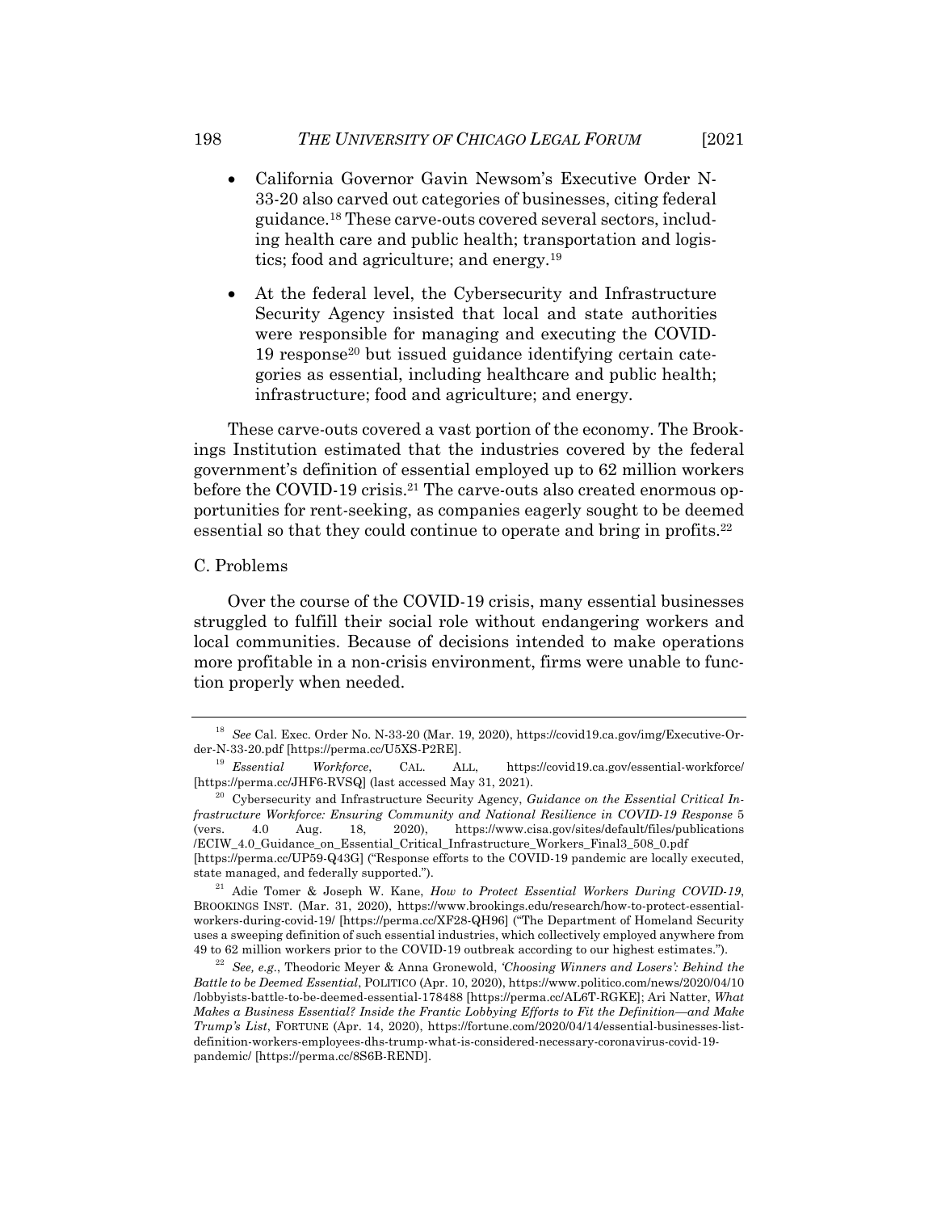- California Governor Gavin Newsom's Executive Order N-33-20 also carved out categories of businesses, citing federal guidance.[18] These carve-outs covered several sectors, including health care and public health; transportation and logistics; food and agriculture; and energy.[19]
- At the federal level, the Cybersecurity and Infrastructure Security Agency insisted that local and state authorities were responsible for managing and executing the COVID-19 response[20] but issued guidance identifying certain categories as essential, including healthcare and public health; infrastructure; food and agriculture; and energy.

These carve-outs covered a vast portion of the economy. The Brookings Institution estimated that the industries covered by the federal government's definition of essential employed up to 62 million workers before the COVID-19 crisis.[21] The carve-outs also created enormous opportunities for rent-seeking, as companies eagerly sought to be deemed essential so that they could continue to operate and bring in profits.[22]

C. Problems

Over the course of the COVID-19 crisis, many essential businesses struggled to fulfill their social role without endangering workers and local communities. Because of decisions intended to make operations more profitable in a non-crisis environment, firms were unable to function properly when needed.

---

[18] *See* Cal. Exec. Order No. N-33-20 (Mar. 19, 2020), https://covid19.ca.gov/img/Executive-Order-N-33-20.pdf [https://perma.cc/U5XS-P2RE].

[19] *Essential Workforce*, CAL. ALL, https://covid19.ca.gov/essential-workforce/ [https://perma.cc/JHF6-RVSQ] (last accessed May 31, 2021).

[20] Cybersecurity and Infrastructure Security Agency, *Guidance on the Essential Critical Infrastructure Workforce: Ensuring Community and National Resilience in COVID-19 Response* 5 (vers. 4.0 Aug. 18, 2020), https://www.cisa.gov/sites/default/files/publications/ECIW_4.0_Guidance_on_Essential_Critical_Infrastructure_Workers_Final3_508_0.pdf [https://perma.cc/UP59-Q43G] ("Response efforts to the COVID-19 pandemic are locally executed, state managed, and federally supported.").

[21] Adie Tomer & Joseph W. Kane, *How to Protect Essential Workers During COVID-19*, BROOKINGS INST. (Mar. 31, 2020), https://www.brookings.edu/research/how-to-protect-essential-workers-during-covid-19/ [https://perma.cc/XF28-QH96] ("The Department of Homeland Security uses a sweeping definition of such essential industries, which collectively employed anywhere from 49 to 62 million workers prior to the COVID-19 outbreak according to our highest estimates.").

[22] *See, e.g.*, Theodoric Meyer & Anna Gronewold, *'Choosing Winners and Losers': Behind the Battle to be Deemed Essential*, POLITICO (Apr. 10, 2020), https://www.politico.com/news/2020/04/10/lobbyists-battle-to-be-deemed-essential-178488 [https://perma.cc/AL6T-RGKE]; Ari Natter, *What Makes a Business Essential? Inside the Frantic Lobbying Efforts to Fit the Definition—and Make Trump's List*, FORTUNE (Apr. 14, 2020), https://fortune.com/2020/04/14/essential-businesses-list-definition-workers-employees-dhs-trump-what-is-considered-necessary-coronavirus-covid-19-pandemic/ [https://perma.cc/8S6B-REND].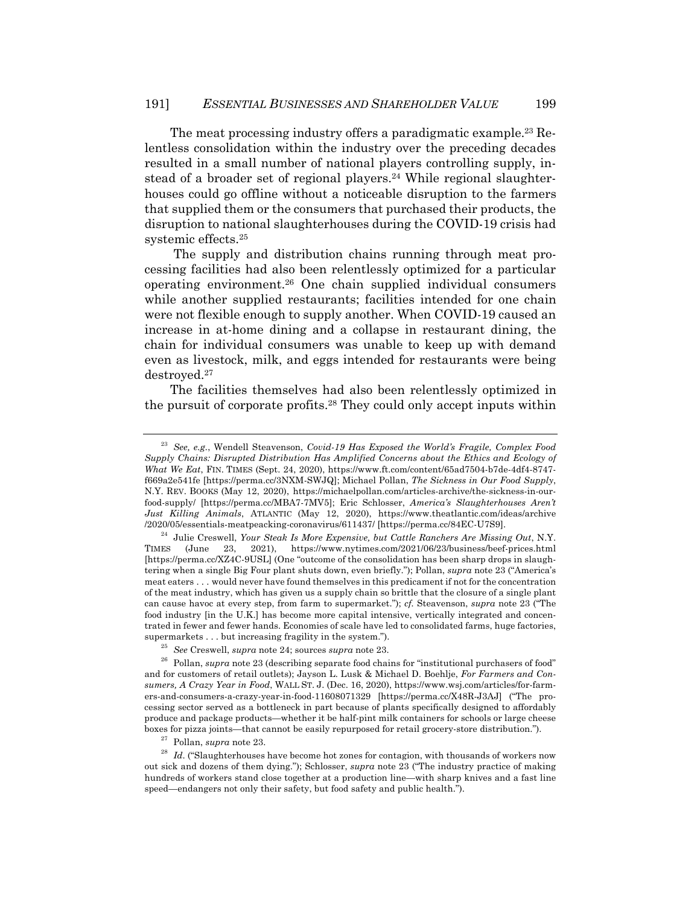The meat processing industry offers a paradigmatic example.[23] Relentless consolidation within the industry over the preceding decades resulted in a small number of national players controlling supply, instead of a broader set of regional players.[24] While regional slaughterhouses could go offline without a noticeable disruption to the farmers that supplied them or the consumers that purchased their products, the disruption to national slaughterhouses during the COVID-19 crisis had systemic effects.[25]

The supply and distribution chains running through meat processing facilities had also been relentlessly optimized for a particular operating environment.[26] One chain supplied individual consumers while another supplied restaurants; facilities intended for one chain were not flexible enough to supply another. When COVID-19 caused an increase in at-home dining and a collapse in restaurant dining, the chain for individual consumers was unable to keep up with demand even as livestock, milk, and eggs intended for restaurants were being destroyed.[27]

The facilities themselves had also been relentlessly optimized in the pursuit of corporate profits.[28] They could only accept inputs within

---

[23] *See, e.g.*, Wendell Steavenson, *Covid-19 Has Exposed the World's Fragile, Complex Food Supply Chains: Disrupted Distribution Has Amplified Concerns about the Ethics and Ecology of What We Eat*, FIN. TIMES (Sept. 24, 2020), https://www.ft.com/content/65ad7504-b7de-4df4-8747-f669a2e541fe [https://perma.cc/3NXM-SWJQ]; Michael Pollan, *The Sickness in Our Food Supply*, N.Y. REV. BOOKS (May 12, 2020), https://michaelpollan.com/articles-archive/the-sickness-in-our-food-supply/ [https://perma.cc/MBA7-7MV5]; Eric Schlosser, *America's Slaughterhouses Aren't Just Killing Animals*, ATLANTIC (May 12, 2020), https://www.theatlantic.com/ideas/archive/2020/05/essentials-meatpeacking-coronavirus/611437/ [https://perma.cc/84EC-U7S9].

[24] Julie Creswell, *Your Steak Is More Expensive, but Cattle Ranchers Are Missing Out*, N.Y. TIMES (June 23, 2021), https://www.nytimes.com/2021/06/23/business/beef-prices.html [https://perma.cc/XZ4C-9USL] (One "outcome of the consolidation has been sharp drops in slaughtering when a single Big Four plant shuts down, even briefly."); Pollan, *supra* note 23 ("America's meat eaters . . . would never have found themselves in this predicament if not for the concentration of the meat industry, which has given us a supply chain so brittle that the closure of a single plant can cause havoc at every step, from farm to supermarket."); *cf.* Steavenson, *supra* note 23 ("The food industry [in the U.K.] has become more capital intensive, vertically integrated and concentrated in fewer and fewer hands. Economies of scale have led to consolidated farms, huge factories, supermarkets . . . but increasing fragility in the system.").

[25] *See* Creswell, *supra* note 24; sources *supra* note 23.

[26] Pollan, *supra* note 23 (describing separate food chains for "institutional purchasers of food" and for customers of retail outlets); Jayson L. Lusk & Michael D. Boehlje, *For Farmers and Consumers, A Crazy Year in Food*, WALL ST. J. (Dec. 16, 2020), https://www.wsj.com/articles/for-farmers-and-consumers-a-crazy-year-in-food-11608071329 [https://perma.cc/X48R-J3AJ] ("The processing sector served as a bottleneck in part because of plants specifically designed to affordably produce and package products—whether it be half-pint milk containers for schools or large cheese boxes for pizza joints—that cannot be easily repurposed for retail grocery-store distribution.").

[27] Pollan, *supra* note 23.

[28] *Id*. ("Slaughterhouses have become hot zones for contagion, with thousands of workers now out sick and dozens of them dying."); Schlosser, *supra* note 23 ("The industry practice of making hundreds of workers stand close together at a production line—with sharp knives and a fast line speed—endangers not only their safety, but food safety and public health.").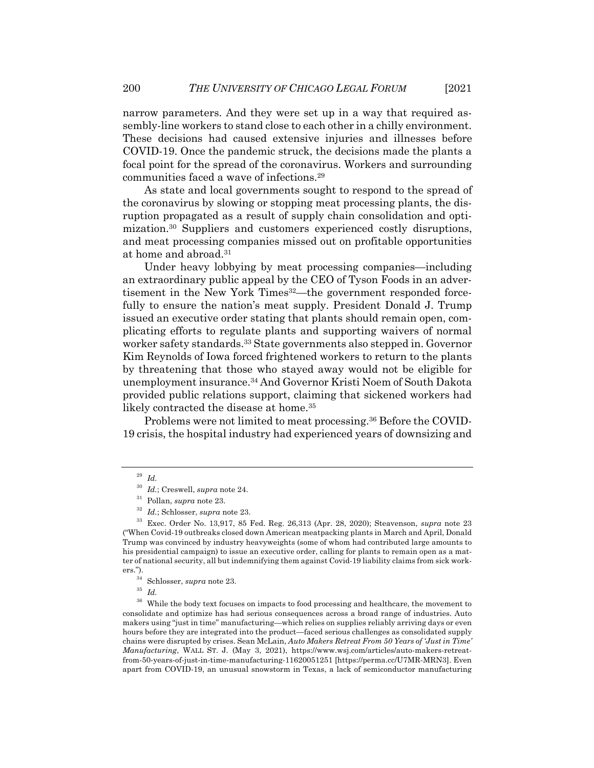narrow parameters. And they were set up in a way that required assembly-line workers to stand close to each other in a chilly environment. These decisions had caused extensive injuries and illnesses before COVID-19. Once the pandemic struck, the decisions made the plants a focal point for the spread of the coronavirus. Workers and surrounding communities faced a wave of infections.[29]

As state and local governments sought to respond to the spread of the coronavirus by slowing or stopping meat processing plants, the disruption propagated as a result of supply chain consolidation and optimization.[30] Suppliers and customers experienced costly disruptions, and meat processing companies missed out on profitable opportunities at home and abroad.[31]

Under heavy lobbying by meat processing companies—including an extraordinary public appeal by the CEO of Tyson Foods in an advertisement in the New York Times[32]—the government responded forcefully to ensure the nation's meat supply. President Donald J. Trump issued an executive order stating that plants should remain open, complicating efforts to regulate plants and supporting waivers of normal worker safety standards.[33] State governments also stepped in. Governor Kim Reynolds of Iowa forced frightened workers to return to the plants by threatening that those who stayed away would not be eligible for unemployment insurance.[34] And Governor Kristi Noem of South Dakota provided public relations support, claiming that sickened workers had likely contracted the disease at home.[35]

Problems were not limited to meat processing.[36] Before the COVID-19 crisis, the hospital industry had experienced years of downsizing and

---

[29] *Id.*

[30] *Id.*; Creswell, *supra* note 24.

[31] Pollan, *supra* note 23.

[32] *Id.*; Schlosser, *supra* note 23.

[33] Exec. Order No. 13,917, 85 Fed. Reg. 26,313 (Apr. 28, 2020); Steavenson, *supra* note 23 ("When Covid-19 outbreaks closed down American meatpacking plants in March and April, Donald Trump was convinced by industry heavyweights (some of whom had contributed large amounts to his presidential campaign) to issue an executive order, calling for plants to remain open as a matter of national security, all but indemnifying them against Covid-19 liability claims from sick workers.").

[34] Schlosser, *supra* note 23.

[35] *Id.*

[36] While the body text focuses on impacts to food processing and healthcare, the movement to consolidate and optimize has had serious consequences across a broad range of industries. Auto makers using "just in time" manufacturing—which relies on supplies reliably arriving days or even hours before they are integrated into the product—faced serious challenges as consolidated supply chains were disrupted by crises. Sean McLain, *Auto Makers Retreat From 50 Years of 'Just in Time' Manufacturing*, WALL ST. J. (May 3, 2021), https://www.wsj.com/articles/auto-makers-retreat-from-50-years-of-just-in-time-manufacturing-11620051251 [https://perma.cc/U7MR-MRN3]. Even apart from COVID-19, an unusual snowstorm in Texas, a lack of semiconductor manufacturing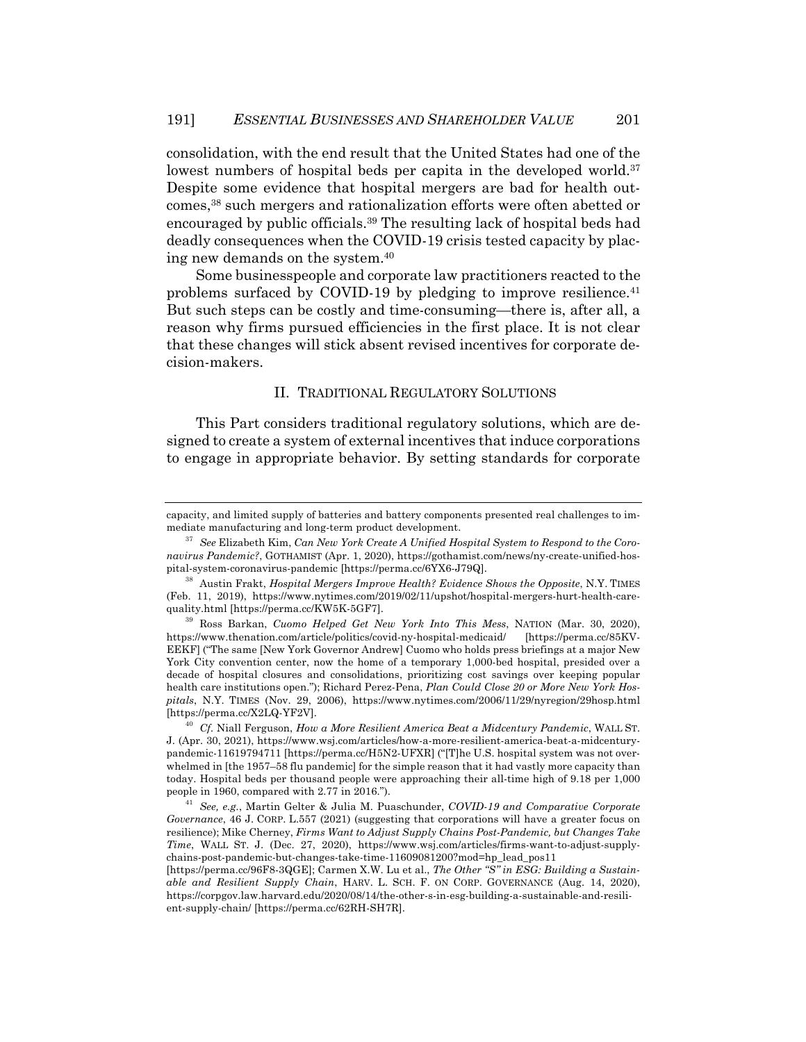consolidation, with the end result that the United States had one of the lowest numbers of hospital beds per capita in the developed world.[37] Despite some evidence that hospital mergers are bad for health outcomes,[38] such mergers and rationalization efforts were often abetted or encouraged by public officials.[39] The resulting lack of hospital beds had deadly consequences when the COVID-19 crisis tested capacity by placing new demands on the system.[40]

Some businesspeople and corporate law practitioners reacted to the problems surfaced by COVID-19 by pledging to improve resilience.[41] But such steps can be costly and time-consuming—there is, after all, a reason why firms pursued efficiencies in the first place. It is not clear that these changes will stick absent revised incentives for corporate decision-makers.

## II. TRADITIONAL REGULATORY SOLUTIONS

This Part considers traditional regulatory solutions, which are designed to create a system of external incentives that induce corporations to engage in appropriate behavior. By setting standards for corporate

---

capacity, and limited supply of batteries and battery components presented real challenges to immediate manufacturing and long-term product development.

[37] *See* Elizabeth Kim, *Can New York Create A Unified Hospital System to Respond to the Coronavirus Pandemic?*, GOTHAMIST (Apr. 1, 2020), https://gothamist.com/news/ny-create-unified-hospital-system-coronavirus-pandemic [https://perma.cc/6YX6-J79Q].

[38] Austin Frakt, *Hospital Mergers Improve Health? Evidence Shows the Opposite*, N.Y. TIMES (Feb. 11, 2019), https://www.nytimes.com/2019/02/11/upshot/hospital-mergers-hurt-health-care-quality.html [https://perma.cc/KW5K-5GF7].

[39] Ross Barkan, *Cuomo Helped Get New York Into This Mess*, NATION (Mar. 30, 2020), https://www.thenation.com/article/politics/covid-ny-hospital-medicaid/ [https://perma.cc/85KV-EEKF] ("The same [New York Governor Andrew] Cuomo who holds press briefings at a major New York City convention center, now the home of a temporary 1,000-bed hospital, presided over a decade of hospital closures and consolidations, prioritizing cost savings over keeping popular health care institutions open."); Richard Perez-Pena, *Plan Could Close 20 or More New York Hospitals*, N.Y. TIMES (Nov. 29, 2006), https://www.nytimes.com/2006/11/29/nyregion/29hosp.html [https://perma.cc/X2LQ-YF2V].

[40] *Cf.* Niall Ferguson, *How a More Resilient America Beat a Midcentury Pandemic*, WALL ST. J. (Apr. 30, 2021), https://www.wsj.com/articles/how-a-more-resilient-america-beat-a-midcentury-pandemic-11619794711 [https://perma.cc/H5N2-UFXR] ("[T]he U.S. hospital system was not overwhelmed in [the 1957–58 flu pandemic] for the simple reason that it had vastly more capacity than today. Hospital beds per thousand people were approaching their all-time high of 9.18 per 1,000 people in 1960, compared with 2.77 in 2016.").

[41] *See, e.g.*, Martin Gelter & Julia M. Puaschunder, *COVID-19 and Comparative Corporate Governance*, 46 J. CORP. L.557 (2021) (suggesting that corporations will have a greater focus on resilience); Mike Cherney, *Firms Want to Adjust Supply Chains Post-Pandemic, but Changes Take Time*, WALL ST. J. (Dec. 27, 2020), https://www.wsj.com/articles/firms-want-to-adjust-supply-chains-post-pandemic-but-changes-take-time-11609081200?mod=hp_lead_pos11 [https://perma.cc/96F8-3QGE]; Carmen X.W. Lu et al., *The Other "S" in ESG: Building a Sustainable and Resilient Supply Chain*, HARV. L. SCH. F. ON CORP. GOVERNANCE (Aug. 14, 2020), https://corpgov.law.harvard.edu/2020/08/14/the-other-s-in-esg-building-a-sustainable-and-resilient-supply-chain/ [https://perma.cc/62RH-SH7R].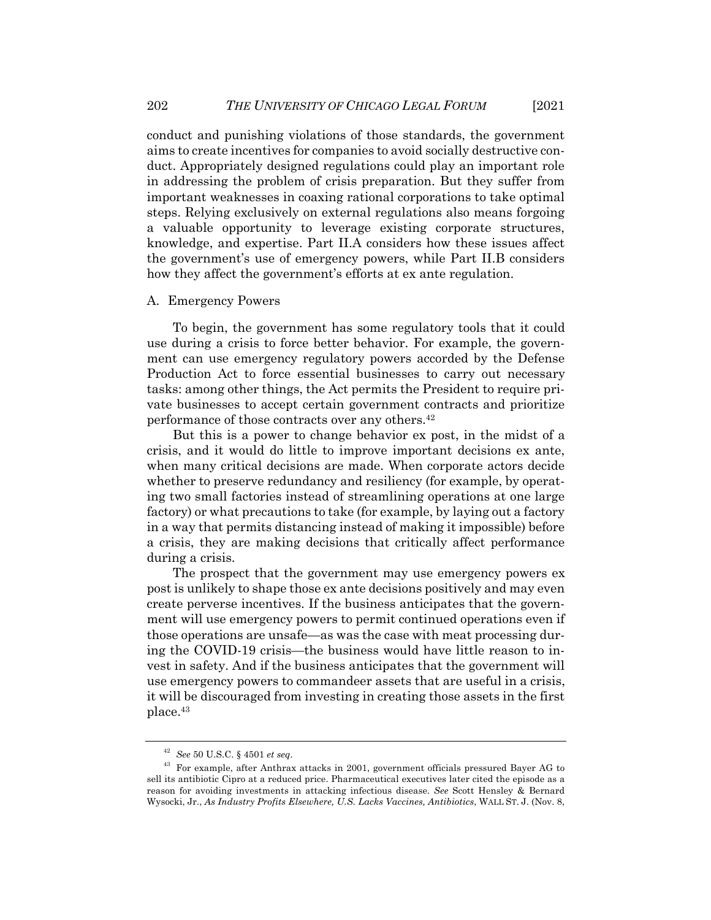conduct and punishing violations of those standards, the government aims to create incentives for companies to avoid socially destructive conduct. Appropriately designed regulations could play an important role in addressing the problem of crisis preparation. But they suffer from important weaknesses in coaxing rational corporations to take optimal steps. Relying exclusively on external regulations also means forgoing a valuable opportunity to leverage existing corporate structures, knowledge, and expertise. Part II.A considers how these issues affect the government's use of emergency powers, while Part II.B considers how they affect the government's efforts at ex ante regulation.

### A. Emergency Powers

To begin, the government has some regulatory tools that it could use during a crisis to force better behavior. For example, the government can use emergency regulatory powers accorded by the Defense Production Act to force essential businesses to carry out necessary tasks: among other things, the Act permits the President to require private businesses to accept certain government contracts and prioritize performance of those contracts over any others.[42]

But this is a power to change behavior ex post, in the midst of a crisis, and it would do little to improve important decisions ex ante, when many critical decisions are made. When corporate actors decide whether to preserve redundancy and resiliency (for example, by operating two small factories instead of streamlining operations at one large factory) or what precautions to take (for example, by laying out a factory in a way that permits distancing instead of making it impossible) before a crisis, they are making decisions that critically affect performance during a crisis.

The prospect that the government may use emergency powers ex post is unlikely to shape those ex ante decisions positively and may even create perverse incentives. If the business anticipates that the government will use emergency powers to permit continued operations even if those operations are unsafe—as was the case with meat processing during the COVID-19 crisis—the business would have little reason to invest in safety. And if the business anticipates that the government will use emergency powers to commandeer assets that are useful in a crisis, it will be discouraged from investing in creating those assets in the first place.[43]

---

[42] *See* 50 U.S.C. § 4501 *et seq*.

[43] For example, after Anthrax attacks in 2001, government officials pressured Bayer AG to sell its antibiotic Cipro at a reduced price. Pharmaceutical executives later cited the episode as a reason for avoiding investments in attacking infectious disease. *See* Scott Hensley & Bernard Wysocki, Jr., *As Industry Profits Elsewhere, U.S. Lacks Vaccines, Antibiotics*, WALL ST. J. (Nov. 8,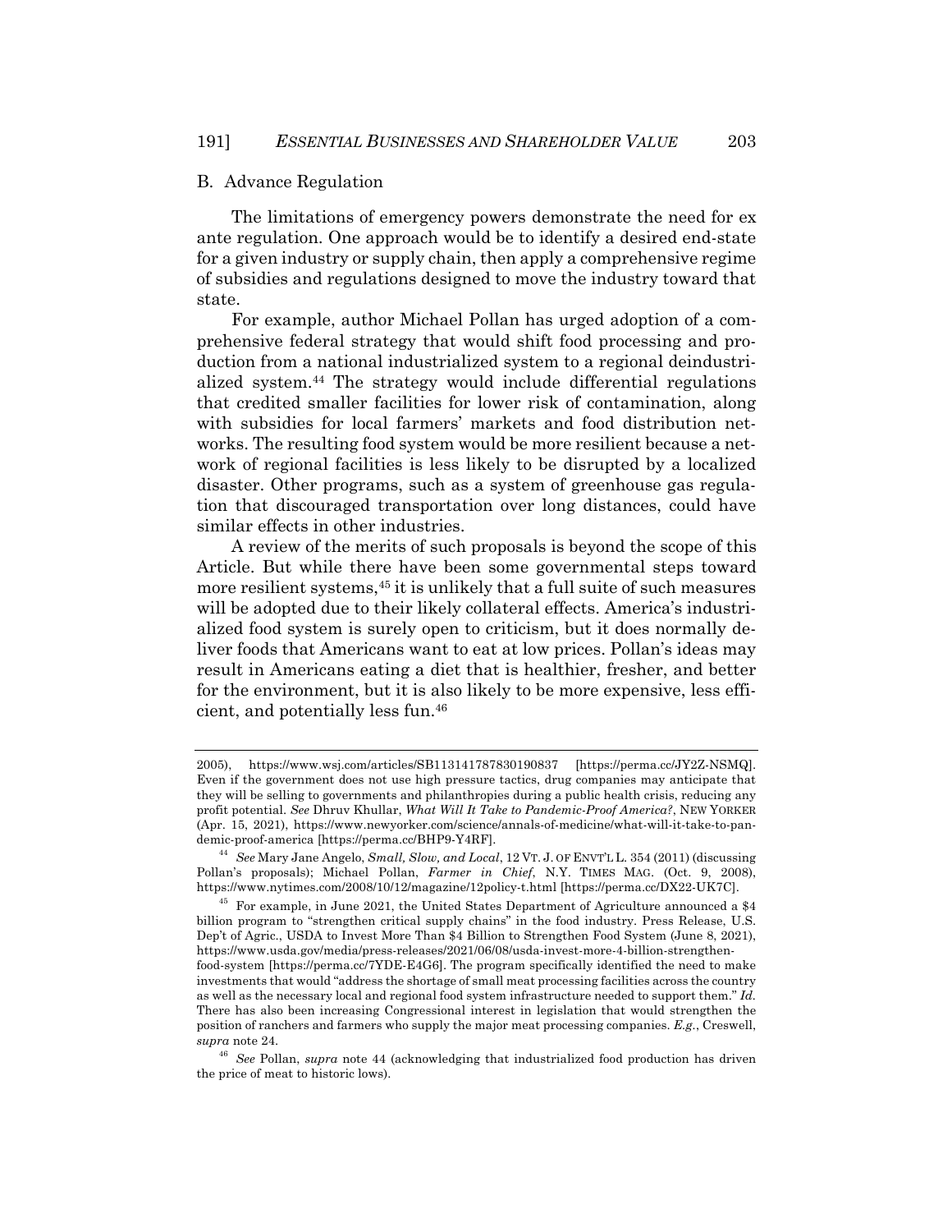### B. Advance Regulation

The limitations of emergency powers demonstrate the need for ex ante regulation. One approach would be to identify a desired end-state for a given industry or supply chain, then apply a comprehensive regime of subsidies and regulations designed to move the industry toward that state.

For example, author Michael Pollan has urged adoption of a comprehensive federal strategy that would shift food processing and production from a national industrialized system to a regional deindustrialized system.[44] The strategy would include differential regulations that credited smaller facilities for lower risk of contamination, along with subsidies for local farmers' markets and food distribution networks. The resulting food system would be more resilient because a network of regional facilities is less likely to be disrupted by a localized disaster. Other programs, such as a system of greenhouse gas regulation that discouraged transportation over long distances, could have similar effects in other industries.

A review of the merits of such proposals is beyond the scope of this Article. But while there have been some governmental steps toward more resilient systems,[45] it is unlikely that a full suite of such measures will be adopted due to their likely collateral effects. America's industrialized food system is surely open to criticism, but it does normally deliver foods that Americans want to eat at low prices. Pollan's ideas may result in Americans eating a diet that is healthier, fresher, and better for the environment, but it is also likely to be more expensive, less efficient, and potentially less fun.[46]

---

2005), https://www.wsj.com/articles/SB113141787830190837 [https://perma.cc/JY2Z-NSMQ]. Even if the government does not use high pressure tactics, drug companies may anticipate that they will be selling to governments and philanthropies during a public health crisis, reducing any profit potential. *See* Dhruv Khullar, *What Will It Take to Pandemic-Proof America?*, NEW YORKER (Apr. 15, 2021), https://www.newyorker.com/science/annals-of-medicine/what-will-it-take-to-pandemic-proof-america [https://perma.cc/BHP9-Y4RF].

[44] *See* Mary Jane Angelo, *Small, Slow, and Local*, 12 VT. J. OF ENVT'L L. 354 (2011) (discussing Pollan's proposals); Michael Pollan, *Farmer in Chief*, N.Y. TIMES MAG. (Oct. 9, 2008), https://www.nytimes.com/2008/10/12/magazine/12policy-t.html [https://perma.cc/DX22-UK7C].

[45] For example, in June 2021, the United States Department of Agriculture announced a $4 billion program to "strengthen critical supply chains" in the food industry. Press Release, U.S. Dep't of Agric., USDA to Invest More Than $4 Billion to Strengthen Food System (June 8, 2021), https://www.usda.gov/media/press-releases/2021/06/08/usda-invest-more-4-billion-strengthen-food-system [https://perma.cc/7YDE-E4G6]. The program specifically identified the need to make investments that would "address the shortage of small meat processing facilities across the country as well as the necessary local and regional food system infrastructure needed to support them." *Id.* There has also been increasing Congressional interest in legislation that would strengthen the position of ranchers and farmers who supply the major meat processing companies. *E.g.*, Creswell, *supra* note 24.

[46] *See* Pollan, *supra* note 44 (acknowledging that industrialized food production has driven the price of meat to historic lows).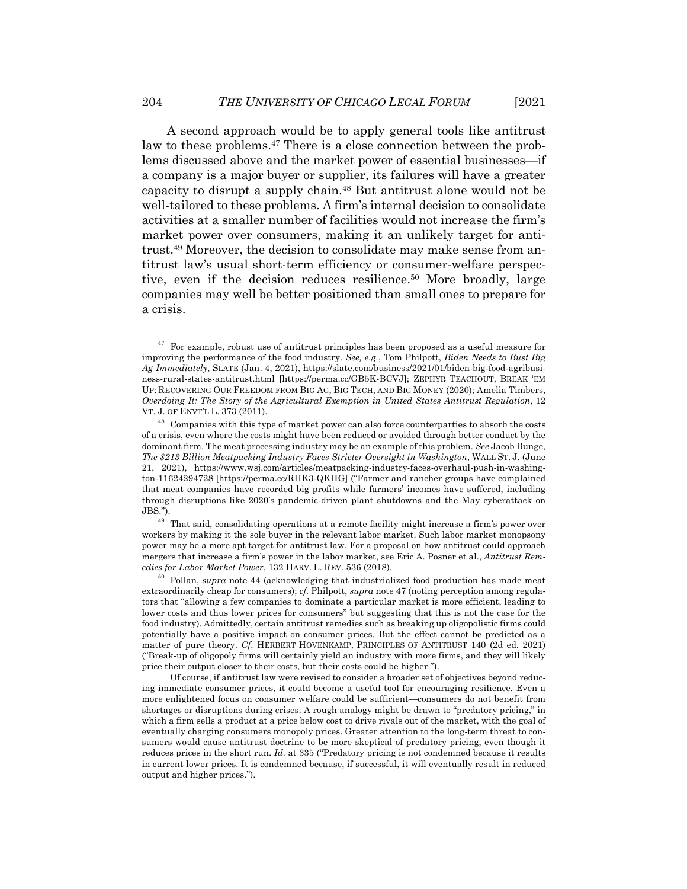A second approach would be to apply general tools like antitrust law to these problems.[47] There is a close connection between the problems discussed above and the market power of essential businesses—if a company is a major buyer or supplier, its failures will have a greater capacity to disrupt a supply chain.[48] But antitrust alone would not be well-tailored to these problems. A firm's internal decision to consolidate activities at a smaller number of facilities would not increase the firm's market power over consumers, making it an unlikely target for antitrust.[49] Moreover, the decision to consolidate may make sense from antitrust law's usual short-term efficiency or consumer-welfare perspective, even if the decision reduces resilience.[50] More broadly, large companies may well be better positioned than small ones to prepare for a crisis.

---

[47] For example, robust use of antitrust principles has been proposed as a useful measure for improving the performance of the food industry. *See, e.g.*, Tom Philpott, *Biden Needs to Bust Big Ag Immediately*, SLATE (Jan. 4, 2021), https://slate.com/business/2021/01/biden-big-food-agribusiness-rural-states-antitrust.html [https://perma.cc/GB5K-BCVJ]; ZEPHYR TEACHOUT, BREAK 'EM UP: RECOVERING OUR FREEDOM FROM BIG AG, BIG TECH, AND BIG MONEY (2020); Amelia Timbers, *Overdoing It: The Story of the Agricultural Exemption in United States Antitrust Regulation*, 12 VT. J. OF ENVT'L L. 373 (2011).

[48] Companies with this type of market power can also force counterparties to absorb the costs of a crisis, even where the costs might have been reduced or avoided through better conduct by the dominant firm. The meat processing industry may be an example of this problem. *See* Jacob Bunge, *The $213 Billion Meatpacking Industry Faces Stricter Oversight in Washington*, WALL ST. J. (June 21, 2021), https://www.wsj.com/articles/meatpacking-industry-faces-overhaul-push-in-washington-11624294728 [https://perma.cc/RHK3-QKHG] ("Farmer and rancher groups have complained that meat companies have recorded big profits while farmers' incomes have suffered, including through disruptions like 2020's pandemic-driven plant shutdowns and the May cyberattack on JBS.").

[49] That said, consolidating operations at a remote facility might increase a firm's power over workers by making it the sole buyer in the relevant labor market. Such labor market monopsony power may be a more apt target for antitrust law. For a proposal on how antitrust could approach mergers that increase a firm's power in the labor market, see Eric A. Posner et al., *Antitrust Remedies for Labor Market Power*, 132 HARV. L. REV. 536 (2018).

[50] Pollan, *supra* note 44 (acknowledging that industrialized food production has made meat extraordinarily cheap for consumers); *cf.* Philpott, *supra* note 47 (noting perception among regulators that "allowing a few companies to dominate a particular market is more efficient, leading to lower costs and thus lower prices for consumers" but suggesting that this is not the case for the food industry). Admittedly, certain antitrust remedies such as breaking up oligopolistic firms could potentially have a positive impact on consumer prices. But the effect cannot be predicted as a matter of pure theory. *Cf.* HERBERT HOVENKAMP, PRINCIPLES OF ANTITRUST 140 (2d ed. 2021) ("Break-up of oligopoly firms will certainly yield an industry with more firms, and they will likely price their output closer to their costs, but their costs could be higher.").

Of course, if antitrust law were revised to consider a broader set of objectives beyond reducing immediate consumer prices, it could become a useful tool for encouraging resilience. Even a more enlightened focus on consumer welfare could be sufficient—consumers do not benefit from shortages or disruptions during crises. A rough analogy might be drawn to "predatory pricing," in which a firm sells a product at a price below cost to drive rivals out of the market, with the goal of eventually charging consumers monopoly prices. Greater attention to the long-term threat to consumers would cause antitrust doctrine to be more skeptical of predatory pricing, even though it reduces prices in the short run. *Id.* at 335 ("Predatory pricing is not condemned because it results in current lower prices. It is condemned because, if successful, it will eventually result in reduced output and higher prices.").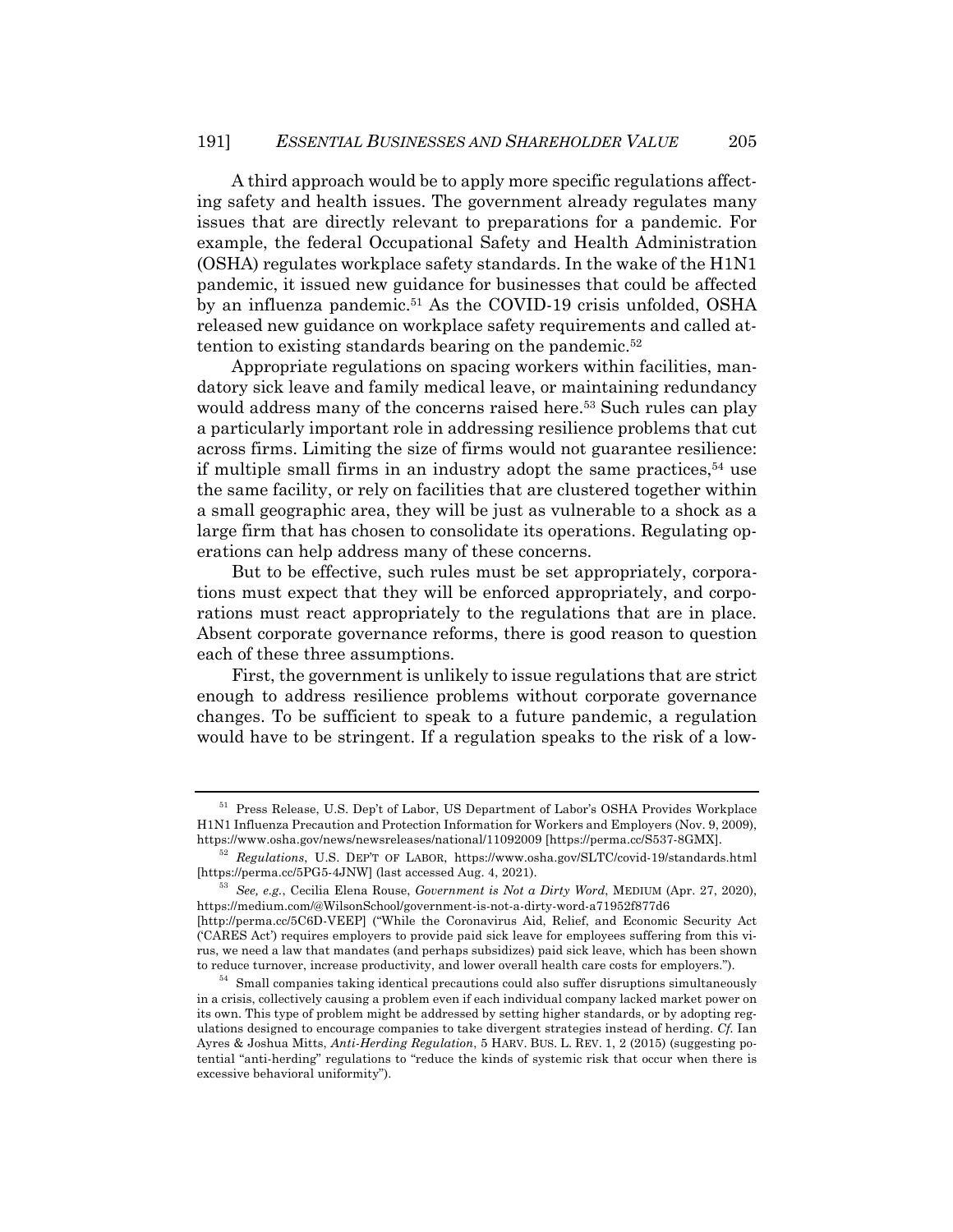A third approach would be to apply more specific regulations affecting safety and health issues. The government already regulates many issues that are directly relevant to preparations for a pandemic. For example, the federal Occupational Safety and Health Administration (OSHA) regulates workplace safety standards. In the wake of the H1N1 pandemic, it issued new guidance for businesses that could be affected by an influenza pandemic.[51] As the COVID-19 crisis unfolded, OSHA released new guidance on workplace safety requirements and called attention to existing standards bearing on the pandemic.[52]

Appropriate regulations on spacing workers within facilities, mandatory sick leave and family medical leave, or maintaining redundancy would address many of the concerns raised here.[53] Such rules can play a particularly important role in addressing resilience problems that cut across firms. Limiting the size of firms would not guarantee resilience: if multiple small firms in an industry adopt the same practices,[54] use the same facility, or rely on facilities that are clustered together within a small geographic area, they will be just as vulnerable to a shock as a large firm that has chosen to consolidate its operations. Regulating operations can help address many of these concerns.

But to be effective, such rules must be set appropriately, corporations must expect that they will be enforced appropriately, and corporations must react appropriately to the regulations that are in place. Absent corporate governance reforms, there is good reason to question each of these three assumptions.

First, the government is unlikely to issue regulations that are strict enough to address resilience problems without corporate governance changes. To be sufficient to speak to a future pandemic, a regulation would have to be stringent. If a regulation speaks to the risk of a low-

---

[51] Press Release, U.S. Dep't of Labor, US Department of Labor's OSHA Provides Workplace H1N1 Influenza Precaution and Protection Information for Workers and Employers (Nov. 9, 2009), https://www.osha.gov/news/newsreleases/national/11092009 [https://perma.cc/S537-8GMX].

[52] *Regulations*, U.S. DEP'T OF LABOR, https://www.osha.gov/SLTC/covid-19/standards.html [https://perma.cc/5PG5-4JNW] (last accessed Aug. 4, 2021).

[53] *See, e.g.*, Cecilia Elena Rouse, *Government is Not a Dirty Word*, MEDIUM (Apr. 27, 2020), https://medium.com/@WilsonSchool/government-is-not-a-dirty-word-a71952f877d6 [http://perma.cc/5C6D-VEEP] ("While the Coronavirus Aid, Relief, and Economic Security Act ('CARES Act') requires employers to provide paid sick leave for employees suffering from this virus, we need a law that mandates (and perhaps subsidizes) paid sick leave, which has been shown to reduce turnover, increase productivity, and lower overall health care costs for employers.").

[54] Small companies taking identical precautions could also suffer disruptions simultaneously in a crisis, collectively causing a problem even if each individual company lacked market power on its own. This type of problem might be addressed by setting higher standards, or by adopting regulations designed to encourage companies to take divergent strategies instead of herding. *Cf.* Ian Ayres & Joshua Mitts, *Anti-Herding Regulation*, 5 HARV. BUS. L. REV. 1, 2 (2015) (suggesting potential "anti-herding" regulations to "reduce the kinds of systemic risk that occur when there is excessive behavioral uniformity").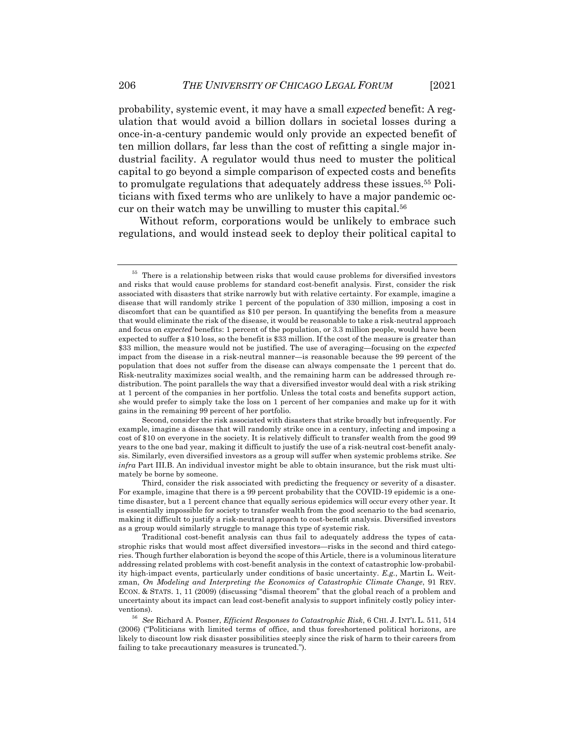probability, systemic event, it may have a small *expected* benefit: A regulation that would avoid a billion dollars in societal losses during a once-in-a-century pandemic would only provide an expected benefit of ten million dollars, far less than the cost of refitting a single major industrial facility. A regulator would thus need to muster the political capital to go beyond a simple comparison of expected costs and benefits to promulgate regulations that adequately address these issues.[55] Politicians with fixed terms who are unlikely to have a major pandemic occur on their watch may be unwilling to muster this capital.[56]

Without reform, corporations would be unlikely to embrace such regulations, and would instead seek to deploy their political capital to

---

[55] There is a relationship between risks that would cause problems for diversified investors and risks that would cause problems for standard cost-benefit analysis. First, consider the risk associated with disasters that strike narrowly but with relative certainty. For example, imagine a disease that will randomly strike 1 percent of the population of 330 million, imposing a cost in discomfort that can be quantified as $10 per person. In quantifying the benefits from a measure that would eliminate the risk of the disease, it would be reasonable to take a risk-neutral approach and focus on *expected* benefits: 1 percent of the population, or 3.3 million people, would have been expected to suffer a $10 loss, so the benefit is $33 million. If the cost of the measure is greater than $33 million, the measure would not be justified. The use of averaging—focusing on the *expected* impact from the disease in a risk-neutral manner—is reasonable because the 99 percent of the population that does not suffer from the disease can always compensate the 1 percent that do. Risk-neutrality maximizes social wealth, and the remaining harm can be addressed through redistribution. The point parallels the way that a diversified investor would deal with a risk striking at 1 percent of the companies in her portfolio. Unless the total costs and benefits support action, she would prefer to simply take the loss on 1 percent of her companies and make up for it with gains in the remaining 99 percent of her portfolio.

Second, consider the risk associated with disasters that strike broadly but infrequently. For example, imagine a disease that will randomly strike once in a century, infecting and imposing a cost of $10 on everyone in the society. It is relatively difficult to transfer wealth from the good 99 years to the one bad year, making it difficult to justify the use of a risk-neutral cost-benefit analysis. Similarly, even diversified investors as a group will suffer when systemic problems strike. *See infra* Part III.B. An individual investor might be able to obtain insurance, but the risk must ultimately be borne by someone.

Third, consider the risk associated with predicting the frequency or severity of a disaster. For example, imagine that there is a 99 percent probability that the COVID-19 epidemic is a one-time disaster, but a 1 percent chance that equally serious epidemics will occur every other year. It is essentially impossible for society to transfer wealth from the good scenario to the bad scenario, making it difficult to justify a risk-neutral approach to cost-benefit analysis. Diversified investors as a group would similarly struggle to manage this type of systemic risk.

Traditional cost-benefit analysis can thus fail to adequately address the types of catastrophic risks that would most affect diversified investors—risks in the second and third categories. Though further elaboration is beyond the scope of this Article, there is a voluminous literature addressing related problems with cost-benefit analysis in the context of catastrophic low-probability high-impact events, particularly under conditions of basic uncertainty. *E.g.*, Martin L. Weitzman, *On Modeling and Interpreting the Economics of Catastrophic Climate Change*, 91 REV. ECON. & STATS. 1, 11 (2009) (discussing "dismal theorem" that the global reach of a problem and uncertainty about its impact can lead cost-benefit analysis to support infinitely costly policy interventions).

[56] *See* Richard A. Posner, *Efficient Responses to Catastrophic Risk*, 6 CHI. J. INT'L L. 511, 514 (2006) ("Politicians with limited terms of office, and thus foreshortened political horizons, are likely to discount low risk disaster possibilities steeply since the risk of harm to their careers from failing to take precautionary measures is truncated.").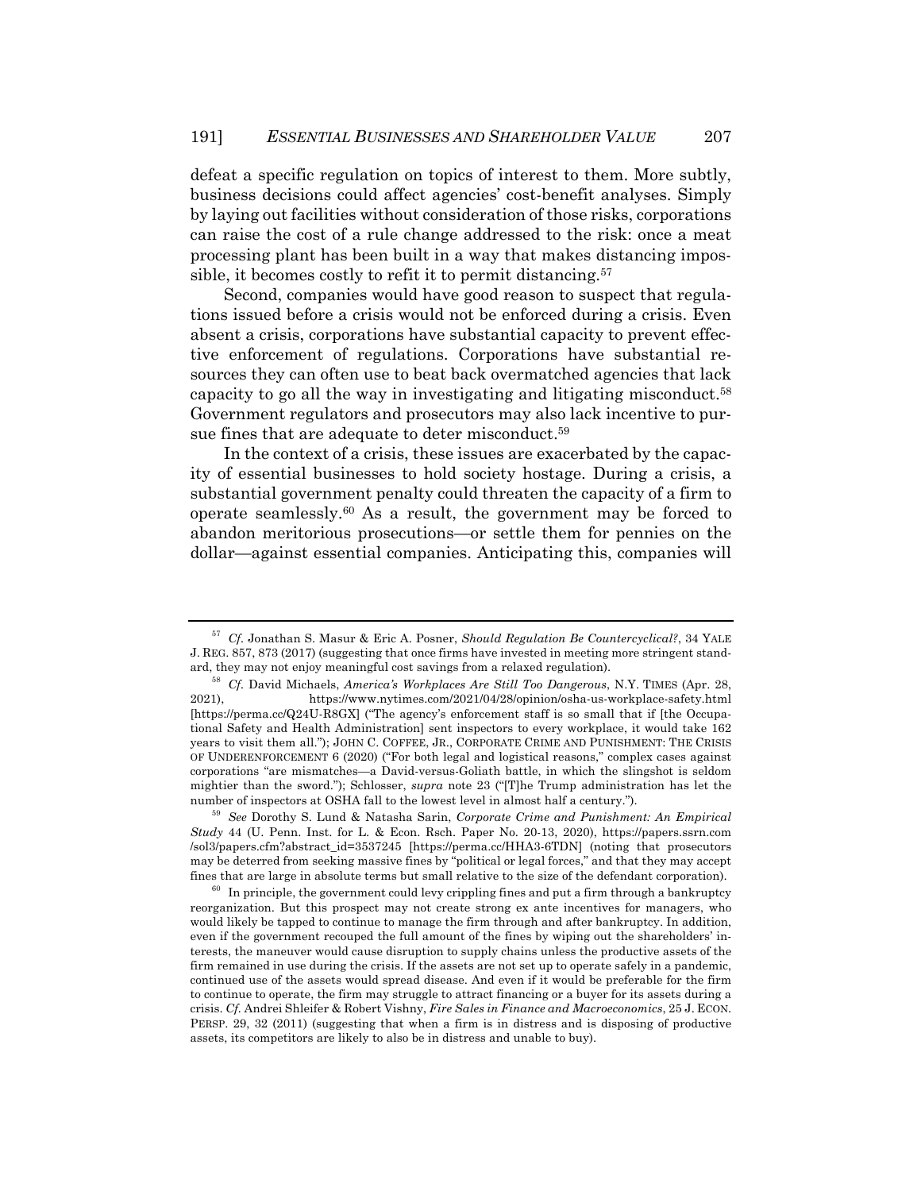defeat a specific regulation on topics of interest to them. More subtly, business decisions could affect agencies' cost-benefit analyses. Simply by laying out facilities without consideration of those risks, corporations can raise the cost of a rule change addressed to the risk: once a meat processing plant has been built in a way that makes distancing impossible, it becomes costly to refit it to permit distancing.[57]

Second, companies would have good reason to suspect that regulations issued before a crisis would not be enforced during a crisis. Even absent a crisis, corporations have substantial capacity to prevent effective enforcement of regulations. Corporations have substantial resources they can often use to beat back overmatched agencies that lack capacity to go all the way in investigating and litigating misconduct.[58] Government regulators and prosecutors may also lack incentive to pursue fines that are adequate to deter misconduct.[59]

In the context of a crisis, these issues are exacerbated by the capacity of essential businesses to hold society hostage. During a crisis, a substantial government penalty could threaten the capacity of a firm to operate seamlessly.[60] As a result, the government may be forced to abandon meritorious prosecutions—or settle them for pennies on the dollar—against essential companies. Anticipating this, companies will

---

[57] *Cf.* Jonathan S. Masur & Eric A. Posner, *Should Regulation Be Countercyclical?*, 34 YALE J. REG. 857, 873 (2017) (suggesting that once firms have invested in meeting more stringent standard, they may not enjoy meaningful cost savings from a relaxed regulation).

[58] *Cf.* David Michaels, *America's Workplaces Are Still Too Dangerous*, N.Y. TIMES (Apr. 28, 2021), https://www.nytimes.com/2021/04/28/opinion/osha-us-workplace-safety.html [https://perma.cc/Q24U-R8GX] ("The agency's enforcement staff is so small that if [the Occupational Safety and Health Administration] sent inspectors to every workplace, it would take 162 years to visit them all."); JOHN C. COFFEE, JR., CORPORATE CRIME AND PUNISHMENT: THE CRISIS OF UNDERENFORCEMENT 6 (2020) ("For both legal and logistical reasons," complex cases against corporations "are mismatches—a David-versus-Goliath battle, in which the slingshot is seldom mightier than the sword."); Schlosser, *supra* note 23 ("[T]he Trump administration has let the number of inspectors at OSHA fall to the lowest level in almost half a century.").

[59] *See* Dorothy S. Lund & Natasha Sarin, *Corporate Crime and Punishment: An Empirical Study* 44 (U. Penn. Inst. for L. & Econ. Rsch. Paper No. 20-13, 2020), https://papers.ssrn.com/sol3/papers.cfm?abstract_id=3537245 [https://perma.cc/HHA3-6TDN] (noting that prosecutors may be deterred from seeking massive fines by "political or legal forces," and that they may accept fines that are large in absolute terms but small relative to the size of the defendant corporation).

[60] In principle, the government could levy crippling fines and put a firm through a bankruptcy reorganization. But this prospect may not create strong ex ante incentives for managers, who would likely be tapped to continue to manage the firm through and after bankruptcy. In addition, even if the government recouped the full amount of the fines by wiping out the shareholders' interests, the maneuver would cause disruption to supply chains unless the productive assets of the firm remained in use during the crisis. If the assets are not set up to operate safely in a pandemic, continued use of the assets would spread disease. And even if it would be preferable for the firm to continue to operate, the firm may struggle to attract financing or a buyer for its assets during a crisis. *Cf.* Andrei Shleifer & Robert Vishny, *Fire Sales in Finance and Macroeconomics*, 25 J. ECON. PERSP. 29, 32 (2011) (suggesting that when a firm is in distress and is disposing of productive assets, its competitors are likely to also be in distress and unable to buy).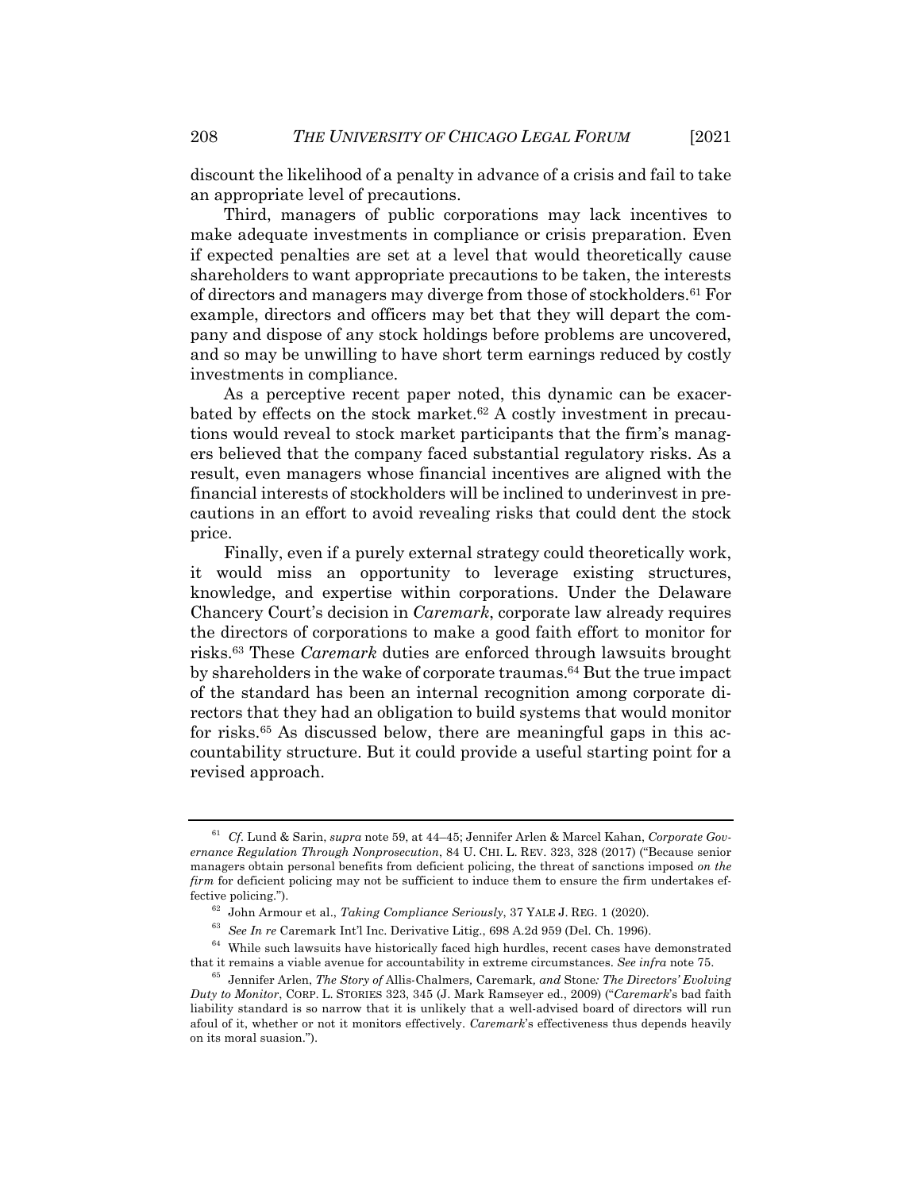discount the likelihood of a penalty in advance of a crisis and fail to take an appropriate level of precautions.

Third, managers of public corporations may lack incentives to make adequate investments in compliance or crisis preparation. Even if expected penalties are set at a level that would theoretically cause shareholders to want appropriate precautions to be taken, the interests of directors and managers may diverge from those of stockholders.[61] For example, directors and officers may bet that they will depart the company and dispose of any stock holdings before problems are uncovered, and so may be unwilling to have short term earnings reduced by costly investments in compliance.

As a perceptive recent paper noted, this dynamic can be exacerbated by effects on the stock market.[62] A costly investment in precautions would reveal to stock market participants that the firm's managers believed that the company faced substantial regulatory risks. As a result, even managers whose financial incentives are aligned with the financial interests of stockholders will be inclined to underinvest in precautions in an effort to avoid revealing risks that could dent the stock price.

Finally, even if a purely external strategy could theoretically work, it would miss an opportunity to leverage existing structures, knowledge, and expertise within corporations. Under the Delaware Chancery Court's decision in *Caremark*, corporate law already requires the directors of corporations to make a good faith effort to monitor for risks.[63] These *Caremark* duties are enforced through lawsuits brought by shareholders in the wake of corporate traumas.[64] But the true impact of the standard has been an internal recognition among corporate directors that they had an obligation to build systems that would monitor for risks.[65] As discussed below, there are meaningful gaps in this accountability structure. But it could provide a useful starting point for a revised approach.

---

[61] *Cf.* Lund & Sarin, *supra* note 59, at 44–45; Jennifer Arlen & Marcel Kahan, *Corporate Governance Regulation Through Nonprosecution*, 84 U. CHI. L. REV. 323, 328 (2017) ("Because senior managers obtain personal benefits from deficient policing, the threat of sanctions imposed *on the firm* for deficient policing may not be sufficient to induce them to ensure the firm undertakes effective policing.").

[62] John Armour et al., *Taking Compliance Seriously*, 37 YALE J. REG. 1 (2020).

[63] *See In re* Caremark Int'l Inc. Derivative Litig., 698 A.2d 959 (Del. Ch. 1996).

[64] While such lawsuits have historically faced high hurdles, recent cases have demonstrated that it remains a viable avenue for accountability in extreme circumstances. *See infra* note 75.

[65] Jennifer Arlen, *The Story of* Allis-Chalmers*,* Caremark*, and* Stone*: The Directors' Evolving Duty to Monitor*, CORP. L. STORIES 323, 345 (J. Mark Ramseyer ed., 2009) ("*Caremark*'s bad faith liability standard is so narrow that it is unlikely that a well-advised board of directors will run afoul of it, whether or not it monitors effectively. *Caremark*'s effectiveness thus depends heavily on its moral suasion.").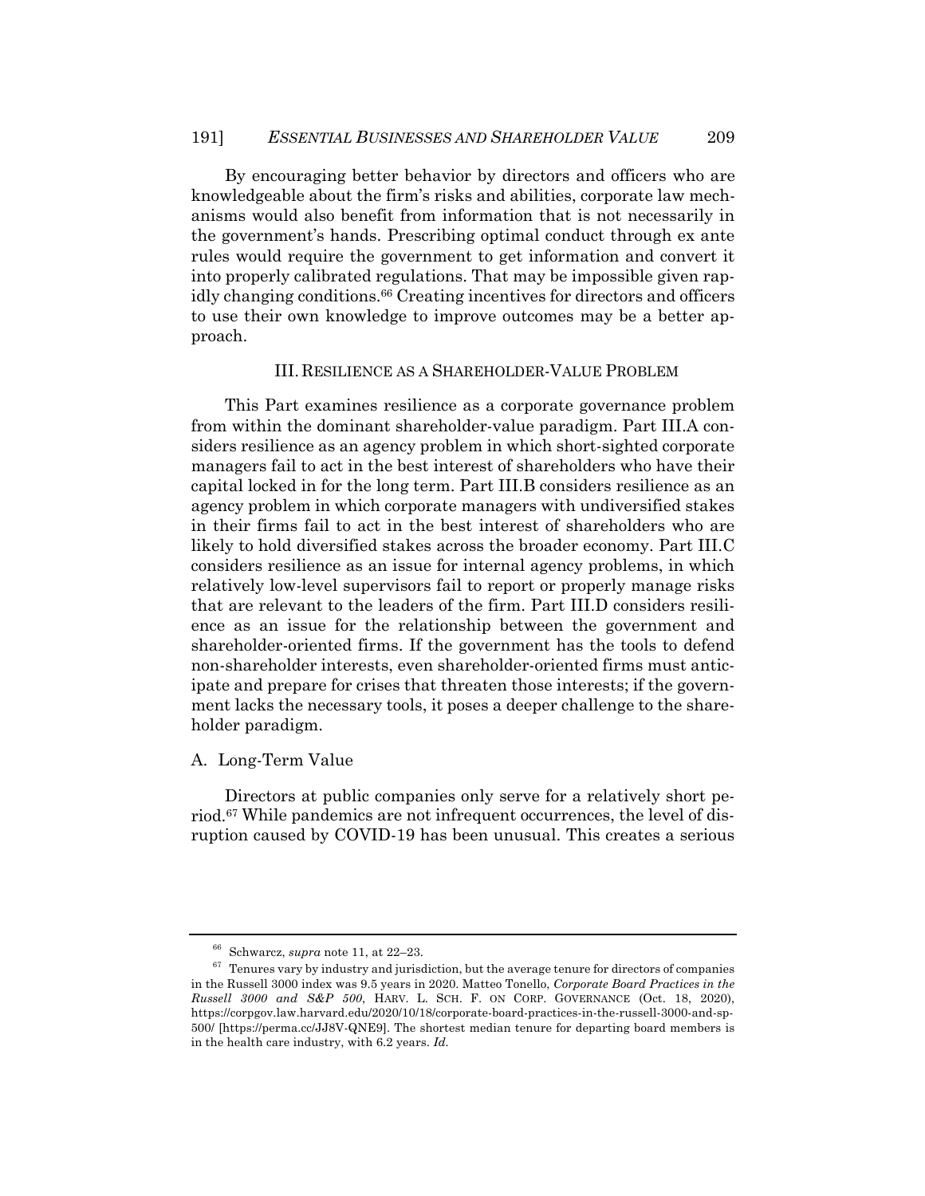By encouraging better behavior by directors and officers who are knowledgeable about the firm's risks and abilities, corporate law mechanisms would also benefit from information that is not necessarily in the government's hands. Prescribing optimal conduct through ex ante rules would require the government to get information and convert it into properly calibrated regulations. That may be impossible given rapidly changing conditions.[66] Creating incentives for directors and officers to use their own knowledge to improve outcomes may be a better approach.

## III. RESILIENCE AS A SHAREHOLDER-VALUE PROBLEM

This Part examines resilience as a corporate governance problem from within the dominant shareholder-value paradigm. Part III.A considers resilience as an agency problem in which short-sighted corporate managers fail to act in the best interest of shareholders who have their capital locked in for the long term. Part III.B considers resilience as an agency problem in which corporate managers with undiversified stakes in their firms fail to act in the best interest of shareholders who are likely to hold diversified stakes across the broader economy. Part III.C considers resilience as an issue for internal agency problems, in which relatively low-level supervisors fail to report or properly manage risks that are relevant to the leaders of the firm. Part III.D considers resilience as an issue for the relationship between the government and shareholder-oriented firms. If the government has the tools to defend non-shareholder interests, even shareholder-oriented firms must anticipate and prepare for crises that threaten those interests; if the government lacks the necessary tools, it poses a deeper challenge to the shareholder paradigm.

### A. Long-Term Value

Directors at public companies only serve for a relatively short period.[67] While pandemics are not infrequent occurrences, the level of disruption caused by COVID-19 has been unusual. This creates a serious

---

[66] Schwarcz, *supra* note 11, at 22–23.

[67] Tenures vary by industry and jurisdiction, but the average tenure for directors of companies in the Russell 3000 index was 9.5 years in 2020. Matteo Tonello, *Corporate Board Practices in the Russell 3000 and S&P 500*, HARV. L. SCH. F. ON CORP. GOVERNANCE (Oct. 18, 2020), https://corpgov.law.harvard.edu/2020/10/18/corporate-board-practices-in-the-russell-3000-and-sp-500/ [https://perma.cc/JJ8V-QNE9]. The shortest median tenure for departing board members is in the health care industry, with 6.2 years. *Id.*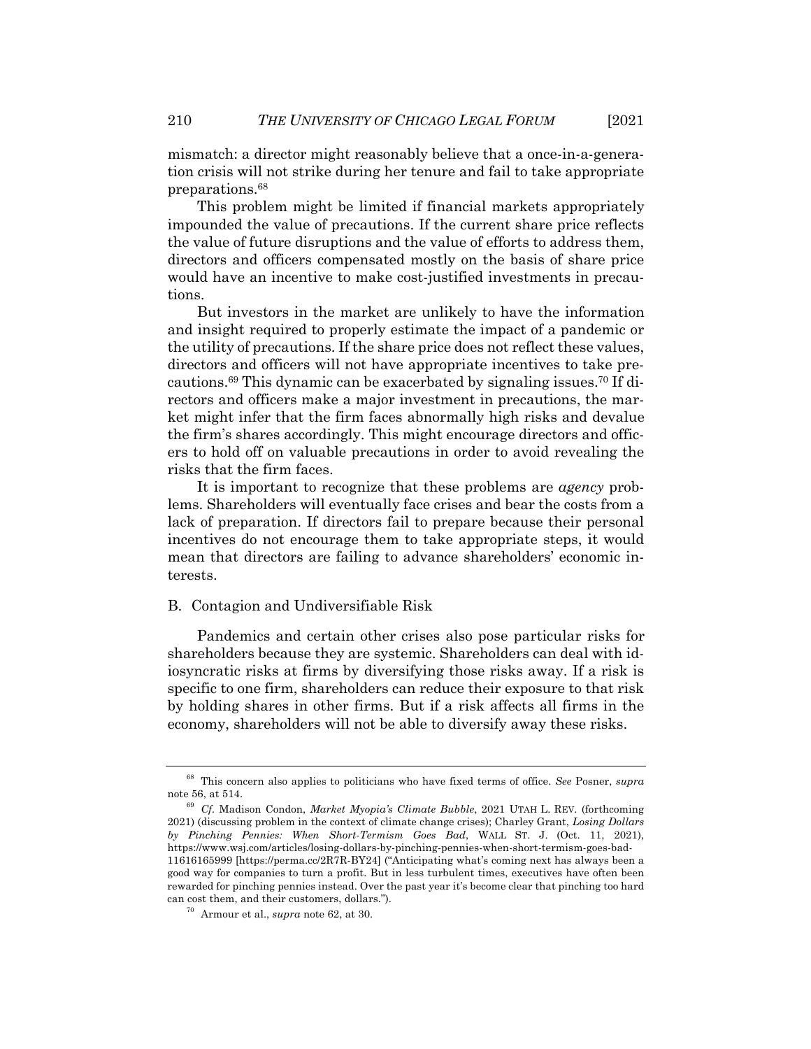mismatch: a director might reasonably believe that a once-in-a-generation crisis will not strike during her tenure and fail to take appropriate preparations.[68]

This problem might be limited if financial markets appropriately impounded the value of precautions. If the current share price reflects the value of future disruptions and the value of efforts to address them, directors and officers compensated mostly on the basis of share price would have an incentive to make cost-justified investments in precautions.

But investors in the market are unlikely to have the information and insight required to properly estimate the impact of a pandemic or the utility of precautions. If the share price does not reflect these values, directors and officers will not have appropriate incentives to take precautions.[69] This dynamic can be exacerbated by signaling issues.[70] If directors and officers make a major investment in precautions, the market might infer that the firm faces abnormally high risks and devalue the firm's shares accordingly. This might encourage directors and officers to hold off on valuable precautions in order to avoid revealing the risks that the firm faces.

It is important to recognize that these problems are *agency* problems. Shareholders will eventually face crises and bear the costs from a lack of preparation. If directors fail to prepare because their personal incentives do not encourage them to take appropriate steps, it would mean that directors are failing to advance shareholders' economic interests.

## B. Contagion and Undiversifiable Risk

Pandemics and certain other crises also pose particular risks for shareholders because they are systemic. Shareholders can deal with idiosyncratic risks at firms by diversifying those risks away. If a risk is specific to one firm, shareholders can reduce their exposure to that risk by holding shares in other firms. But if a risk affects all firms in the economy, shareholders will not be able to diversify away these risks.

---

[68] This concern also applies to politicians who have fixed terms of office. *See* Posner, *supra* note 56, at 514.

[69] *Cf.* Madison Condon, *Market Myopia's Climate Bubble*, 2021 UTAH L. REV. (forthcoming 2021) (discussing problem in the context of climate change crises); Charley Grant, *Losing Dollars by Pinching Pennies: When Short-Termism Goes Bad*, WALL ST. J. (Oct. 11, 2021), https://www.wsj.com/articles/losing-dollars-by-pinching-pennies-when-short-termism-goes-bad-11616165999 [https://perma.cc/2R7R-BY24] ("Anticipating what's coming next has always been a good way for companies to turn a profit. But in less turbulent times, executives have often been rewarded for pinching pennies instead. Over the past year it's become clear that pinching too hard can cost them, and their customers, dollars.").

[70] Armour et al., *supra* note 62, at 30.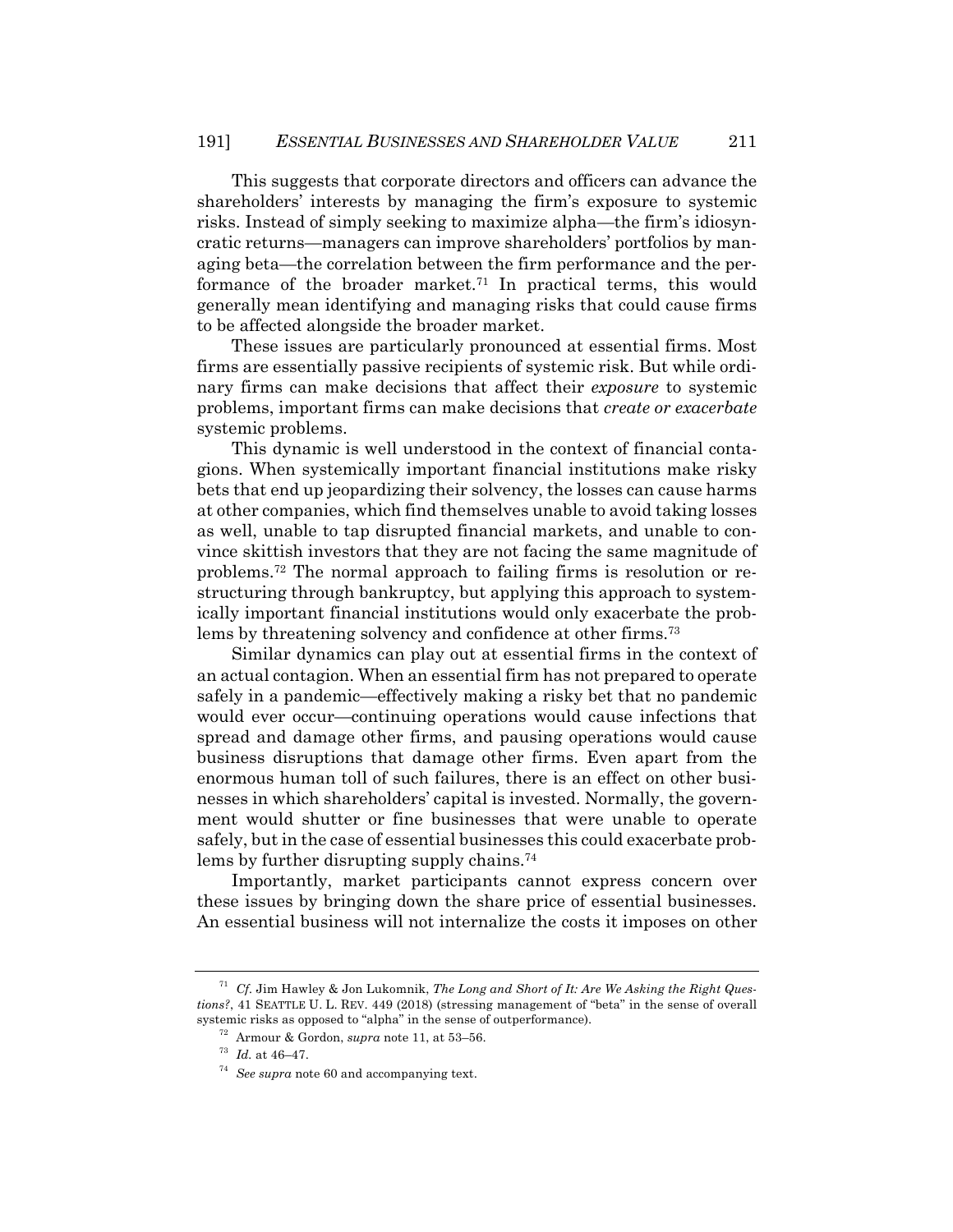This suggests that corporate directors and officers can advance the shareholders' interests by managing the firm's exposure to systemic risks. Instead of simply seeking to maximize alpha—the firm's idiosyncratic returns—managers can improve shareholders' portfolios by managing beta—the correlation between the firm performance and the performance of the broader market.[71] In practical terms, this would generally mean identifying and managing risks that could cause firms to be affected alongside the broader market.

These issues are particularly pronounced at essential firms. Most firms are essentially passive recipients of systemic risk. But while ordinary firms can make decisions that affect their *exposure* to systemic problems, important firms can make decisions that *create or exacerbate* systemic problems.

This dynamic is well understood in the context of financial contagions. When systemically important financial institutions make risky bets that end up jeopardizing their solvency, the losses can cause harms at other companies, which find themselves unable to avoid taking losses as well, unable to tap disrupted financial markets, and unable to convince skittish investors that they are not facing the same magnitude of problems.[72] The normal approach to failing firms is resolution or restructuring through bankruptcy, but applying this approach to systemically important financial institutions would only exacerbate the problems by threatening solvency and confidence at other firms.[73]

Similar dynamics can play out at essential firms in the context of an actual contagion. When an essential firm has not prepared to operate safely in a pandemic—effectively making a risky bet that no pandemic would ever occur—continuing operations would cause infections that spread and damage other firms, and pausing operations would cause business disruptions that damage other firms. Even apart from the enormous human toll of such failures, there is an effect on other businesses in which shareholders' capital is invested. Normally, the government would shutter or fine businesses that were unable to operate safely, but in the case of essential businesses this could exacerbate problems by further disrupting supply chains.[74]

Importantly, market participants cannot express concern over these issues by bringing down the share price of essential businesses. An essential business will not internalize the costs it imposes on other

---

[71] *Cf.* Jim Hawley & Jon Lukomnik, *The Long and Short of It: Are We Asking the Right Questions?*, 41 SEATTLE U. L. REV. 449 (2018) (stressing management of "beta" in the sense of overall systemic risks as opposed to "alpha" in the sense of outperformance).

[72] Armour & Gordon, *supra* note 11, at 53–56.

[73] *Id.* at 46–47.

[74] *See supra* note 60 and accompanying text.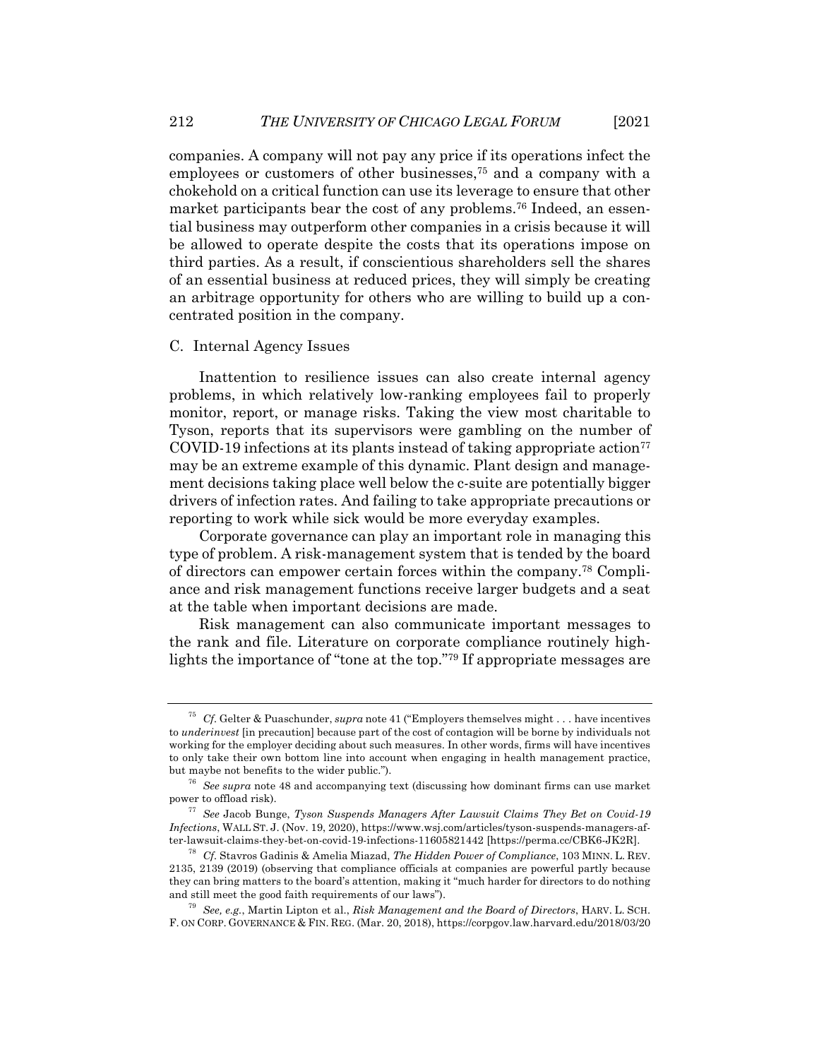companies. A company will not pay any price if its operations infect the employees or customers of other businesses,[75] and a company with a chokehold on a critical function can use its leverage to ensure that other market participants bear the cost of any problems.[76] Indeed, an essential business may outperform other companies in a crisis because it will be allowed to operate despite the costs that its operations impose on third parties. As a result, if conscientious shareholders sell the shares of an essential business at reduced prices, they will simply be creating an arbitrage opportunity for others who are willing to build up a concentrated position in the company.

### C. Internal Agency Issues

Inattention to resilience issues can also create internal agency problems, in which relatively low-ranking employees fail to properly monitor, report, or manage risks. Taking the view most charitable to Tyson, reports that its supervisors were gambling on the number of COVID-19 infections at its plants instead of taking appropriate action[77] may be an extreme example of this dynamic. Plant design and management decisions taking place well below the c-suite are potentially bigger drivers of infection rates. And failing to take appropriate precautions or reporting to work while sick would be more everyday examples.

Corporate governance can play an important role in managing this type of problem. A risk-management system that is tended by the board of directors can empower certain forces within the company.[78] Compliance and risk management functions receive larger budgets and a seat at the table when important decisions are made.

Risk management can also communicate important messages to the rank and file. Literature on corporate compliance routinely highlights the importance of "tone at the top."[79] If appropriate messages are

---

[75] *Cf.* Gelter & Puaschunder, *supra* note 41 ("Employers themselves might . . . have incentives to *underinvest* [in precaution] because part of the cost of contagion will be borne by individuals not working for the employer deciding about such measures. In other words, firms will have incentives to only take their own bottom line into account when engaging in health management practice, but maybe not benefits to the wider public.").

[76] *See supra* note 48 and accompanying text (discussing how dominant firms can use market power to offload risk).

[77] *See* Jacob Bunge, *Tyson Suspends Managers After Lawsuit Claims They Bet on Covid-19 Infections*, WALL ST. J. (Nov. 19, 2020), https://www.wsj.com/articles/tyson-suspends-managers-after-lawsuit-claims-they-bet-on-covid-19-infections-11605821442 [https://perma.cc/CBK6-JK2R].

[78] *Cf.* Stavros Gadinis & Amelia Miazad, *The Hidden Power of Compliance*, 103 MINN. L. REV. 2135, 2139 (2019) (observing that compliance officials at companies are powerful partly because they can bring matters to the board's attention, making it "much harder for directors to do nothing and still meet the good faith requirements of our laws").

[79] *See, e.g.*, Martin Lipton et al., *Risk Management and the Board of Directors*, HARV. L. SCH. F. ON CORP. GOVERNANCE & FIN. REG. (Mar. 20, 2018), https://corpgov.law.harvard.edu/2018/03/20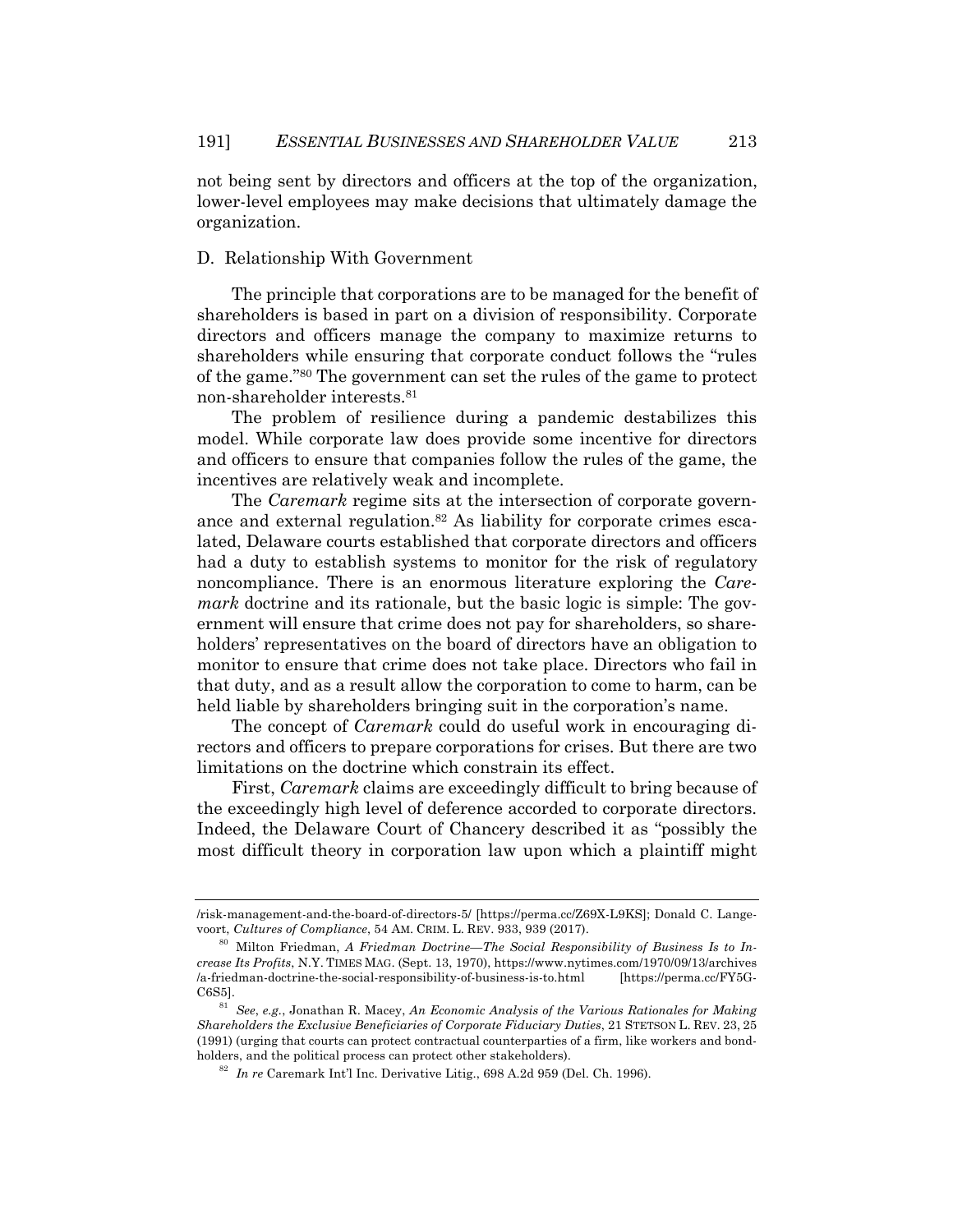not being sent by directors and officers at the top of the organization, lower-level employees may make decisions that ultimately damage the organization.

### D. Relationship With Government

The principle that corporations are to be managed for the benefit of shareholders is based in part on a division of responsibility. Corporate directors and officers manage the company to maximize returns to shareholders while ensuring that corporate conduct follows the "rules of the game."[80] The government can set the rules of the game to protect non-shareholder interests.[81]

The problem of resilience during a pandemic destabilizes this model. While corporate law does provide some incentive for directors and officers to ensure that companies follow the rules of the game, the incentives are relatively weak and incomplete.

The *Caremark* regime sits at the intersection of corporate governance and external regulation.[82] As liability for corporate crimes escalated, Delaware courts established that corporate directors and officers had a duty to establish systems to monitor for the risk of regulatory noncompliance. There is an enormous literature exploring the *Caremark* doctrine and its rationale, but the basic logic is simple: The government will ensure that crime does not pay for shareholders, so shareholders' representatives on the board of directors have an obligation to monitor to ensure that crime does not take place. Directors who fail in that duty, and as a result allow the corporation to come to harm, can be held liable by shareholders bringing suit in the corporation's name.

The concept of *Caremark* could do useful work in encouraging directors and officers to prepare corporations for crises. But there are two limitations on the doctrine which constrain its effect.

First, *Caremark* claims are exceedingly difficult to bring because of the exceedingly high level of deference accorded to corporate directors. Indeed, the Delaware Court of Chancery described it as "possibly the most difficult theory in corporation law upon which a plaintiff might

---

/risk-management-and-the-board-of-directors-5/ [https://perma.cc/Z69X-L9KS]; Donald C. Langevoort, *Cultures of Compliance*, 54 AM. CRIM. L. REV. 933, 939 (2017).

[80] Milton Friedman, *A Friedman Doctrine—The Social Responsibility of Business Is to Increase Its Profits*, N.Y. TIMES MAG. (Sept. 13, 1970), https://www.nytimes.com/1970/09/13/archives/a-friedman-doctrine-the-social-responsibility-of-business-is-to.html [https://perma.cc/FY5G-C6S5].

[81] *See*, *e.g.*, Jonathan R. Macey, *An Economic Analysis of the Various Rationales for Making Shareholders the Exclusive Beneficiaries of Corporate Fiduciary Duties*, 21 STETSON L. REV. 23, 25 (1991) (urging that courts can protect contractual counterparties of a firm, like workers and bondholders, and the political process can protect other stakeholders).

[82] *In re* Caremark Int'l Inc. Derivative Litig., 698 A.2d 959 (Del. Ch. 1996).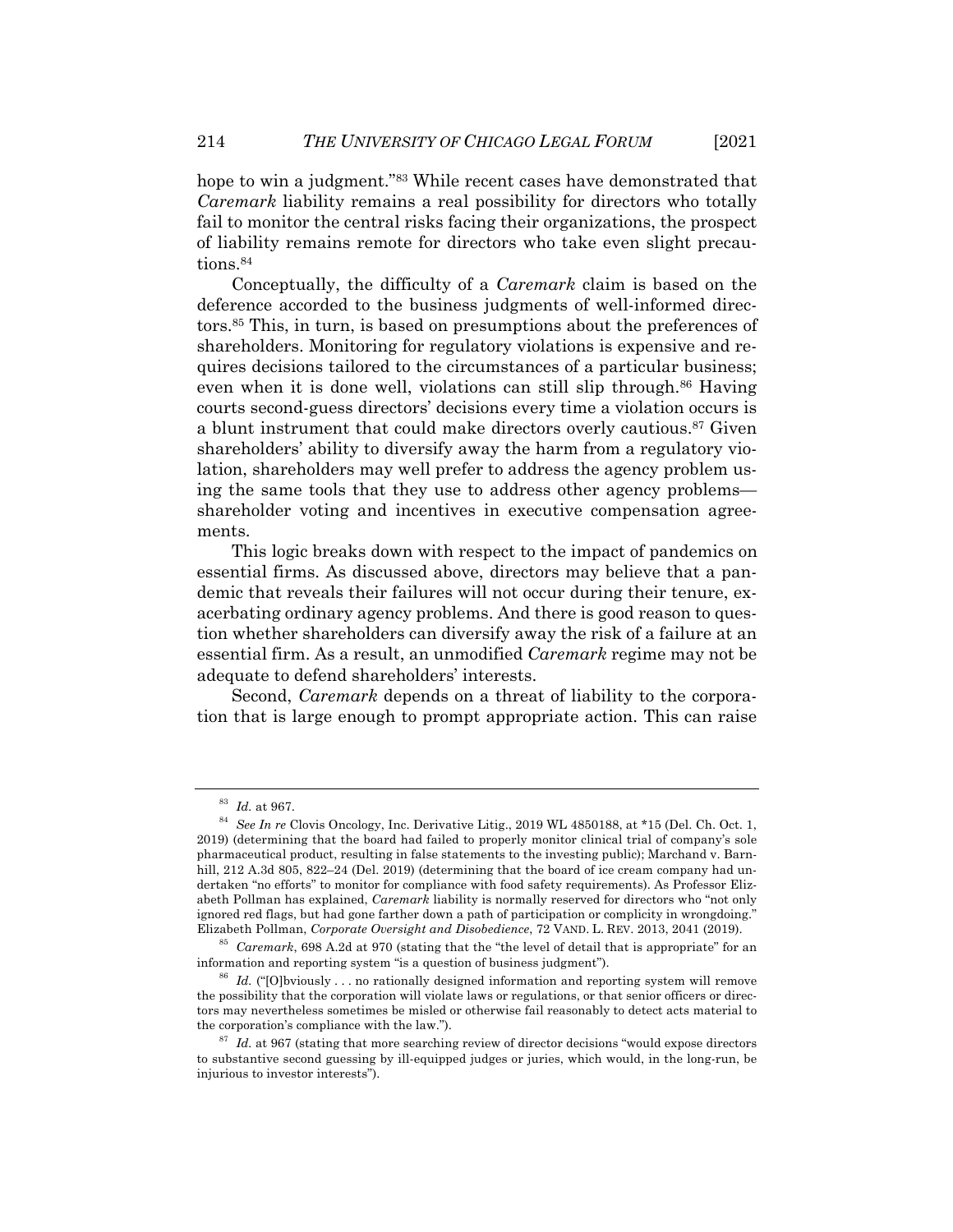hope to win a judgment."[83] While recent cases have demonstrated that *Caremark* liability remains a real possibility for directors who totally fail to monitor the central risks facing their organizations, the prospect of liability remains remote for directors who take even slight precautions.[84]

Conceptually, the difficulty of a *Caremark* claim is based on the deference accorded to the business judgments of well-informed directors.[85] This, in turn, is based on presumptions about the preferences of shareholders. Monitoring for regulatory violations is expensive and requires decisions tailored to the circumstances of a particular business; even when it is done well, violations can still slip through.[86] Having courts second-guess directors' decisions every time a violation occurs is a blunt instrument that could make directors overly cautious.[87] Given shareholders' ability to diversify away the harm from a regulatory violation, shareholders may well prefer to address the agency problem using the same tools that they use to address other agency problems—shareholder voting and incentives in executive compensation agreements.

This logic breaks down with respect to the impact of pandemics on essential firms. As discussed above, directors may believe that a pandemic that reveals their failures will not occur during their tenure, exacerbating ordinary agency problems. And there is good reason to question whether shareholders can diversify away the risk of a failure at an essential firm. As a result, an unmodified *Caremark* regime may not be adequate to defend shareholders' interests.

Second, *Caremark* depends on a threat of liability to the corporation that is large enough to prompt appropriate action. This can raise

---

[83] *Id.* at 967.

[84] *See In re* Clovis Oncology, Inc. Derivative Litig., 2019 WL 4850188, at *15 (Del. Ch. Oct. 1, 2019) (determining that the board had failed to properly monitor clinical trial of company's sole pharmaceutical product, resulting in false statements to the investing public); Marchand v. Barnhill, 212 A.3d 805, 822–24 (Del. 2019) (determining that the board of ice cream company had undertaken "no efforts" to monitor for compliance with food safety requirements). As Professor Elizabeth Pollman has explained, *Caremark* liability is normally reserved for directors who "not only ignored red flags, but had gone farther down a path of participation or complicity in wrongdoing." Elizabeth Pollman, *Corporate Oversight and Disobedience*, 72 VAND. L. REV. 2013, 2041 (2019).

[85] *Caremark*, 698 A.2d at 970 (stating that the "the level of detail that is appropriate" for an information and reporting system "is a question of business judgment").

[86] *Id.* ("[O]bviously . . . no rationally designed information and reporting system will remove the possibility that the corporation will violate laws or regulations, or that senior officers or directors may nevertheless sometimes be misled or otherwise fail reasonably to detect acts material to the corporation's compliance with the law.").

[87] *Id.* at 967 (stating that more searching review of director decisions "would expose directors to substantive second guessing by ill-equipped judges or juries, which would, in the long-run, be injurious to investor interests").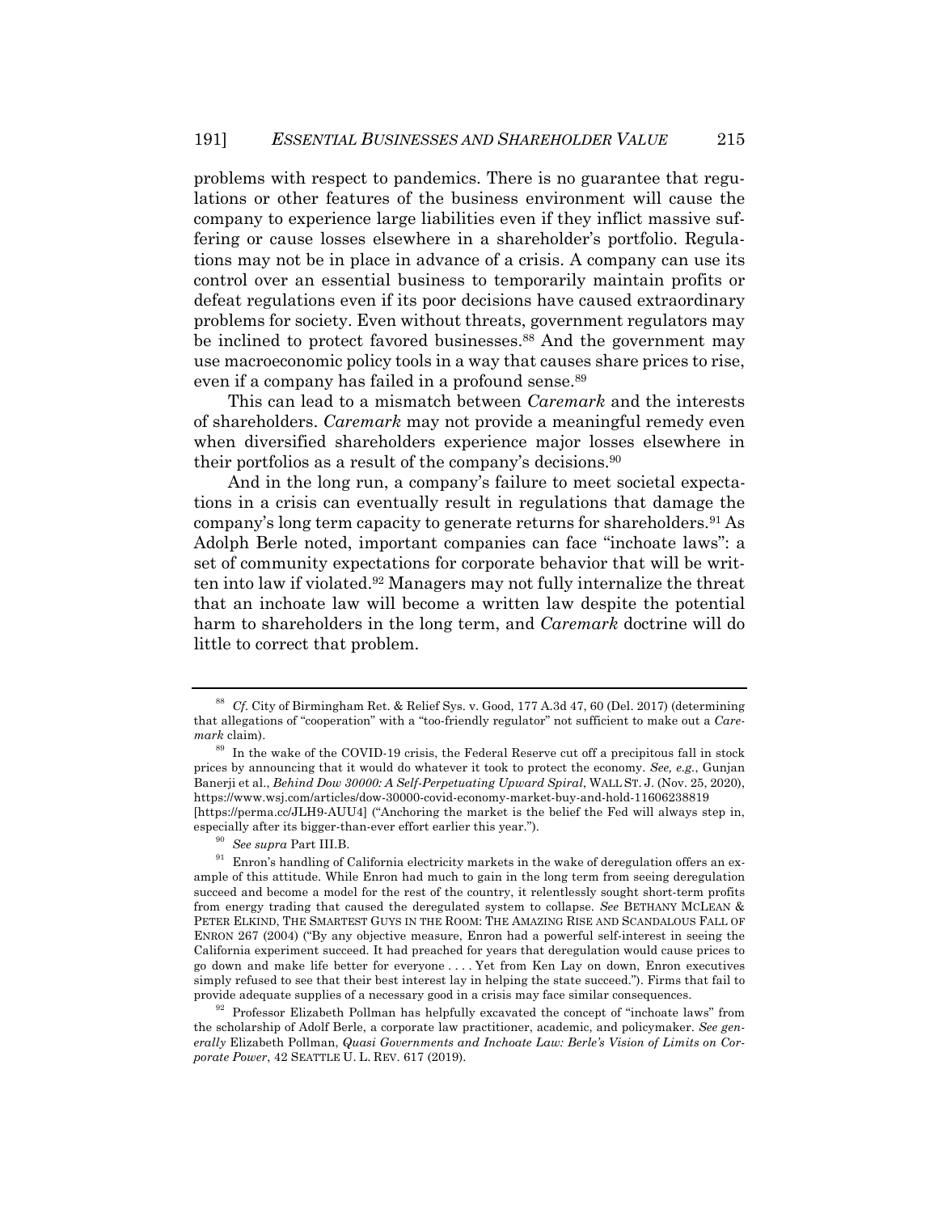problems with respect to pandemics. There is no guarantee that regulations or other features of the business environment will cause the company to experience large liabilities even if they inflict massive suffering or cause losses elsewhere in a shareholder's portfolio. Regulations may not be in place in advance of a crisis. A company can use its control over an essential business to temporarily maintain profits or defeat regulations even if its poor decisions have caused extraordinary problems for society. Even without threats, government regulators may be inclined to protect favored businesses.[88] And the government may use macroeconomic policy tools in a way that causes share prices to rise, even if a company has failed in a profound sense.[89]

This can lead to a mismatch between *Caremark* and the interests of shareholders. *Caremark* may not provide a meaningful remedy even when diversified shareholders experience major losses elsewhere in their portfolios as a result of the company's decisions.[90]

And in the long run, a company's failure to meet societal expectations in a crisis can eventually result in regulations that damage the company's long term capacity to generate returns for shareholders.[91] As Adolph Berle noted, important companies can face "inchoate laws": a set of community expectations for corporate behavior that will be written into law if violated.[92] Managers may not fully internalize the threat that an inchoate law will become a written law despite the potential harm to shareholders in the long term, and *Caremark* doctrine will do little to correct that problem.

---

[88] *Cf.* City of Birmingham Ret. & Relief Sys. v. Good, 177 A.3d 47, 60 (Del. 2017) (determining that allegations of "cooperation" with a "too-friendly regulator" not sufficient to make out a *Caremark* claim).

[89] In the wake of the COVID-19 crisis, the Federal Reserve cut off a precipitous fall in stock prices by announcing that it would do whatever it took to protect the economy. *See, e.g.*, Gunjan Banerji et al., *Behind Dow 30000: A Self-Perpetuating Upward Spiral*, WALL ST. J. (Nov. 25, 2020), https://www.wsj.com/articles/dow-30000-covid-economy-market-buy-and-hold-11606238819 [https://perma.cc/JLH9-AUU4] ("Anchoring the market is the belief the Fed will always step in, especially after its bigger-than-ever effort earlier this year.").

[90] *See supra* Part III.B.

[91] Enron's handling of California electricity markets in the wake of deregulation offers an example of this attitude. While Enron had much to gain in the long term from seeing deregulation succeed and become a model for the rest of the country, it relentlessly sought short-term profits from energy trading that caused the deregulated system to collapse. *See* BETHANY MCLEAN & PETER ELKIND, THE SMARTEST GUYS IN THE ROOM: THE AMAZING RISE AND SCANDALOUS FALL OF ENRON 267 (2004) ("By any objective measure, Enron had a powerful self-interest in seeing the California experiment succeed. It had preached for years that deregulation would cause prices to go down and make life better for everyone . . . . Yet from Ken Lay on down, Enron executives simply refused to see that their best interest lay in helping the state succeed."). Firms that fail to provide adequate supplies of a necessary good in a crisis may face similar consequences.

[92] Professor Elizabeth Pollman has helpfully excavated the concept of "inchoate laws" from the scholarship of Adolf Berle, a corporate law practitioner, academic, and policymaker. *See generally* Elizabeth Pollman, *Quasi Governments and Inchoate Law: Berle's Vision of Limits on Corporate Power*, 42 SEATTLE U. L. REV. 617 (2019).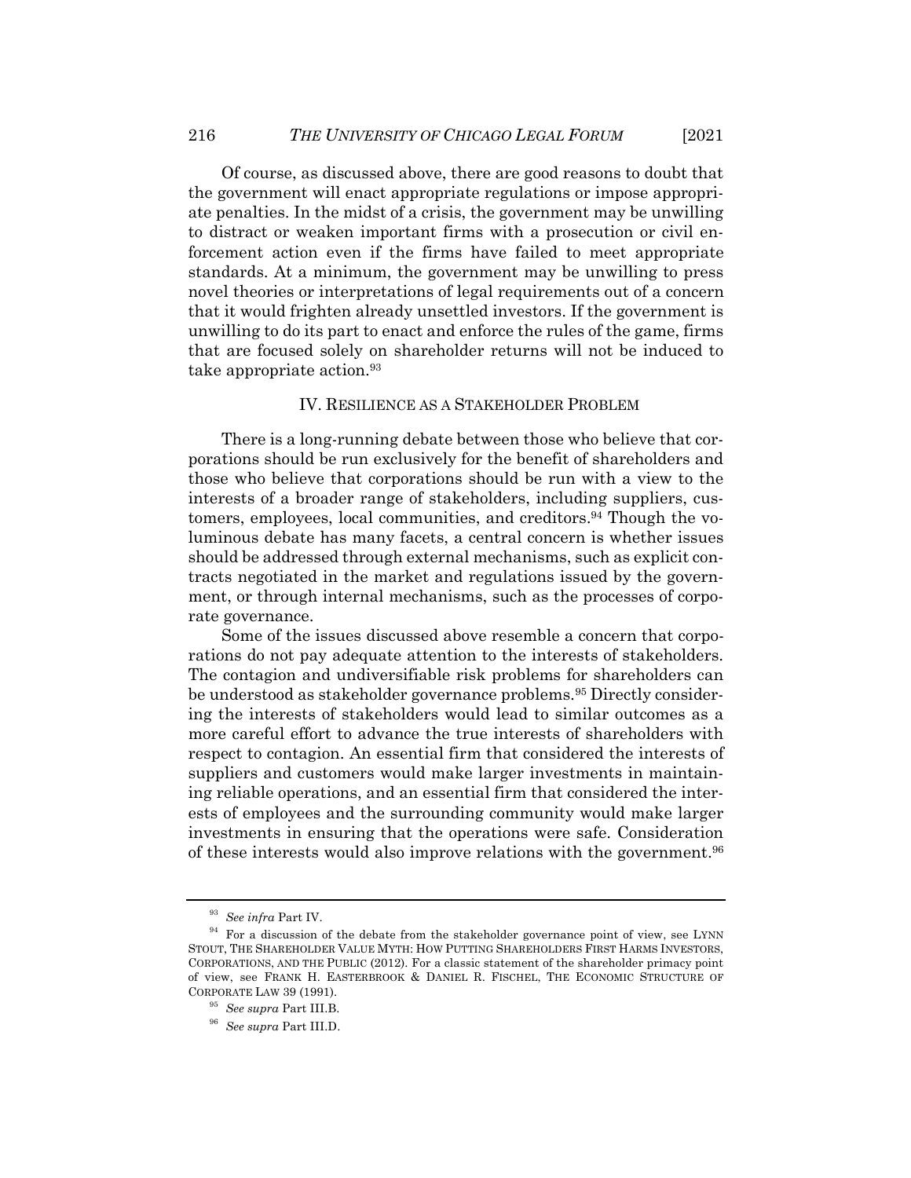Of course, as discussed above, there are good reasons to doubt that the government will enact appropriate regulations or impose appropriate penalties. In the midst of a crisis, the government may be unwilling to distract or weaken important firms with a prosecution or civil enforcement action even if the firms have failed to meet appropriate standards. At a minimum, the government may be unwilling to press novel theories or interpretations of legal requirements out of a concern that it would frighten already unsettled investors. If the government is unwilling to do its part to enact and enforce the rules of the game, firms that are focused solely on shareholder returns will not be induced to take appropriate action.[93]

## IV. RESILIENCE AS A STAKEHOLDER PROBLEM

There is a long-running debate between those who believe that corporations should be run exclusively for the benefit of shareholders and those who believe that corporations should be run with a view to the interests of a broader range of stakeholders, including suppliers, customers, employees, local communities, and creditors.[94] Though the voluminous debate has many facets, a central concern is whether issues should be addressed through external mechanisms, such as explicit contracts negotiated in the market and regulations issued by the government, or through internal mechanisms, such as the processes of corporate governance.

Some of the issues discussed above resemble a concern that corporations do not pay adequate attention to the interests of stakeholders. The contagion and undiversifiable risk problems for shareholders can be understood as stakeholder governance problems.[95] Directly considering the interests of stakeholders would lead to similar outcomes as a more careful effort to advance the true interests of shareholders with respect to contagion. An essential firm that considered the interests of suppliers and customers would make larger investments in maintaining reliable operations, and an essential firm that considered the interests of employees and the surrounding community would make larger investments in ensuring that the operations were safe. Consideration of these interests would also improve relations with the government.[96]

---

[93] *See infra* Part IV.

[94] For a discussion of the debate from the stakeholder governance point of view, see LYNN STOUT, THE SHAREHOLDER VALUE MYTH: HOW PUTTING SHAREHOLDERS FIRST HARMS INVESTORS, CORPORATIONS, AND THE PUBLIC (2012). For a classic statement of the shareholder primacy point of view, see FRANK H. EASTERBROOK & DANIEL R. FISCHEL, THE ECONOMIC STRUCTURE OF CORPORATE LAW 39 (1991).

[95] *See supra* Part III.B.

[96] *See supra* Part III.D.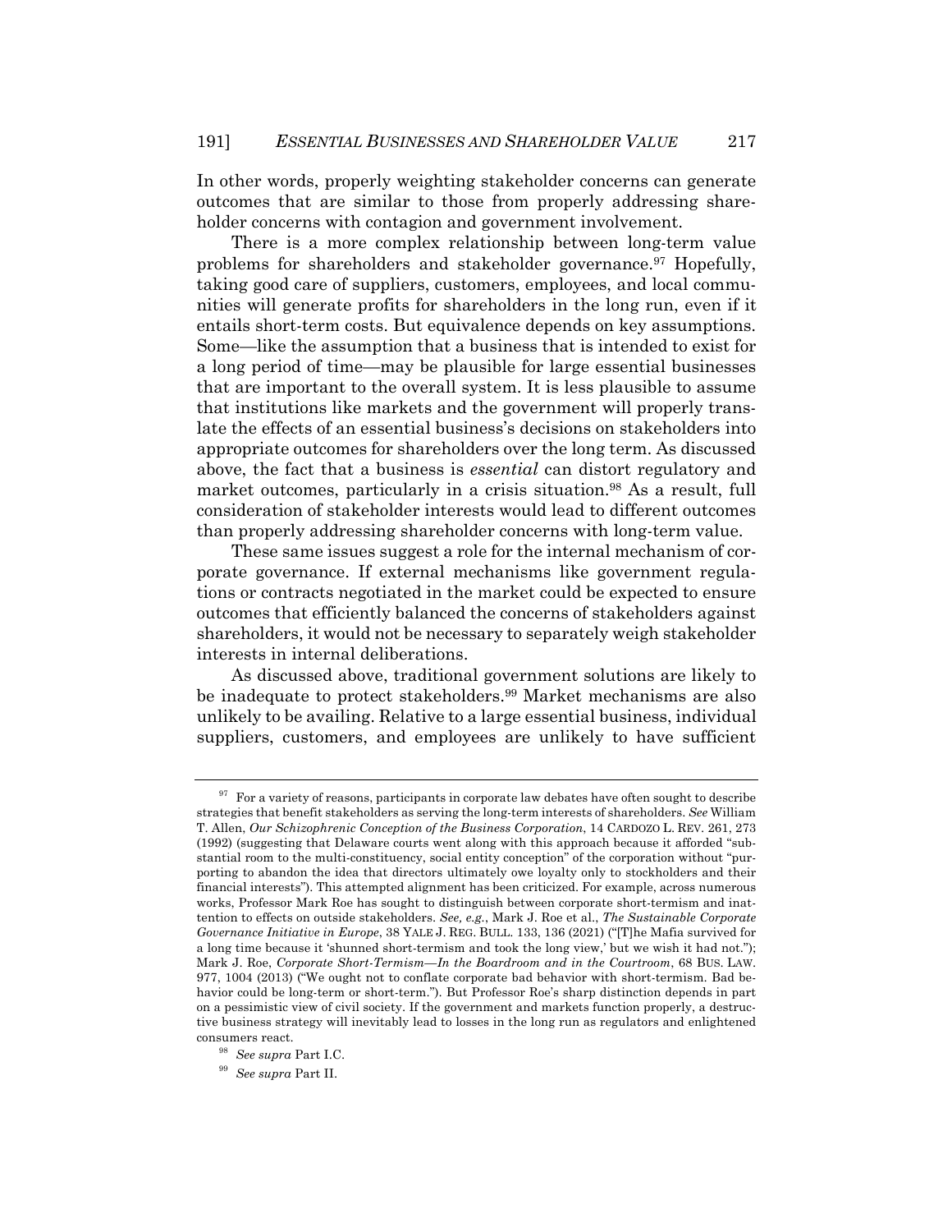In other words, properly weighting stakeholder concerns can generate outcomes that are similar to those from properly addressing shareholder concerns with contagion and government involvement.

There is a more complex relationship between long-term value problems for shareholders and stakeholder governance.[97] Hopefully, taking good care of suppliers, customers, employees, and local communities will generate profits for shareholders in the long run, even if it entails short-term costs. But equivalence depends on key assumptions. Some—like the assumption that a business that is intended to exist for a long period of time—may be plausible for large essential businesses that are important to the overall system. It is less plausible to assume that institutions like markets and the government will properly translate the effects of an essential business's decisions on stakeholders into appropriate outcomes for shareholders over the long term. As discussed above, the fact that a business is *essential* can distort regulatory and market outcomes, particularly in a crisis situation.[98] As a result, full consideration of stakeholder interests would lead to different outcomes than properly addressing shareholder concerns with long-term value.

These same issues suggest a role for the internal mechanism of corporate governance. If external mechanisms like government regulations or contracts negotiated in the market could be expected to ensure outcomes that efficiently balanced the concerns of stakeholders against shareholders, it would not be necessary to separately weigh stakeholder interests in internal deliberations.

As discussed above, traditional government solutions are likely to be inadequate to protect stakeholders.[99] Market mechanisms are also unlikely to be availing. Relative to a large essential business, individual suppliers, customers, and employees are unlikely to have sufficient

---

[97] For a variety of reasons, participants in corporate law debates have often sought to describe strategies that benefit stakeholders as serving the long-term interests of shareholders. *See* William T. Allen, *Our Schizophrenic Conception of the Business Corporation*, 14 CARDOZO L. REV. 261, 273 (1992) (suggesting that Delaware courts went along with this approach because it afforded "substantial room to the multi-constituency, social entity conception" of the corporation without "purporting to abandon the idea that directors ultimately owe loyalty only to stockholders and their financial interests"). This attempted alignment has been criticized. For example, across numerous works, Professor Mark Roe has sought to distinguish between corporate short-termism and inattention to effects on outside stakeholders. *See, e.g.*, Mark J. Roe et al., *The Sustainable Corporate Governance Initiative in Europe*, 38 YALE J. REG. BULL. 133, 136 (2021) ("[T]he Mafia survived for a long time because it 'shunned short-termism and took the long view,' but we wish it had not."); Mark J. Roe, *Corporate Short-Termism—In the Boardroom and in the Courtroom*, 68 BUS. LAW. 977, 1004 (2013) ("We ought not to conflate corporate bad behavior with short-termism. Bad behavior could be long-term or short-term."). But Professor Roe's sharp distinction depends in part on a pessimistic view of civil society. If the government and markets function properly, a destructive business strategy will inevitably lead to losses in the long run as regulators and enlightened consumers react.

[98] *See supra* Part I.C.

[99] *See supra* Part II.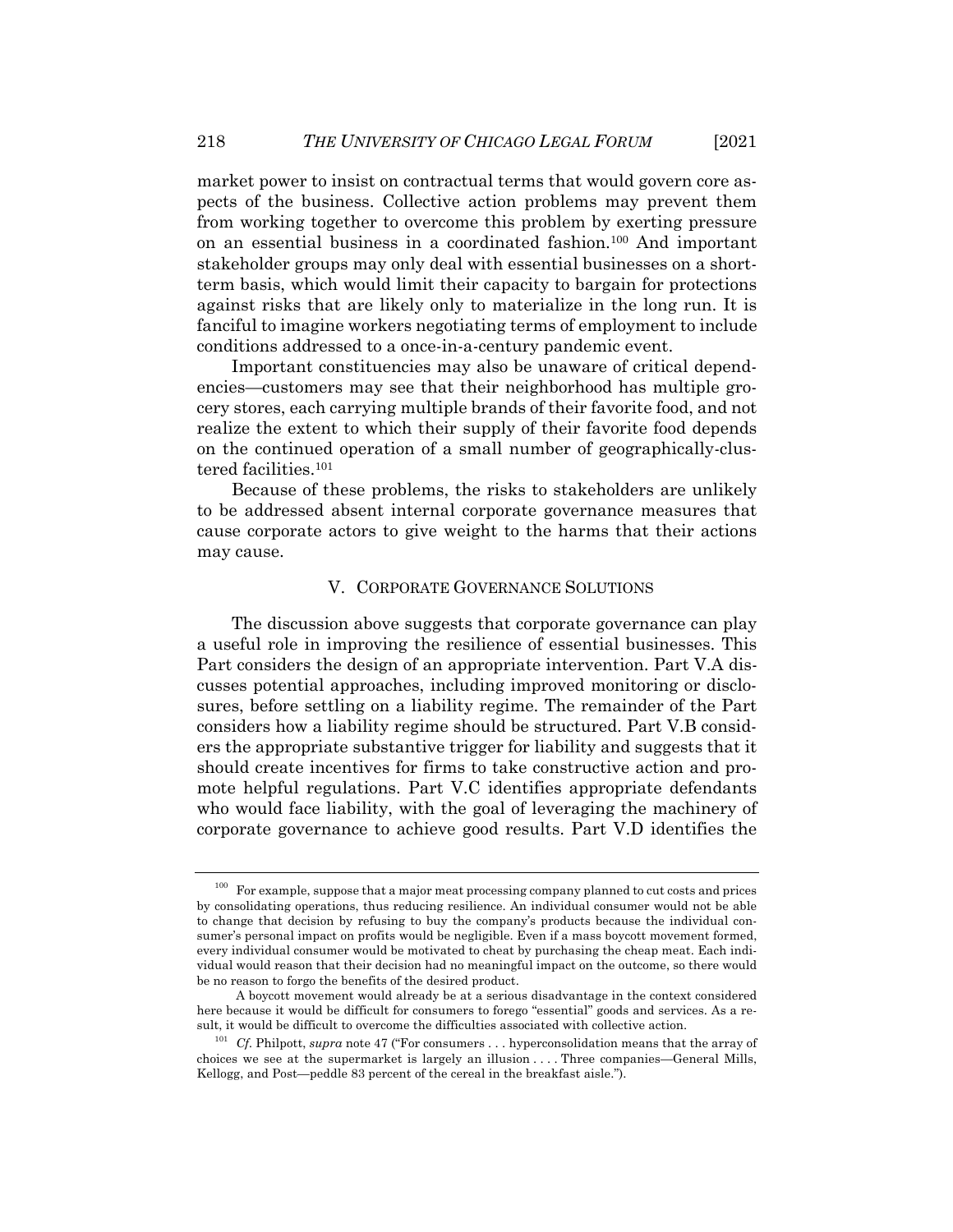market power to insist on contractual terms that would govern core aspects of the business. Collective action problems may prevent them from working together to overcome this problem by exerting pressure on an essential business in a coordinated fashion.[100] And important stakeholder groups may only deal with essential businesses on a short-term basis, which would limit their capacity to bargain for protections against risks that are likely only to materialize in the long run. It is fanciful to imagine workers negotiating terms of employment to include conditions addressed to a once-in-a-century pandemic event.

Important constituencies may also be unaware of critical dependencies—customers may see that their neighborhood has multiple grocery stores, each carrying multiple brands of their favorite food, and not realize the extent to which their supply of their favorite food depends on the continued operation of a small number of geographically-clustered facilities.[101]

Because of these problems, the risks to stakeholders are unlikely to be addressed absent internal corporate governance measures that cause corporate actors to give weight to the harms that their actions may cause.

## V. CORPORATE GOVERNANCE SOLUTIONS

The discussion above suggests that corporate governance can play a useful role in improving the resilience of essential businesses. This Part considers the design of an appropriate intervention. Part V.A discusses potential approaches, including improved monitoring or disclosures, before settling on a liability regime. The remainder of the Part considers how a liability regime should be structured. Part V.B considers the appropriate substantive trigger for liability and suggests that it should create incentives for firms to take constructive action and promote helpful regulations. Part V.C identifies appropriate defendants who would face liability, with the goal of leveraging the machinery of corporate governance to achieve good results. Part V.D identifies the

---

[100] For example, suppose that a major meat processing company planned to cut costs and prices by consolidating operations, thus reducing resilience. An individual consumer would not be able to change that decision by refusing to buy the company's products because the individual consumer's personal impact on profits would be negligible. Even if a mass boycott movement formed, every individual consumer would be motivated to cheat by purchasing the cheap meat. Each individual would reason that their decision had no meaningful impact on the outcome, so there would be no reason to forgo the benefits of the desired product.

A boycott movement would already be at a serious disadvantage in the context considered here because it would be difficult for consumers to forego "essential" goods and services. As a result, it would be difficult to overcome the difficulties associated with collective action.

[101] *Cf.* Philpott, *supra* note 47 ("For consumers . . . hyperconsolidation means that the array of choices we see at the supermarket is largely an illusion . . . . Three companies—General Mills, Kellogg, and Post—peddle 83 percent of the cereal in the breakfast aisle.").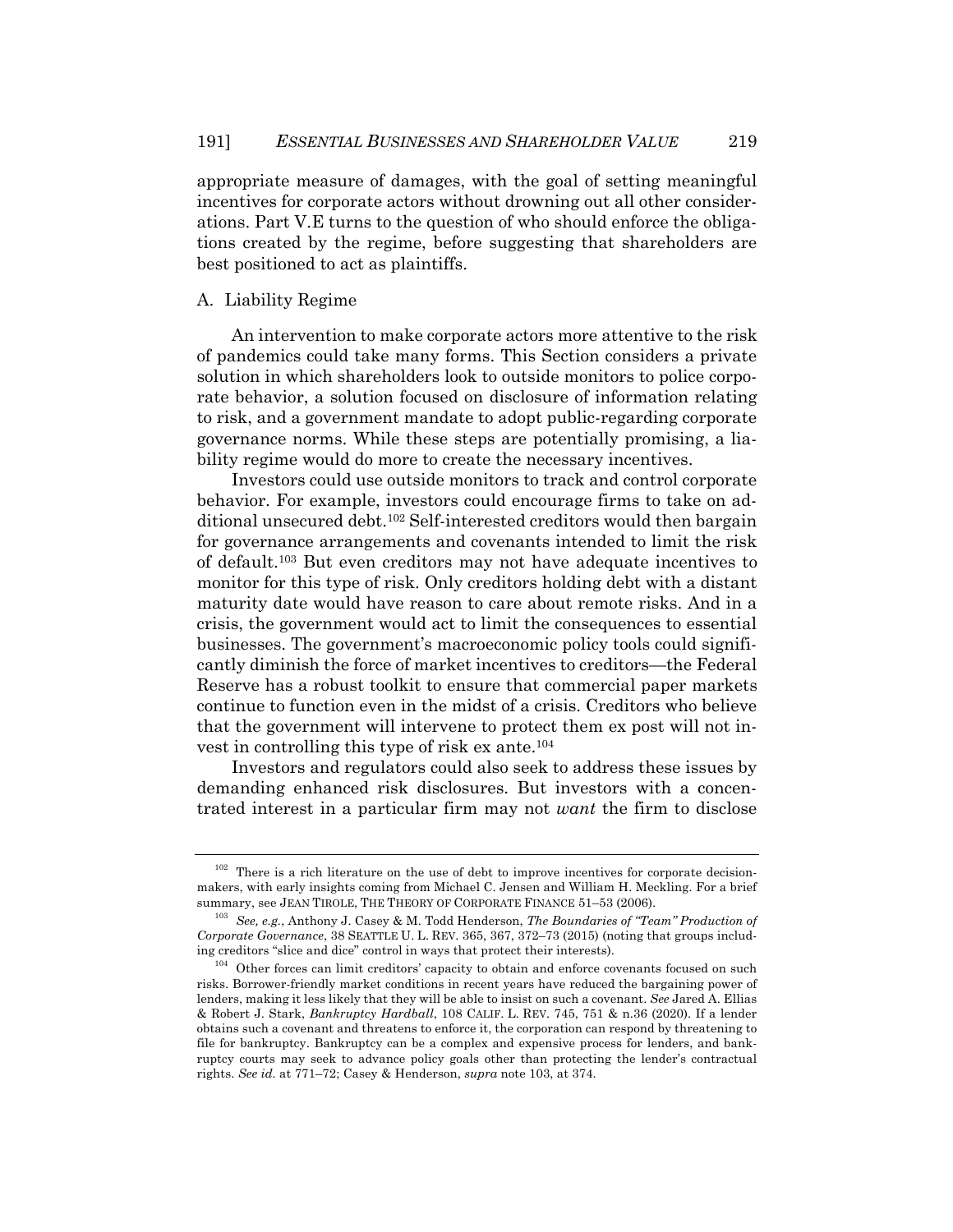appropriate measure of damages, with the goal of setting meaningful incentives for corporate actors without drowning out all other considerations. Part V.E turns to the question of who should enforce the obligations created by the regime, before suggesting that shareholders are best positioned to act as plaintiffs.

## A. Liability Regime

An intervention to make corporate actors more attentive to the risk of pandemics could take many forms. This Section considers a private solution in which shareholders look to outside monitors to police corporate behavior, a solution focused on disclosure of information relating to risk, and a government mandate to adopt public-regarding corporate governance norms. While these steps are potentially promising, a liability regime would do more to create the necessary incentives.

Investors could use outside monitors to track and control corporate behavior. For example, investors could encourage firms to take on additional unsecured debt.[102] Self-interested creditors would then bargain for governance arrangements and covenants intended to limit the risk of default.[103] But even creditors may not have adequate incentives to monitor for this type of risk. Only creditors holding debt with a distant maturity date would have reason to care about remote risks. And in a crisis, the government would act to limit the consequences to essential businesses. The government's macroeconomic policy tools could significantly diminish the force of market incentives to creditors—the Federal Reserve has a robust toolkit to ensure that commercial paper markets continue to function even in the midst of a crisis. Creditors who believe that the government will intervene to protect them ex post will not invest in controlling this type of risk ex ante.[104]

Investors and regulators could also seek to address these issues by demanding enhanced risk disclosures. But investors with a concentrated interest in a particular firm may not *want* the firm to disclose

---

[102] There is a rich literature on the use of debt to improve incentives for corporate decision-makers, with early insights coming from Michael C. Jensen and William H. Meckling. For a brief summary, see JEAN TIROLE, THE THEORY OF CORPORATE FINANCE 51–53 (2006).

[103] *See, e.g.*, Anthony J. Casey & M. Todd Henderson, *The Boundaries of "Team" Production of Corporate Governance*, 38 SEATTLE U. L. REV. 365, 367, 372–73 (2015) (noting that groups including creditors "slice and dice" control in ways that protect their interests).

[104] Other forces can limit creditors' capacity to obtain and enforce covenants focused on such risks. Borrower-friendly market conditions in recent years have reduced the bargaining power of lenders, making it less likely that they will be able to insist on such a covenant. *See* Jared A. Ellias & Robert J. Stark, *Bankruptcy Hardball*, 108 CALIF. L. REV. 745, 751 & n.36 (2020). If a lender obtains such a covenant and threatens to enforce it, the corporation can respond by threatening to file for bankruptcy. Bankruptcy can be a complex and expensive process for lenders, and bankruptcy courts may seek to advance policy goals other than protecting the lender's contractual rights. *See id.* at 771–72; Casey & Henderson, *supra* note 103, at 374.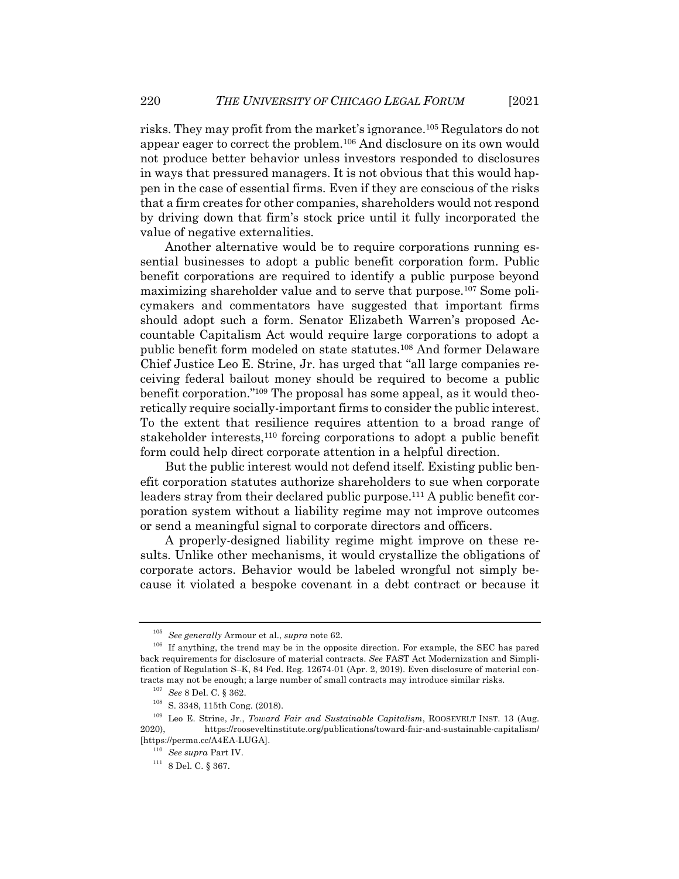risks. They may profit from the market's ignorance.[105] Regulators do not appear eager to correct the problem.[106] And disclosure on its own would not produce better behavior unless investors responded to disclosures in ways that pressured managers. It is not obvious that this would happen in the case of essential firms. Even if they are conscious of the risks that a firm creates for other companies, shareholders would not respond by driving down that firm's stock price until it fully incorporated the value of negative externalities.

Another alternative would be to require corporations running essential businesses to adopt a public benefit corporation form. Public benefit corporations are required to identify a public purpose beyond maximizing shareholder value and to serve that purpose.[107] Some policymakers and commentators have suggested that important firms should adopt such a form. Senator Elizabeth Warren's proposed Accountable Capitalism Act would require large corporations to adopt a public benefit form modeled on state statutes.[108] And former Delaware Chief Justice Leo E. Strine, Jr. has urged that "all large companies receiving federal bailout money should be required to become a public benefit corporation."[109] The proposal has some appeal, as it would theoretically require socially-important firms to consider the public interest. To the extent that resilience requires attention to a broad range of stakeholder interests,[110] forcing corporations to adopt a public benefit form could help direct corporate attention in a helpful direction.

But the public interest would not defend itself. Existing public benefit corporation statutes authorize shareholders to sue when corporate leaders stray from their declared public purpose.[111] A public benefit corporation system without a liability regime may not improve outcomes or send a meaningful signal to corporate directors and officers.

A properly-designed liability regime might improve on these results. Unlike other mechanisms, it would crystallize the obligations of corporate actors. Behavior would be labeled wrongful not simply because it violated a bespoke covenant in a debt contract or because it

---

[105] *See generally* Armour et al., *supra* note 62.

[106] If anything, the trend may be in the opposite direction. For example, the SEC has pared back requirements for disclosure of material contracts. *See* FAST Act Modernization and Simplification of Regulation S–K, 84 Fed. Reg. 12674-01 (Apr. 2, 2019). Even disclosure of material contracts may not be enough; a large number of small contracts may introduce similar risks.

[107] *See* 8 Del. C. § 362.

[108] S. 3348, 115th Cong. (2018).

[109] Leo E. Strine, Jr., *Toward Fair and Sustainable Capitalism*, ROOSEVELT INST. 13 (Aug. 2020), https://rooseveltinstitute.org/publications/toward-fair-and-sustainable-capitalism/ [https://perma.cc/A4EA-LUGA].

[110] *See supra* Part IV.

[111] 8 Del. C. § 367.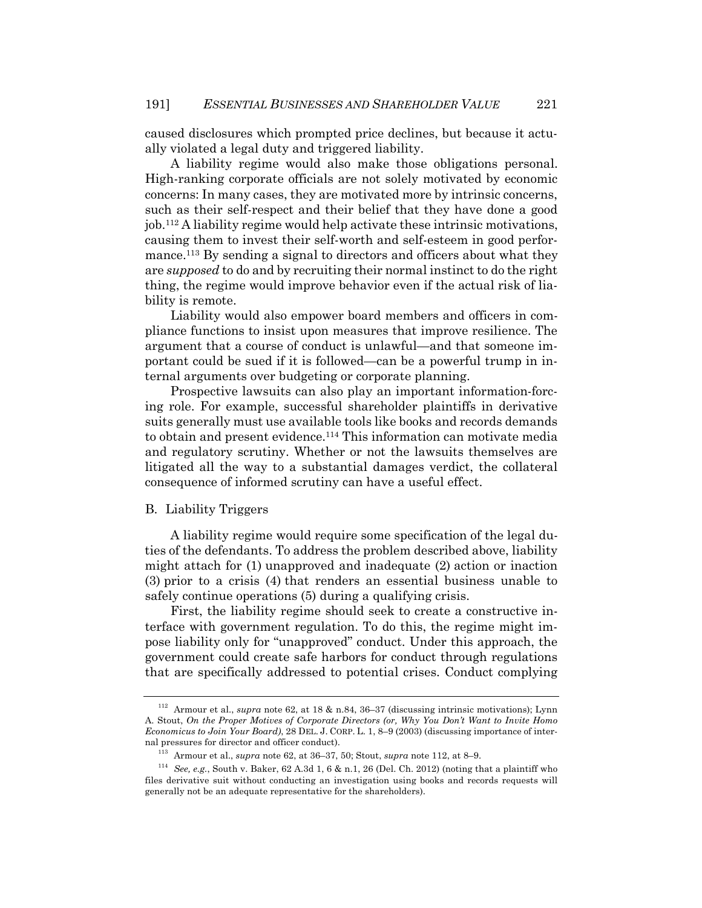caused disclosures which prompted price declines, but because it actually violated a legal duty and triggered liability.

A liability regime would also make those obligations personal. High-ranking corporate officials are not solely motivated by economic concerns: In many cases, they are motivated more by intrinsic concerns, such as their self-respect and their belief that they have done a good job.[112] A liability regime would help activate these intrinsic motivations, causing them to invest their self-worth and self-esteem in good performance.[113] By sending a signal to directors and officers about what they are *supposed* to do and by recruiting their normal instinct to do the right thing, the regime would improve behavior even if the actual risk of liability is remote.

Liability would also empower board members and officers in compliance functions to insist upon measures that improve resilience. The argument that a course of conduct is unlawful—and that someone important could be sued if it is followed—can be a powerful trump in internal arguments over budgeting or corporate planning.

Prospective lawsuits can also play an important information-forcing role. For example, successful shareholder plaintiffs in derivative suits generally must use available tools like books and records demands to obtain and present evidence.[114] This information can motivate media and regulatory scrutiny. Whether or not the lawsuits themselves are litigated all the way to a substantial damages verdict, the collateral consequence of informed scrutiny can have a useful effect.

## B. Liability Triggers

A liability regime would require some specification of the legal duties of the defendants. To address the problem described above, liability might attach for (1) unapproved and inadequate (2) action or inaction (3) prior to a crisis (4) that renders an essential business unable to safely continue operations (5) during a qualifying crisis.

First, the liability regime should seek to create a constructive interface with government regulation. To do this, the regime might impose liability only for "unapproved" conduct. Under this approach, the government could create safe harbors for conduct through regulations that are specifically addressed to potential crises. Conduct complying

---

[112] Armour et al., *supra* note 62, at 18 & n.84, 36–37 (discussing intrinsic motivations); Lynn A. Stout, *On the Proper Motives of Corporate Directors (or, Why You Don't Want to Invite Homo Economicus to Join Your Board)*, 28 DEL. J. CORP. L. 1, 8–9 (2003) (discussing importance of internal pressures for director and officer conduct).

[113] Armour et al., *supra* note 62, at 36–37, 50; Stout, *supra* note 112, at 8–9.

[114] *See, e.g.*, South v. Baker, 62 A.3d 1, 6 & n.1, 26 (Del. Ch. 2012) (noting that a plaintiff who files derivative suit without conducting an investigation using books and records requests will generally not be an adequate representative for the shareholders).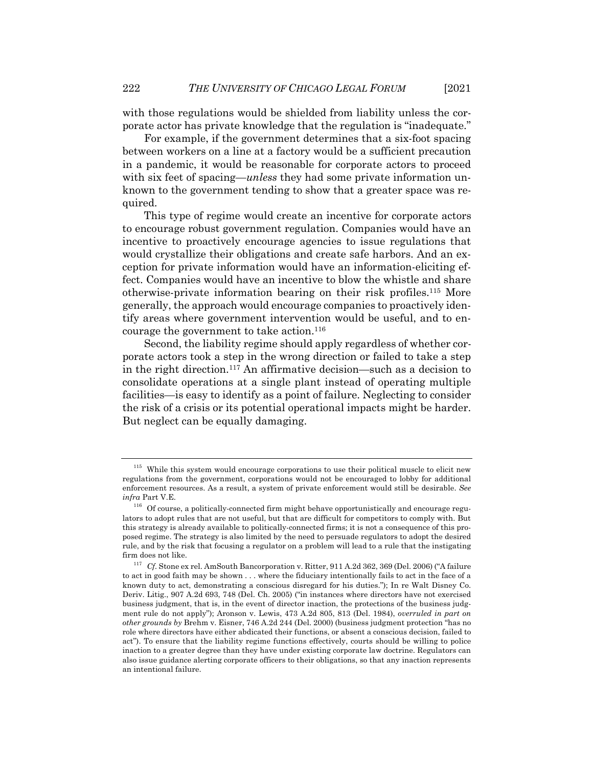with those regulations would be shielded from liability unless the corporate actor has private knowledge that the regulation is "inadequate."

For example, if the government determines that a six-foot spacing between workers on a line at a factory would be a sufficient precaution in a pandemic, it would be reasonable for corporate actors to proceed with six feet of spacing—*unless* they had some private information unknown to the government tending to show that a greater space was required.

This type of regime would create an incentive for corporate actors to encourage robust government regulation. Companies would have an incentive to proactively encourage agencies to issue regulations that would crystallize their obligations and create safe harbors. And an exception for private information would have an information-eliciting effect. Companies would have an incentive to blow the whistle and share otherwise-private information bearing on their risk profiles.[115] More generally, the approach would encourage companies to proactively identify areas where government intervention would be useful, and to encourage the government to take action.[116]

Second, the liability regime should apply regardless of whether corporate actors took a step in the wrong direction or failed to take a step in the right direction.[117] An affirmative decision—such as a decision to consolidate operations at a single plant instead of operating multiple facilities—is easy to identify as a point of failure. Neglecting to consider the risk of a crisis or its potential operational impacts might be harder. But neglect can be equally damaging.

---

[115] While this system would encourage corporations to use their political muscle to elicit new regulations from the government, corporations would not be encouraged to lobby for additional enforcement resources. As a result, a system of private enforcement would still be desirable. *See infra* Part V.E.

[116] Of course, a politically-connected firm might behave opportunistically and encourage regulators to adopt rules that are not useful, but that are difficult for competitors to comply with. But this strategy is already available to politically-connected firms; it is not a consequence of this proposed regime. The strategy is also limited by the need to persuade regulators to adopt the desired rule, and by the risk that focusing a regulator on a problem will lead to a rule that the instigating firm does not like.

[117] *Cf.* Stone ex rel. AmSouth Bancorporation v. Ritter, 911 A.2d 362, 369 (Del. 2006) ("A failure to act in good faith may be shown . . . where the fiduciary intentionally fails to act in the face of a known duty to act, demonstrating a conscious disregard for his duties."); In re Walt Disney Co. Deriv. Litig., 907 A.2d 693, 748 (Del. Ch. 2005) ("in instances where directors have not exercised business judgment, that is, in the event of director inaction, the protections of the business judgment rule do not apply"); Aronson v. Lewis, 473 A.2d 805, 813 (Del. 1984), *overruled in part on other grounds by* Brehm v. Eisner, 746 A.2d 244 (Del. 2000) (business judgment protection "has no role where directors have either abdicated their functions, or absent a conscious decision, failed to act"). To ensure that the liability regime functions effectively, courts should be willing to police inaction to a greater degree than they have under existing corporate law doctrine. Regulators can also issue guidance alerting corporate officers to their obligations, so that any inaction represents an intentional failure.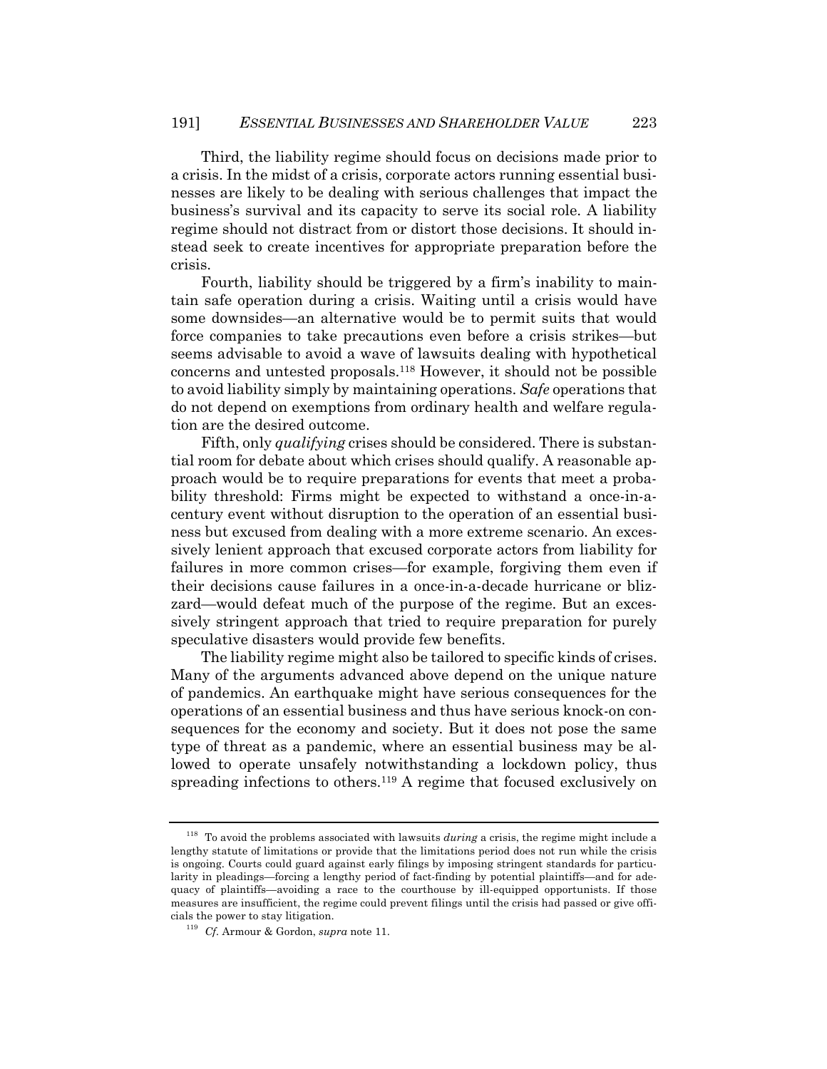Third, the liability regime should focus on decisions made prior to a crisis. In the midst of a crisis, corporate actors running essential businesses are likely to be dealing with serious challenges that impact the business's survival and its capacity to serve its social role. A liability regime should not distract from or distort those decisions. It should instead seek to create incentives for appropriate preparation before the crisis.

Fourth, liability should be triggered by a firm's inability to maintain safe operation during a crisis. Waiting until a crisis would have some downsides—an alternative would be to permit suits that would force companies to take precautions even before a crisis strikes—but seems advisable to avoid a wave of lawsuits dealing with hypothetical concerns and untested proposals.[118] However, it should not be possible to avoid liability simply by maintaining operations. *Safe* operations that do not depend on exemptions from ordinary health and welfare regulation are the desired outcome.

Fifth, only *qualifying* crises should be considered. There is substantial room for debate about which crises should qualify. A reasonable approach would be to require preparations for events that meet a probability threshold: Firms might be expected to withstand a once-in-a-century event without disruption to the operation of an essential business but excused from dealing with a more extreme scenario. An excessively lenient approach that excused corporate actors from liability for failures in more common crises—for example, forgiving them even if their decisions cause failures in a once-in-a-decade hurricane or blizzard—would defeat much of the purpose of the regime. But an excessively stringent approach that tried to require preparation for purely speculative disasters would provide few benefits.

The liability regime might also be tailored to specific kinds of crises. Many of the arguments advanced above depend on the unique nature of pandemics. An earthquake might have serious consequences for the operations of an essential business and thus have serious knock-on consequences for the economy and society. But it does not pose the same type of threat as a pandemic, where an essential business may be allowed to operate unsafely notwithstanding a lockdown policy, thus spreading infections to others.[119] A regime that focused exclusively on

---

[118] To avoid the problems associated with lawsuits *during* a crisis, the regime might include a lengthy statute of limitations or provide that the limitations period does not run while the crisis is ongoing. Courts could guard against early filings by imposing stringent standards for particularity in pleadings—forcing a lengthy period of fact-finding by potential plaintiffs—and for adequacy of plaintiffs—avoiding a race to the courthouse by ill-equipped opportunists. If those measures are insufficient, the regime could prevent filings until the crisis had passed or give officials the power to stay litigation.

[119] *Cf.* Armour & Gordon, *supra* note 11.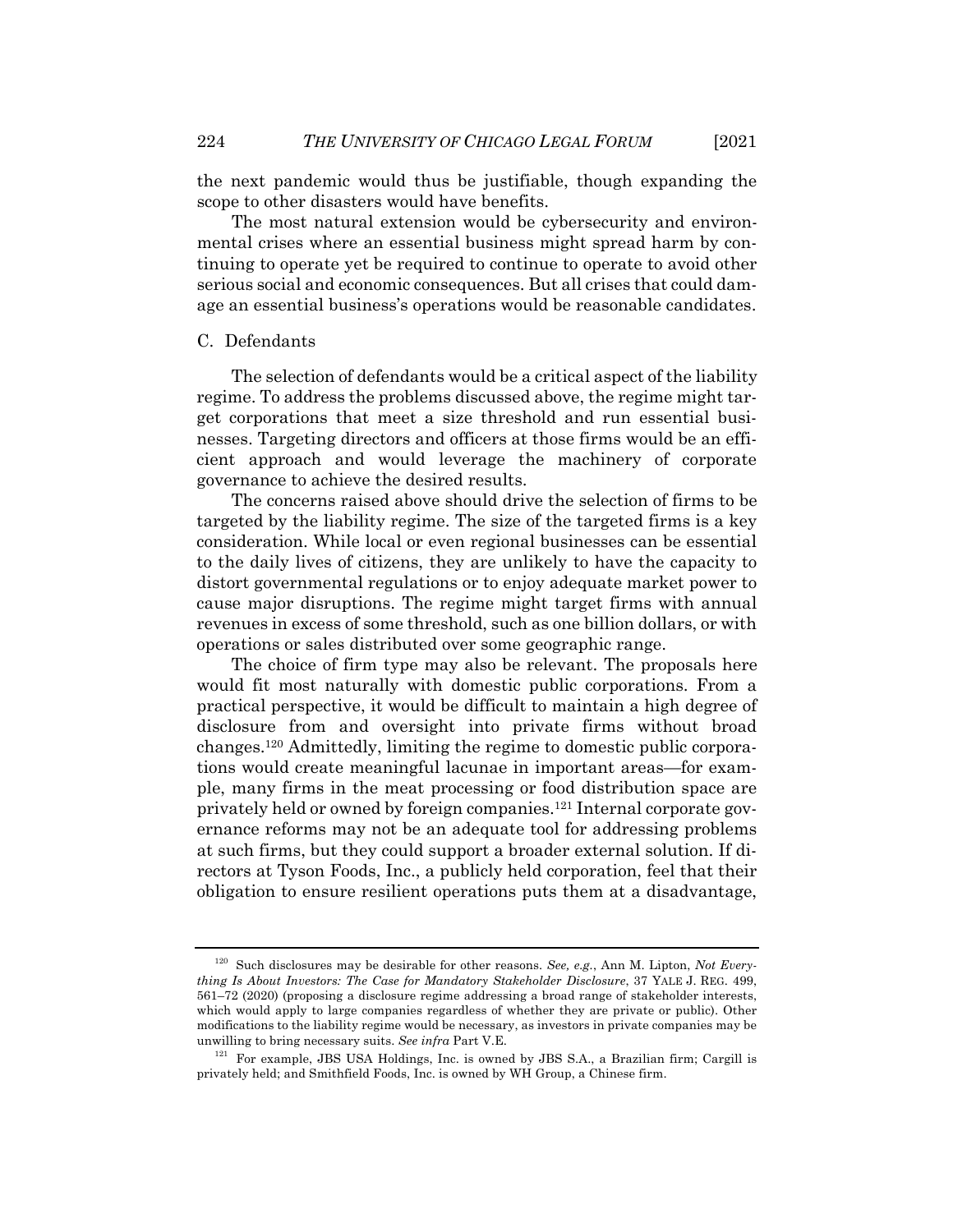the next pandemic would thus be justifiable, though expanding the scope to other disasters would have benefits.

The most natural extension would be cybersecurity and environmental crises where an essential business might spread harm by continuing to operate yet be required to continue to operate to avoid other serious social and economic consequences. But all crises that could damage an essential business's operations would be reasonable candidates.

### C. Defendants

The selection of defendants would be a critical aspect of the liability regime. To address the problems discussed above, the regime might target corporations that meet a size threshold and run essential businesses. Targeting directors and officers at those firms would be an efficient approach and would leverage the machinery of corporate governance to achieve the desired results.

The concerns raised above should drive the selection of firms to be targeted by the liability regime. The size of the targeted firms is a key consideration. While local or even regional businesses can be essential to the daily lives of citizens, they are unlikely to have the capacity to distort governmental regulations or to enjoy adequate market power to cause major disruptions. The regime might target firms with annual revenues in excess of some threshold, such as one billion dollars, or with operations or sales distributed over some geographic range.

The choice of firm type may also be relevant. The proposals here would fit most naturally with domestic public corporations. From a practical perspective, it would be difficult to maintain a high degree of disclosure from and oversight into private firms without broad changes.[120] Admittedly, limiting the regime to domestic public corporations would create meaningful lacunae in important areas—for example, many firms in the meat processing or food distribution space are privately held or owned by foreign companies.[121] Internal corporate governance reforms may not be an adequate tool for addressing problems at such firms, but they could support a broader external solution. If directors at Tyson Foods, Inc., a publicly held corporation, feel that their obligation to ensure resilient operations puts them at a disadvantage,

---

[120] Such disclosures may be desirable for other reasons. *See, e.g.*, Ann M. Lipton, *Not Everything Is About Investors: The Case for Mandatory Stakeholder Disclosure*, 37 YALE J. REG. 499, 561–72 (2020) (proposing a disclosure regime addressing a broad range of stakeholder interests, which would apply to large companies regardless of whether they are private or public). Other modifications to the liability regime would be necessary, as investors in private companies may be unwilling to bring necessary suits. *See infra* Part V.E.

[121] For example, JBS USA Holdings, Inc. is owned by JBS S.A., a Brazilian firm; Cargill is privately held; and Smithfield Foods, Inc. is owned by WH Group, a Chinese firm.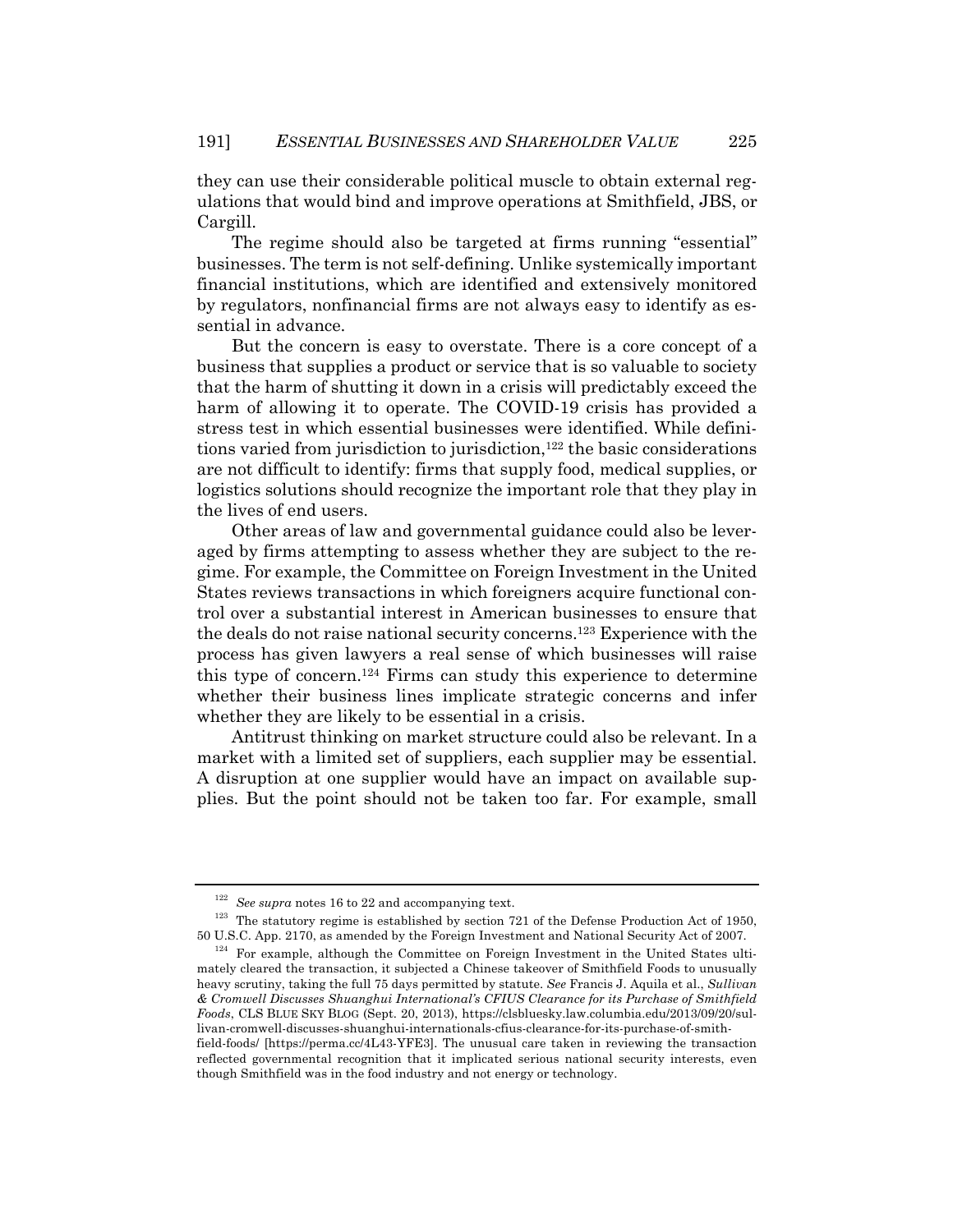they can use their considerable political muscle to obtain external regulations that would bind and improve operations at Smithfield, JBS, or Cargill.

The regime should also be targeted at firms running "essential" businesses. The term is not self-defining. Unlike systemically important financial institutions, which are identified and extensively monitored by regulators, nonfinancial firms are not always easy to identify as essential in advance.

But the concern is easy to overstate. There is a core concept of a business that supplies a product or service that is so valuable to society that the harm of shutting it down in a crisis will predictably exceed the harm of allowing it to operate. The COVID-19 crisis has provided a stress test in which essential businesses were identified. While definitions varied from jurisdiction to jurisdiction,[122] the basic considerations are not difficult to identify: firms that supply food, medical supplies, or logistics solutions should recognize the important role that they play in the lives of end users.

Other areas of law and governmental guidance could also be leveraged by firms attempting to assess whether they are subject to the regime. For example, the Committee on Foreign Investment in the United States reviews transactions in which foreigners acquire functional control over a substantial interest in American businesses to ensure that the deals do not raise national security concerns.[123] Experience with the process has given lawyers a real sense of which businesses will raise this type of concern.[124] Firms can study this experience to determine whether their business lines implicate strategic concerns and infer whether they are likely to be essential in a crisis.

Antitrust thinking on market structure could also be relevant. In a market with a limited set of suppliers, each supplier may be essential. A disruption at one supplier would have an impact on available supplies. But the point should not be taken too far. For example, small

---

[122] *See supra* notes 16 to 22 and accompanying text.

[123] The statutory regime is established by section 721 of the Defense Production Act of 1950, 50 U.S.C. App. 2170, as amended by the Foreign Investment and National Security Act of 2007.

[124] For example, although the Committee on Foreign Investment in the United States ultimately cleared the transaction, it subjected a Chinese takeover of Smithfield Foods to unusually heavy scrutiny, taking the full 75 days permitted by statute. *See* Francis J. Aquila et al., *Sullivan & Cromwell Discusses Shuanghui International's CFIUS Clearance for its Purchase of Smithfield Foods*, CLS BLUE SKY BLOG (Sept. 20, 2013), https://clsbluesky.law.columbia.edu/2013/09/20/sullivan-cromwell-discusses-shuanghui-internationals-cfius-clearance-for-its-purchase-of-smithfield-foods/ [https://perma.cc/4L43-YFE3]. The unusual care taken in reviewing the transaction reflected governmental recognition that it implicated serious national security interests, even though Smithfield was in the food industry and not energy or technology.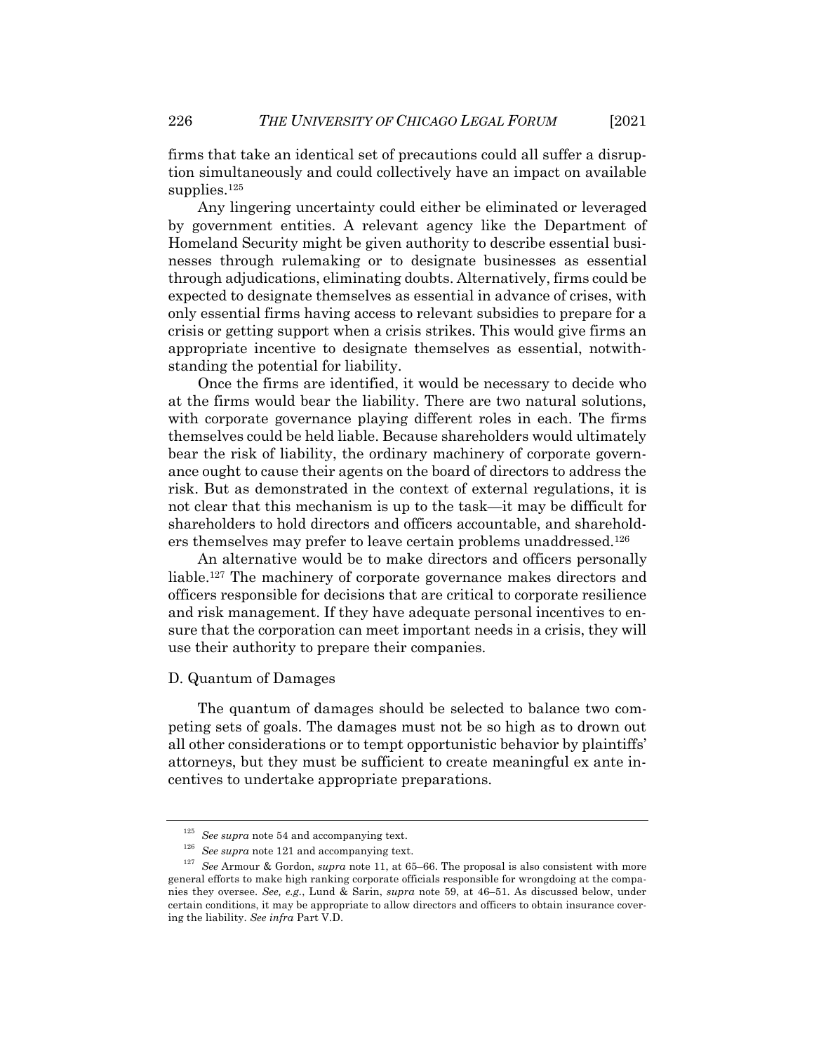firms that take an identical set of precautions could all suffer a disruption simultaneously and could collectively have an impact on available supplies.[125]

Any lingering uncertainty could either be eliminated or leveraged by government entities. A relevant agency like the Department of Homeland Security might be given authority to describe essential businesses through rulemaking or to designate businesses as essential through adjudications, eliminating doubts. Alternatively, firms could be expected to designate themselves as essential in advance of crises, with only essential firms having access to relevant subsidies to prepare for a crisis or getting support when a crisis strikes. This would give firms an appropriate incentive to designate themselves as essential, notwithstanding the potential for liability.

Once the firms are identified, it would be necessary to decide who at the firms would bear the liability. There are two natural solutions, with corporate governance playing different roles in each. The firms themselves could be held liable. Because shareholders would ultimately bear the risk of liability, the ordinary machinery of corporate governance ought to cause their agents on the board of directors to address the risk. But as demonstrated in the context of external regulations, it is not clear that this mechanism is up to the task—it may be difficult for shareholders to hold directors and officers accountable, and shareholders themselves may prefer to leave certain problems unaddressed.[126]

An alternative would be to make directors and officers personally liable.[127] The machinery of corporate governance makes directors and officers responsible for decisions that are critical to corporate resilience and risk management. If they have adequate personal incentives to ensure that the corporation can meet important needs in a crisis, they will use their authority to prepare their companies.

### D. Quantum of Damages

The quantum of damages should be selected to balance two competing sets of goals. The damages must not be so high as to drown out all other considerations or to tempt opportunistic behavior by plaintiffs' attorneys, but they must be sufficient to create meaningful ex ante incentives to undertake appropriate preparations.

---

[125] *See supra* note 54 and accompanying text.

[126] *See supra* note 121 and accompanying text.

[127] *See* Armour & Gordon, *supra* note 11, at 65–66. The proposal is also consistent with more general efforts to make high ranking corporate officials responsible for wrongdoing at the companies they oversee. *See, e.g.*, Lund & Sarin, *supra* note 59, at 46–51. As discussed below, under certain conditions, it may be appropriate to allow directors and officers to obtain insurance covering the liability. *See infra* Part V.D.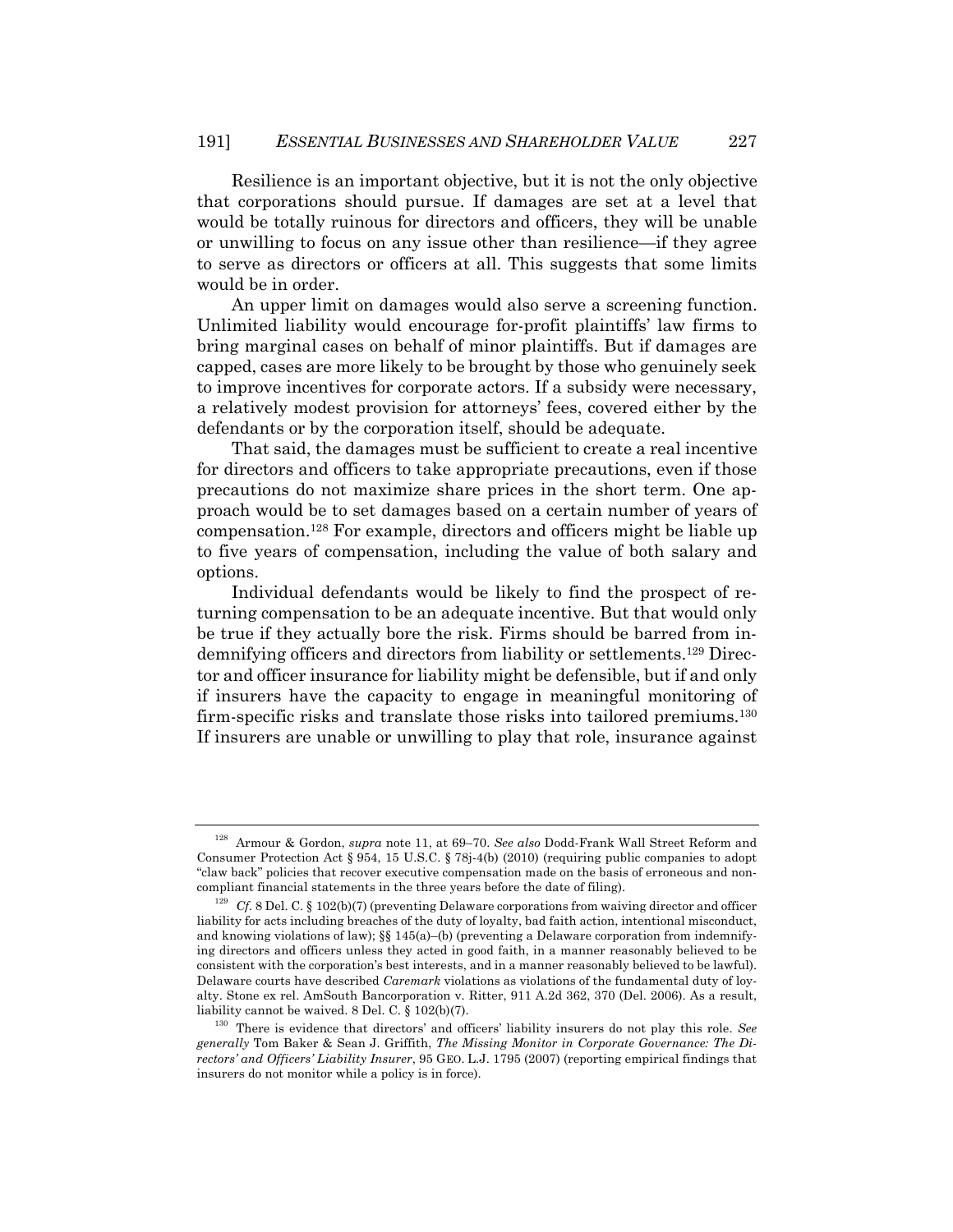Resilience is an important objective, but it is not the only objective that corporations should pursue. If damages are set at a level that would be totally ruinous for directors and officers, they will be unable or unwilling to focus on any issue other than resilience—if they agree to serve as directors or officers at all. This suggests that some limits would be in order.

An upper limit on damages would also serve a screening function. Unlimited liability would encourage for-profit plaintiffs' law firms to bring marginal cases on behalf of minor plaintiffs. But if damages are capped, cases are more likely to be brought by those who genuinely seek to improve incentives for corporate actors. If a subsidy were necessary, a relatively modest provision for attorneys' fees, covered either by the defendants or by the corporation itself, should be adequate.

That said, the damages must be sufficient to create a real incentive for directors and officers to take appropriate precautions, even if those precautions do not maximize share prices in the short term. One approach would be to set damages based on a certain number of years of compensation.[128] For example, directors and officers might be liable up to five years of compensation, including the value of both salary and options.

Individual defendants would be likely to find the prospect of returning compensation to be an adequate incentive. But that would only be true if they actually bore the risk. Firms should be barred from indemnifying officers and directors from liability or settlements.[129] Director and officer insurance for liability might be defensible, but if and only if insurers have the capacity to engage in meaningful monitoring of firm-specific risks and translate those risks into tailored premiums.[130] If insurers are unable or unwilling to play that role, insurance against

---

[128] Armour & Gordon, *supra* note 11, at 69–70. *See also* Dodd-Frank Wall Street Reform and Consumer Protection Act § 954, 15 U.S.C. § 78j-4(b) (2010) (requiring public companies to adopt "claw back" policies that recover executive compensation made on the basis of erroneous and noncompliant financial statements in the three years before the date of filing).

[129] *Cf.* 8 Del. C. § 102(b)(7) (preventing Delaware corporations from waiving director and officer liability for acts including breaches of the duty of loyalty, bad faith action, intentional misconduct, and knowing violations of law); §§ 145(a)–(b) (preventing a Delaware corporation from indemnifying directors and officers unless they acted in good faith, in a manner reasonably believed to be consistent with the corporation's best interests, and in a manner reasonably believed to be lawful). Delaware courts have described *Caremark* violations as violations of the fundamental duty of loyalty. Stone ex rel. AmSouth Bancorporation v. Ritter, 911 A.2d 362, 370 (Del. 2006). As a result, liability cannot be waived. 8 Del. C. § 102(b)(7).

[130] There is evidence that directors' and officers' liability insurers do not play this role. *See generally* Tom Baker & Sean J. Griffith, *The Missing Monitor in Corporate Governance: The Directors' and Officers' Liability Insurer*, 95 GEO. L.J. 1795 (2007) (reporting empirical findings that insurers do not monitor while a policy is in force).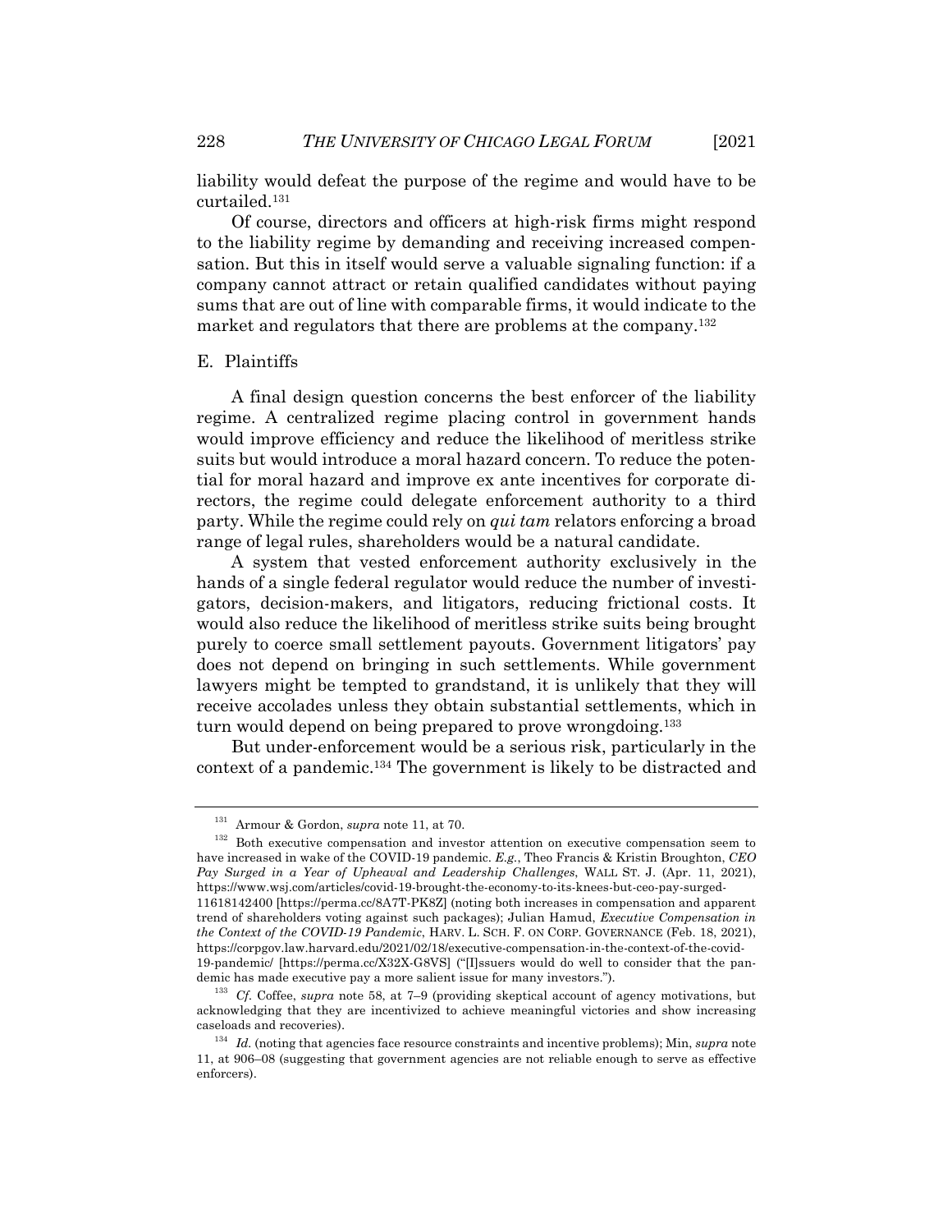liability would defeat the purpose of the regime and would have to be curtailed.[131]

Of course, directors and officers at high-risk firms might respond to the liability regime by demanding and receiving increased compensation. But this in itself would serve a valuable signaling function: if a company cannot attract or retain qualified candidates without paying sums that are out of line with comparable firms, it would indicate to the market and regulators that there are problems at the company.[132]

## E. Plaintiffs

A final design question concerns the best enforcer of the liability regime. A centralized regime placing control in government hands would improve efficiency and reduce the likelihood of meritless strike suits but would introduce a moral hazard concern. To reduce the potential for moral hazard and improve ex ante incentives for corporate directors, the regime could delegate enforcement authority to a third party. While the regime could rely on *qui tam* relators enforcing a broad range of legal rules, shareholders would be a natural candidate.

A system that vested enforcement authority exclusively in the hands of a single federal regulator would reduce the number of investigators, decision-makers, and litigators, reducing frictional costs. It would also reduce the likelihood of meritless strike suits being brought purely to coerce small settlement payouts. Government litigators' pay does not depend on bringing in such settlements. While government lawyers might be tempted to grandstand, it is unlikely that they will receive accolades unless they obtain substantial settlements, which in turn would depend on being prepared to prove wrongdoing.[133]

But under-enforcement would be a serious risk, particularly in the context of a pandemic.[134] The government is likely to be distracted and

---

[131] Armour & Gordon, *supra* note 11, at 70.

[132] Both executive compensation and investor attention on executive compensation seem to have increased in wake of the COVID-19 pandemic. *E.g.*, Theo Francis & Kristin Broughton, *CEO Pay Surged in a Year of Upheaval and Leadership Challenges*, WALL ST. J. (Apr. 11, 2021), https://www.wsj.com/articles/covid-19-brought-the-economy-to-its-knees-but-ceo-pay-surged-11618142400 [https://perma.cc/8A7T-PK8Z] (noting both increases in compensation and apparent trend of shareholders voting against such packages); Julian Hamud, *Executive Compensation in the Context of the COVID-19 Pandemic*, HARV. L. SCH. F. ON CORP. GOVERNANCE (Feb. 18, 2021), https://corpgov.law.harvard.edu/2021/02/18/executive-compensation-in-the-context-of-the-covid-19-pandemic/ [https://perma.cc/X32X-G8VS] ("[I]ssuers would do well to consider that the pandemic has made executive pay a more salient issue for many investors.").

[133] *Cf.* Coffee, *supra* note 58, at 7–9 (providing skeptical account of agency motivations, but acknowledging that they are incentivized to achieve meaningful victories and show increasing caseloads and recoveries).

[134] *Id.* (noting that agencies face resource constraints and incentive problems); Min, *supra* note 11, at 906–08 (suggesting that government agencies are not reliable enough to serve as effective enforcers).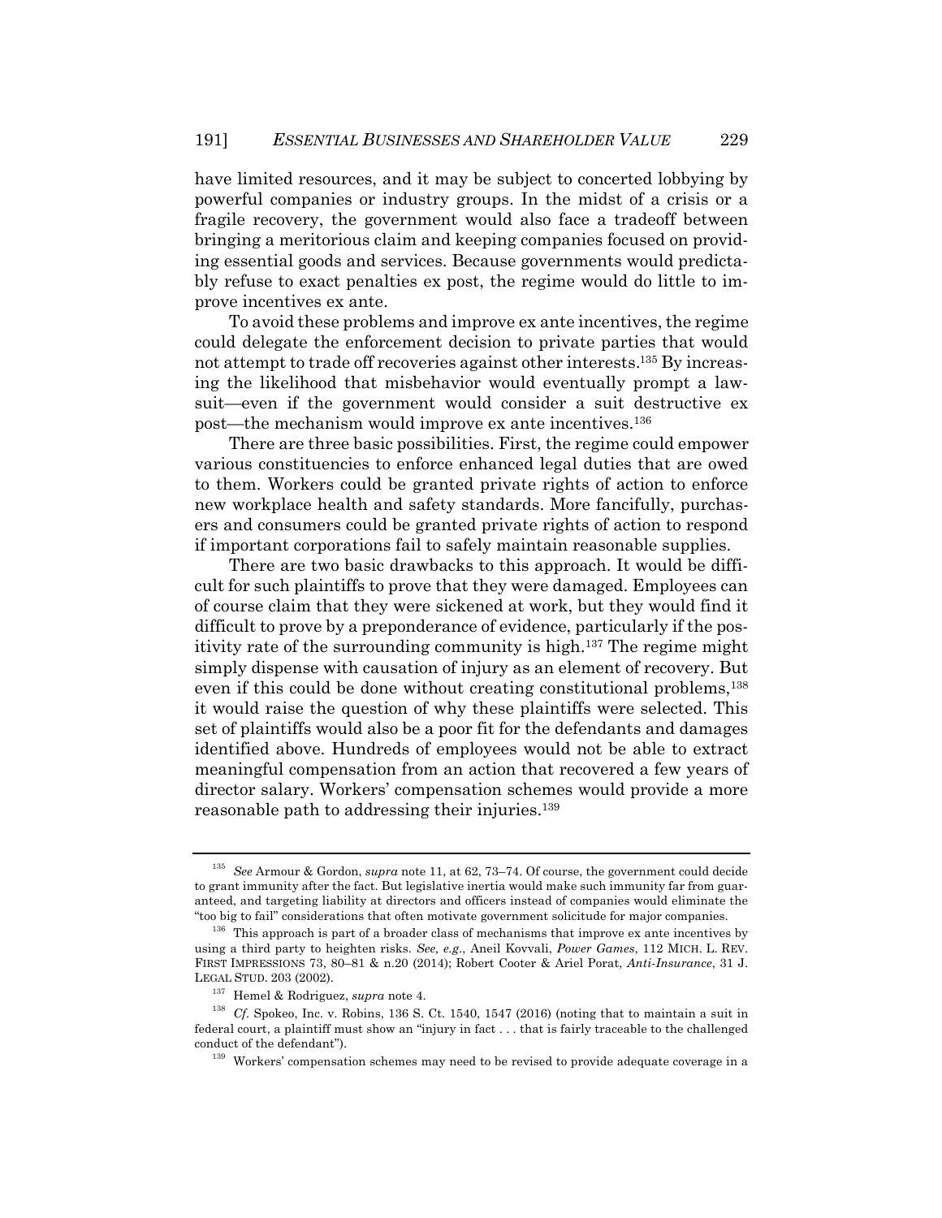have limited resources, and it may be subject to concerted lobbying by powerful companies or industry groups. In the midst of a crisis or a fragile recovery, the government would also face a tradeoff between bringing a meritorious claim and keeping companies focused on providing essential goods and services. Because governments would predictably refuse to exact penalties ex post, the regime would do little to improve incentives ex ante.

To avoid these problems and improve ex ante incentives, the regime could delegate the enforcement decision to private parties that would not attempt to trade off recoveries against other interests.[135] By increasing the likelihood that misbehavior would eventually prompt a lawsuit—even if the government would consider a suit destructive ex post—the mechanism would improve ex ante incentives.[136]

There are three basic possibilities. First, the regime could empower various constituencies to enforce enhanced legal duties that are owed to them. Workers could be granted private rights of action to enforce new workplace health and safety standards. More fancifully, purchasers and consumers could be granted private rights of action to respond if important corporations fail to safely maintain reasonable supplies.

There are two basic drawbacks to this approach. It would be difficult for such plaintiffs to prove that they were damaged. Employees can of course claim that they were sickened at work, but they would find it difficult to prove by a preponderance of evidence, particularly if the positivity rate of the surrounding community is high.[137] The regime might simply dispense with causation of injury as an element of recovery. But even if this could be done without creating constitutional problems,[138] it would raise the question of why these plaintiffs were selected. This set of plaintiffs would also be a poor fit for the defendants and damages identified above. Hundreds of employees would not be able to extract meaningful compensation from an action that recovered a few years of director salary. Workers' compensation schemes would provide a more reasonable path to addressing their injuries.[139]

---

[135] *See* Armour & Gordon, *supra* note 11, at 62, 73–74. Of course, the government could decide to grant immunity after the fact. But legislative inertia would make such immunity far from guaranteed, and targeting liability at directors and officers instead of companies would eliminate the "too big to fail" considerations that often motivate government solicitude for major companies.

[136] This approach is part of a broader class of mechanisms that improve ex ante incentives by using a third party to heighten risks. *See, e.g.*, Aneil Kovvali, *Power Games*, 112 MICH. L. REV. FIRST IMPRESSIONS 73, 80–81 & n.20 (2014); Robert Cooter & Ariel Porat, *Anti-Insurance*, 31 J. LEGAL STUD. 203 (2002).

[137] Hemel & Rodriguez, *supra* note 4.

[138] *Cf.* Spokeo, Inc. v. Robins, 136 S. Ct. 1540, 1547 (2016) (noting that to maintain a suit in federal court, a plaintiff must show an "injury in fact . . . that is fairly traceable to the challenged conduct of the defendant").

[139] Workers' compensation schemes may need to be revised to provide adequate coverage in a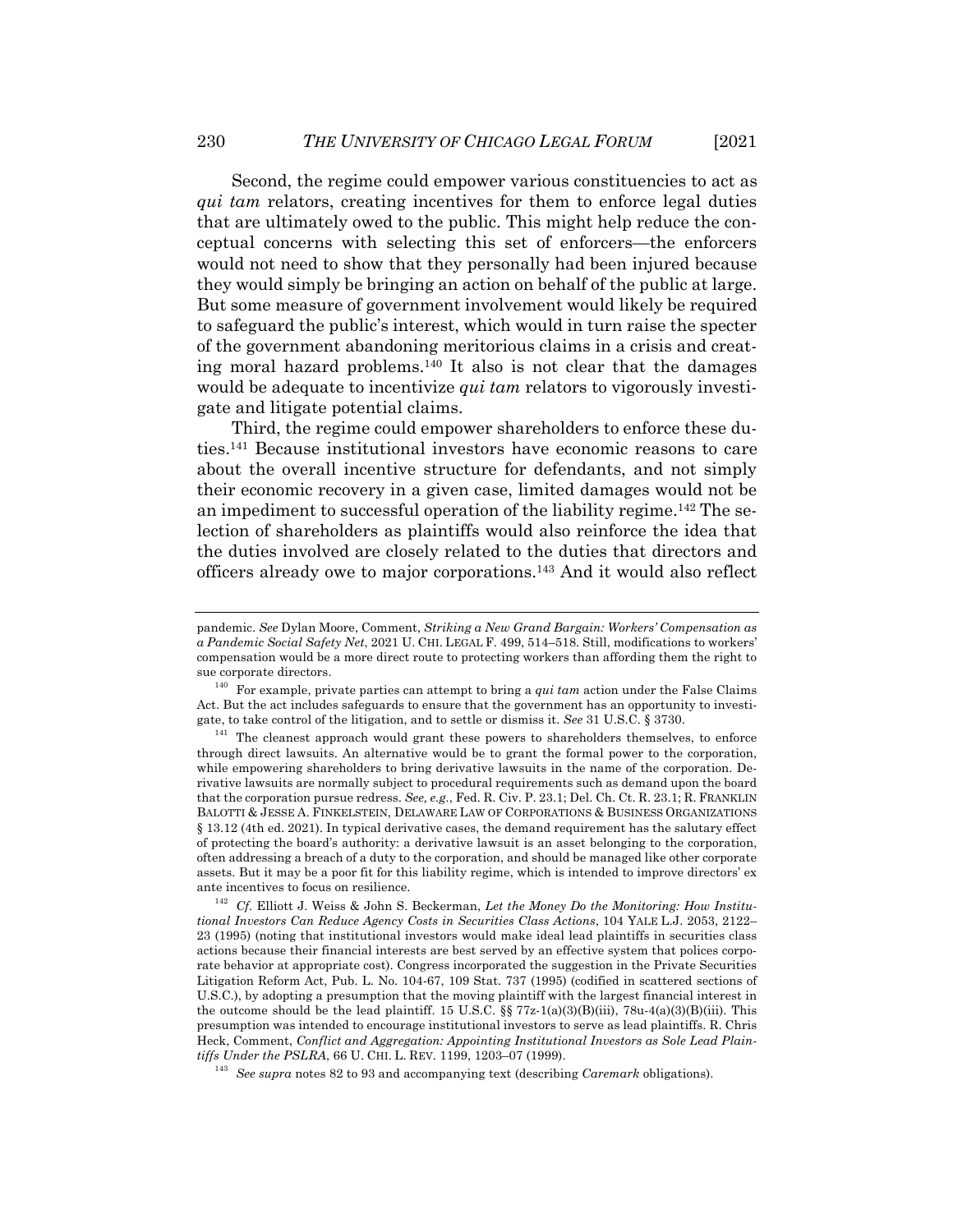Second, the regime could empower various constituencies to act as *qui tam* relators, creating incentives for them to enforce legal duties that are ultimately owed to the public. This might help reduce the conceptual concerns with selecting this set of enforcers—the enforcers would not need to show that they personally had been injured because they would simply be bringing an action on behalf of the public at large. But some measure of government involvement would likely be required to safeguard the public's interest, which would in turn raise the specter of the government abandoning meritorious claims in a crisis and creating moral hazard problems.[140] It also is not clear that the damages would be adequate to incentivize *qui tam* relators to vigorously investigate and litigate potential claims.

Third, the regime could empower shareholders to enforce these duties.[141] Because institutional investors have economic reasons to care about the overall incentive structure for defendants, and not simply their economic recovery in a given case, limited damages would not be an impediment to successful operation of the liability regime.[142] The selection of shareholders as plaintiffs would also reinforce the idea that the duties involved are closely related to the duties that directors and officers already owe to major corporations.[143] And it would also reflect

---

pandemic. *See* Dylan Moore, Comment, *Striking a New Grand Bargain: Workers' Compensation as a Pandemic Social Safety Net*, 2021 U. CHI. LEGAL F. 499, 514–518. Still, modifications to workers' compensation would be a more direct route to protecting workers than affording them the right to sue corporate directors.

[140] For example, private parties can attempt to bring a *qui tam* action under the False Claims Act. But the act includes safeguards to ensure that the government has an opportunity to investigate, to take control of the litigation, and to settle or dismiss it. *See* 31 U.S.C. § 3730.

[141] The cleanest approach would grant these powers to shareholders themselves, to enforce through direct lawsuits. An alternative would be to grant the formal power to the corporation, while empowering shareholders to bring derivative lawsuits in the name of the corporation. Derivative lawsuits are normally subject to procedural requirements such as demand upon the board that the corporation pursue redress. *See, e.g.*, Fed. R. Civ. P. 23.1; Del. Ch. Ct. R. 23.1; R. FRANKLIN BALOTTI & JESSE A. FINKELSTEIN, DELAWARE LAW OF CORPORATIONS & BUSINESS ORGANIZATIONS § 13.12 (4th ed. 2021). In typical derivative cases, the demand requirement has the salutary effect of protecting the board's authority: a derivative lawsuit is an asset belonging to the corporation, often addressing a breach of a duty to the corporation, and should be managed like other corporate assets. But it may be a poor fit for this liability regime, which is intended to improve directors' ex ante incentives to focus on resilience.

[142] *Cf.* Elliott J. Weiss & John S. Beckerman, *Let the Money Do the Monitoring: How Institutional Investors Can Reduce Agency Costs in Securities Class Actions*, 104 YALE L.J. 2053, 2122–23 (1995) (noting that institutional investors would make ideal lead plaintiffs in securities class actions because their financial interests are best served by an effective system that polices corporate behavior at appropriate cost). Congress incorporated the suggestion in the Private Securities Litigation Reform Act, Pub. L. No. 104-67, 109 Stat. 737 (1995) (codified in scattered sections of U.S.C.), by adopting a presumption that the moving plaintiff with the largest financial interest in the outcome should be the lead plaintiff. 15 U.S.C. §§ 77z-1(a)(3)(B)(iii), 78u-4(a)(3)(B)(iii). This presumption was intended to encourage institutional investors to serve as lead plaintiffs. R. Chris Heck, Comment, *Conflict and Aggregation: Appointing Institutional Investors as Sole Lead Plaintiffs Under the PSLRA*, 66 U. CHI. L. REV. 1199, 1203–07 (1999).

[143] *See supra* notes 82 to 93 and accompanying text (describing *Caremark* obligations).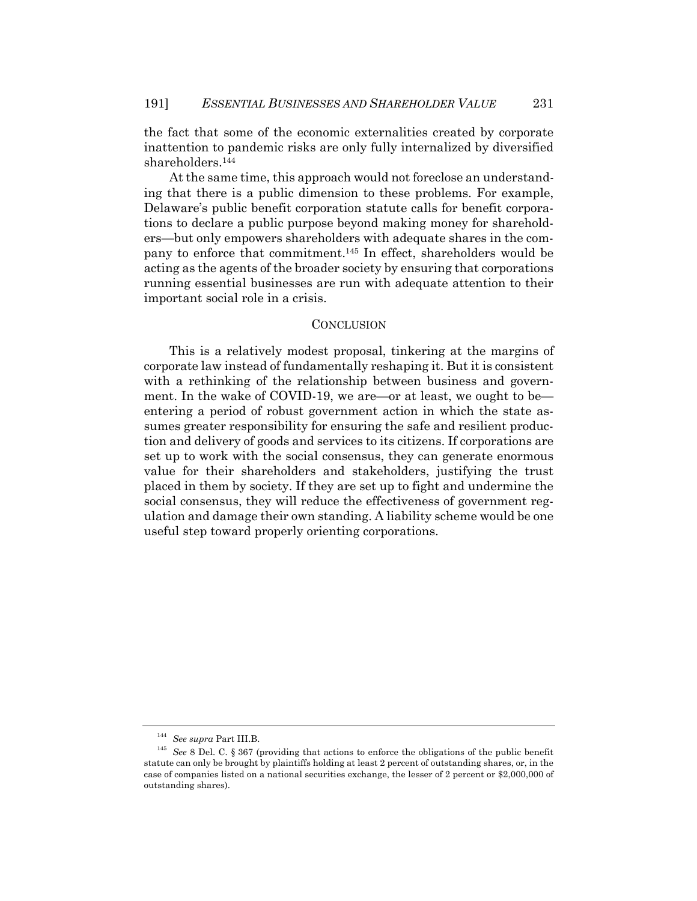the fact that some of the economic externalities created by corporate inattention to pandemic risks are only fully internalized by diversified shareholders.[144]

At the same time, this approach would not foreclose an understanding that there is a public dimension to these problems. For example, Delaware's public benefit corporation statute calls for benefit corporations to declare a public purpose beyond making money for shareholders—but only empowers shareholders with adequate shares in the company to enforce that commitment.[145] In effect, shareholders would be acting as the agents of the broader society by ensuring that corporations running essential businesses are run with adequate attention to their important social role in a crisis.

## CONCLUSION

This is a relatively modest proposal, tinkering at the margins of corporate law instead of fundamentally reshaping it. But it is consistent with a rethinking of the relationship between business and government. In the wake of COVID-19, we are—or at least, we ought to be—entering a period of robust government action in which the state assumes greater responsibility for ensuring the safe and resilient production and delivery of goods and services to its citizens. If corporations are set up to work with the social consensus, they can generate enormous value for their shareholders and stakeholders, justifying the trust placed in them by society. If they are set up to fight and undermine the social consensus, they will reduce the effectiveness of government regulation and damage their own standing. A liability scheme would be one useful step toward properly orienting corporations.

---

[144] *See supra* Part III.B.

[145] *See* 8 Del. C. § 367 (providing that actions to enforce the obligations of the public benefit statute can only be brought by plaintiffs holding at least 2 percent of outstanding shares, or, in the case of companies listed on a national securities exchange, the lesser of 2 percent or $2,000,000 of outstanding shares).